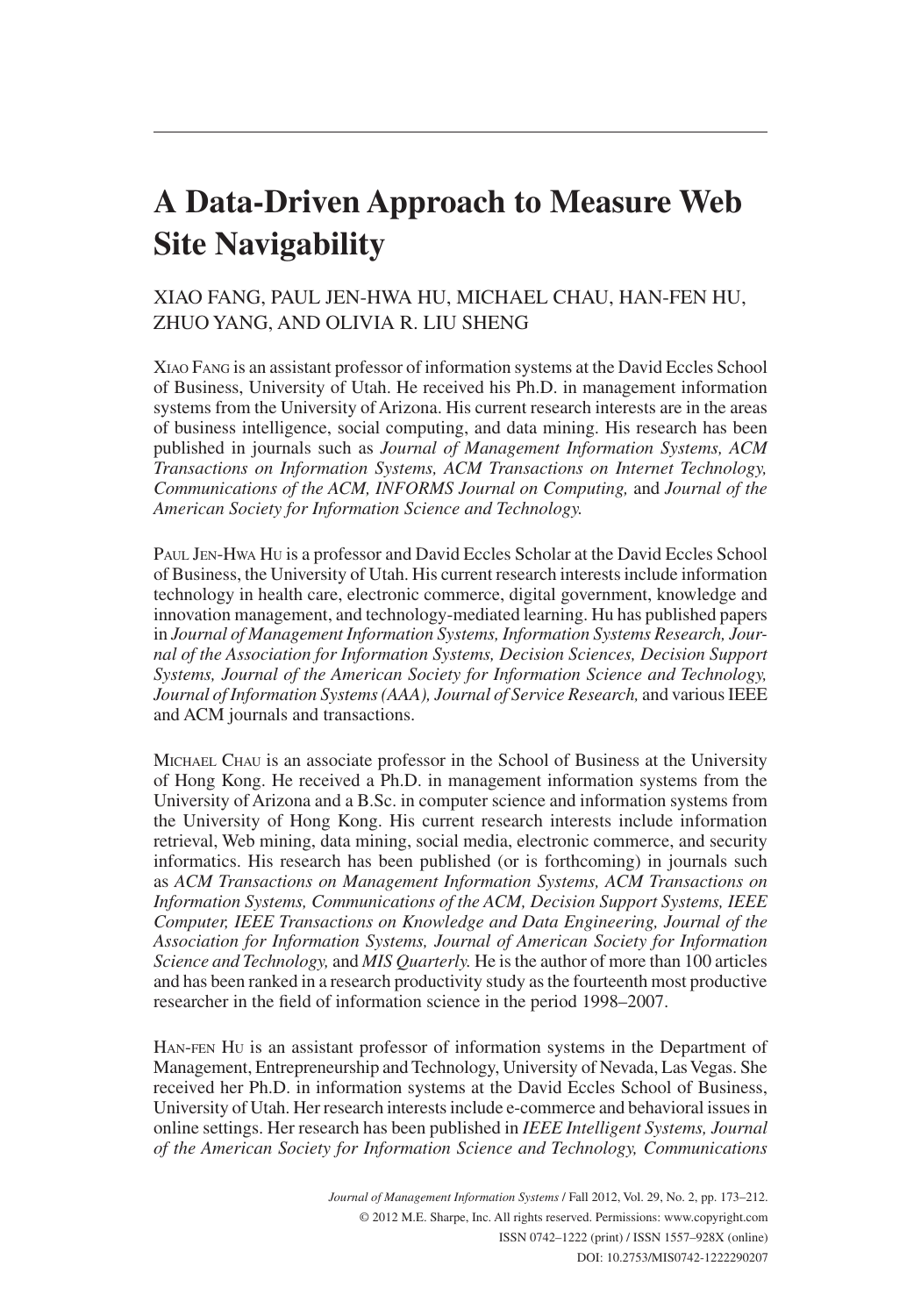# A Data-Driven Approach to Measure Web Site Navigability

XIAO FANG, PAUL JEN-HWA HU, MICHAEL CHAU, HAN-FEN HU, ZHUO YANG, AND OLIVIA R. LIU SHENG

Xiao Fang is an assistant professor of information systems at the David Eccles School of Business, University of Utah. He received his Ph.D. in management information systems from the University of Arizona. His current research interests are in the areas of business intelligence, social computing, and data mining. His research has been published in journals such as *Journal of Management Information Systems, ACM Transactions on Information Systems, ACM Transactions on Internet Technology, Communications of the ACM, INFORMS Journal on Computing,* and *Journal of the American Society for Information Science and Technology.*

Paul Jen-Hwa Hu is a professor and David Eccles Scholar at the David Eccles School of Business, the University of Utah. His current research interests include information technology in health care, electronic commerce, digital government, knowledge and innovation management, and technology-mediated learning. Hu has published papers in *Journal of Management Information Systems, Information Systems Research, Journal of the Association for Information Systems, Decision Sciences, Decision Support Systems, Journal of the American Society for Information Science and Technology, Journal of Information Systems (AAA), Journal of Service Research,* and various IEEE and ACM journals and transactions.

Michael Chau is an associate professor in the School of Business at the University of Hong Kong. He received a Ph.D. in management information systems from the University of Arizona and a B.Sc. in computer science and information systems from the University of Hong Kong. His current research interests include information retrieval, Web mining, data mining, social media, electronic commerce, and security informatics. His research has been published (or is forthcoming) in journals such as *ACM Transactions on Management Information Systems, ACM Transactions on Information Systems, Communications of the ACM, Decision Support Systems, IEEE Computer, IEEE Transactions on Knowledge and Data Engineering, Journal of the Association for Information Systems, Journal of American Society for Information Science and Technology,* and *MIS Quarterly.* He is the author of more than 100 articles and has been ranked in a research productivity study as the fourteenth most productive researcher in the field of information science in the period 1998–2007.

Han-fen Hu is an assistant professor of information systems in the Department of Management, Entrepreneurship and Technology, University of Nevada, Las Vegas. She received her Ph.D. in information systems at the David Eccles School of Business, University of Utah. Her research interests include e-commerce and behavioral issues in online settings. Her research has been published in *IEEE Intelligent Systems, Journal of the American Society for Information Science and Technology, Communications*

*Journal of Management Information Systems* / Fall 2012, Vol. 29, No. 2, pp. 173–212.
© 2012 M.E. Sharpe, Inc. All rights reserved. Permissions: www.copyright.com
ISSN 0742–1222 (print) / ISSN 1557–928X (online)
DOI: 10.2753/MIS0742-1222290207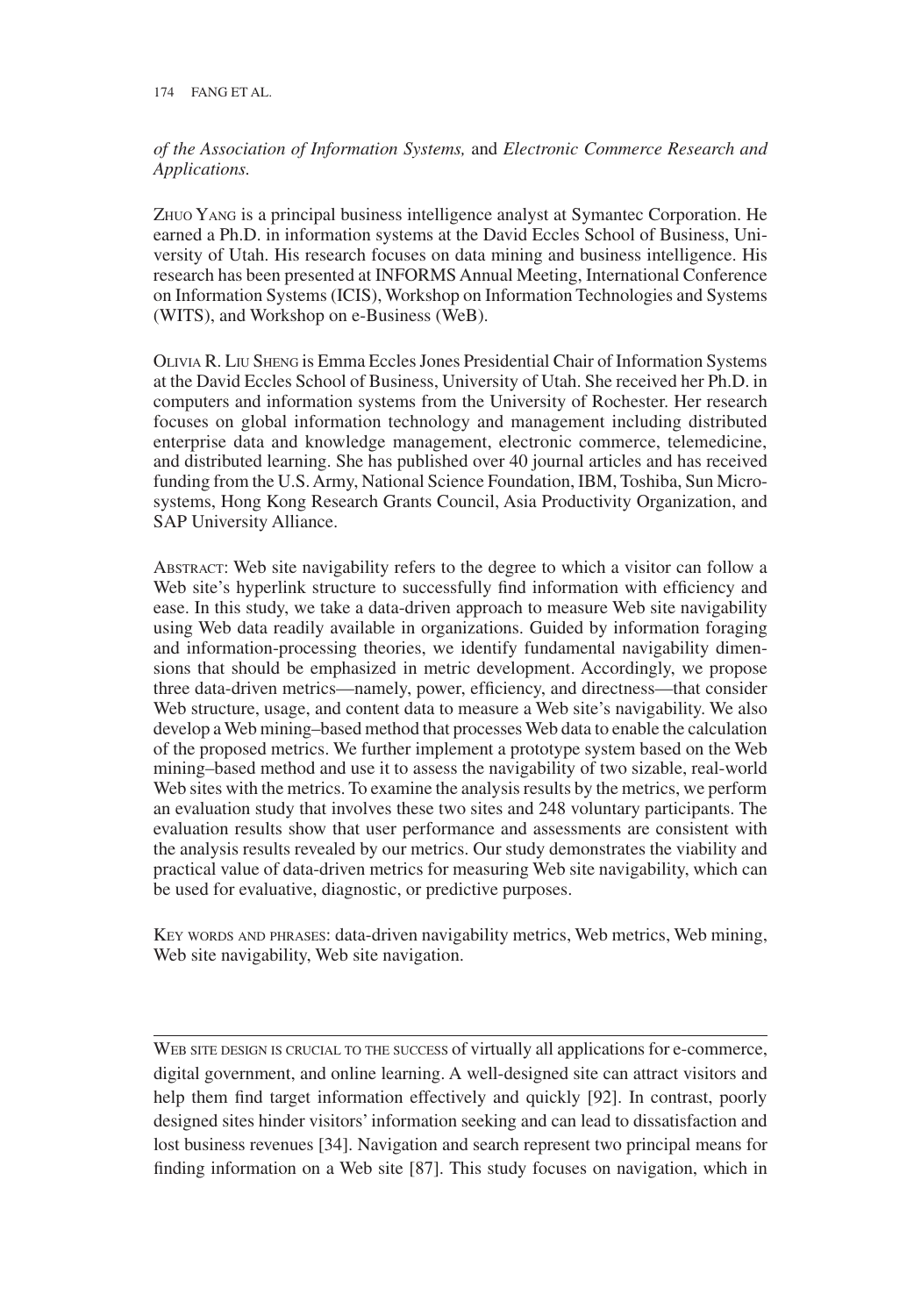*of the Association of Information Systems,* and *Electronic Commerce Research and Applications.*

Zhuo Yang is a principal business intelligence analyst at Symantec Corporation. He earned a Ph.D. in information systems at the David Eccles School of Business, University of Utah. His research focuses on data mining and business intelligence. His research has been presented at INFORMS Annual Meeting, International Conference on Information Systems (ICIS), Workshop on Information Technologies and Systems (WITS), and Workshop on e-Business (WeB).

Olivia R. Liu Sheng is Emma Eccles Jones Presidential Chair of Information Systems at the David Eccles School of Business, University of Utah. She received her Ph.D. in computers and information systems from the University of Rochester. Her research focuses on global information technology and management including distributed enterprise data and knowledge management, electronic commerce, telemedicine, and distributed learning. She has published over 40 journal articles and has received funding from the U.S. Army, National Science Foundation, IBM, Toshiba, Sun Microsystems, Hong Kong Research Grants Council, Asia Productivity Organization, and SAP University Alliance.

Abstract: Web site navigability refers to the degree to which a visitor can follow a Web site's hyperlink structure to successfully find information with efficiency and ease. In this study, we take a data-driven approach to measure Web site navigability using Web data readily available in organizations. Guided by information foraging and information-processing theories, we identify fundamental navigability dimensions that should be emphasized in metric development. Accordingly, we propose three data-driven metrics—namely, power, efficiency, and directness—that consider Web structure, usage, and content data to measure a Web site's navigability. We also develop a Web mining–based method that processes Web data to enable the calculation of the proposed metrics. We further implement a prototype system based on the Web mining–based method and use it to assess the navigability of two sizable, real-world Web sites with the metrics. To examine the analysis results by the metrics, we perform an evaluation study that involves these two sites and 248 voluntary participants. The evaluation results show that user performance and assessments are consistent with the analysis results revealed by our metrics. Our study demonstrates the viability and practical value of data-driven metrics for measuring Web site navigability, which can be used for evaluative, diagnostic, or predictive purposes.

Key words and phrases: data-driven navigability metrics, Web metrics, Web mining, Web site navigability, Web site navigation.

---

Web site design is crucial to the success of virtually all applications for e-commerce, digital government, and online learning. A well-designed site can attract visitors and help them find target information effectively and quickly [92]. In contrast, poorly designed sites hinder visitors' information seeking and can lead to dissatisfaction and lost business revenues [34]. Navigation and search represent two principal means for finding information on a Web site [87]. This study focuses on navigation, which in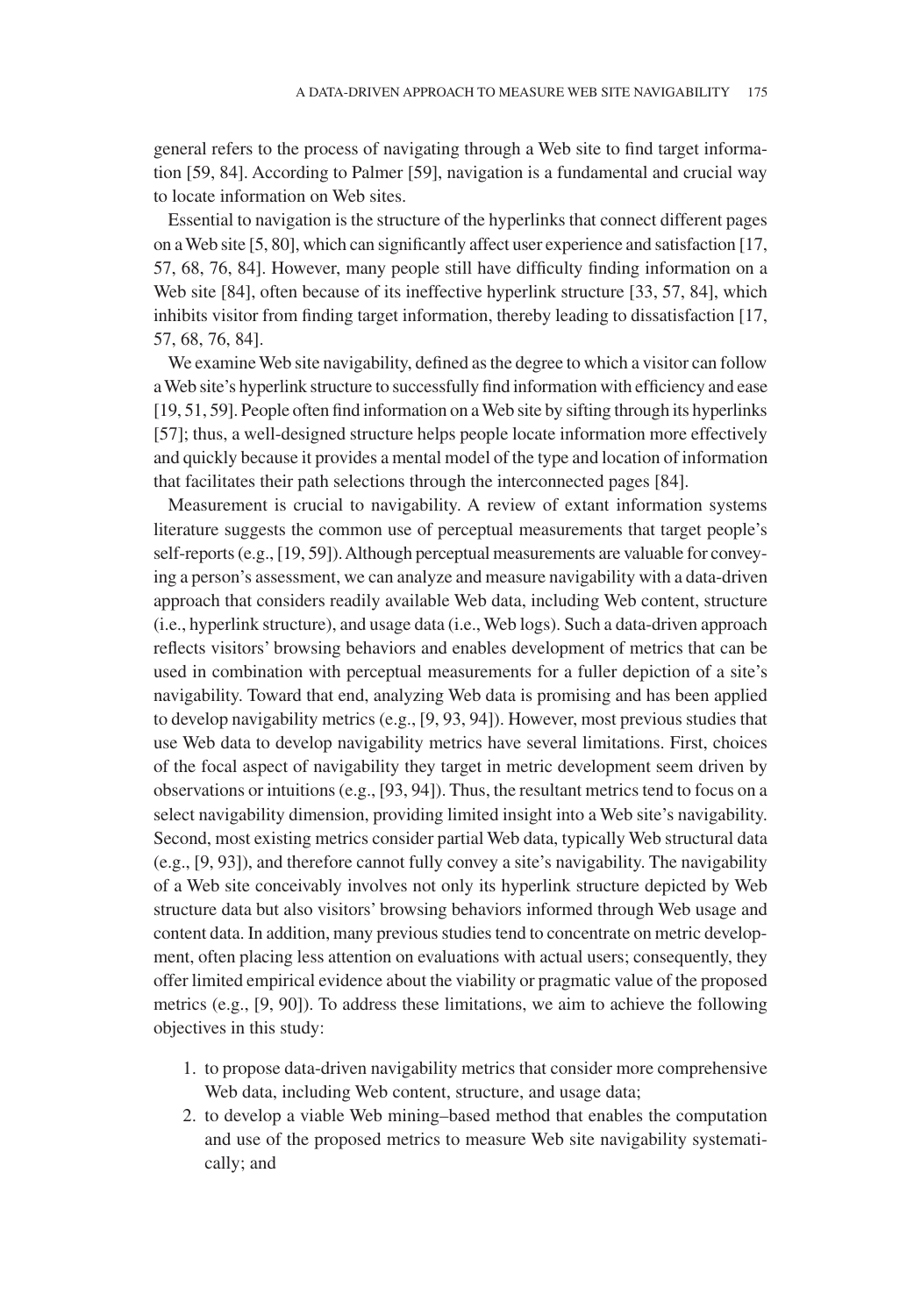general refers to the process of navigating through a Web site to find target information [59, 84]. According to Palmer [59], navigation is a fundamental and crucial way to locate information on Web sites.

Essential to navigation is the structure of the hyperlinks that connect different pages on a Web site [5, 80], which can significantly affect user experience and satisfaction [17, 57, 68, 76, 84]. However, many people still have difficulty finding information on a Web site [84], often because of its ineffective hyperlink structure [33, 57, 84], which inhibits visitor from finding target information, thereby leading to dissatisfaction [17, 57, 68, 76, 84].

We examine Web site navigability, defined as the degree to which a visitor can follow a Web site's hyperlink structure to successfully find information with efficiency and ease [19, 51, 59]. People often find information on a Web site by sifting through its hyperlinks [57]; thus, a well-designed structure helps people locate information more effectively and quickly because it provides a mental model of the type and location of information that facilitates their path selections through the interconnected pages [84].

Measurement is crucial to navigability. A review of extant information systems literature suggests the common use of perceptual measurements that target people's self-reports (e.g., [19, 59]). Although perceptual measurements are valuable for conveying a person's assessment, we can analyze and measure navigability with a data-driven approach that considers readily available Web data, including Web content, structure (i.e., hyperlink structure), and usage data (i.e., Web logs). Such a data-driven approach reflects visitors' browsing behaviors and enables development of metrics that can be used in combination with perceptual measurements for a fuller depiction of a site's navigability. Toward that end, analyzing Web data is promising and has been applied to develop navigability metrics (e.g., [9, 93, 94]). However, most previous studies that use Web data to develop navigability metrics have several limitations. First, choices of the focal aspect of navigability they target in metric development seem driven by observations or intuitions (e.g., [93, 94]). Thus, the resultant metrics tend to focus on a select navigability dimension, providing limited insight into a Web site's navigability. Second, most existing metrics consider partial Web data, typically Web structural data (e.g., [9, 93]), and therefore cannot fully convey a site's navigability. The navigability of a Web site conceivably involves not only its hyperlink structure depicted by Web structure data but also visitors' browsing behaviors informed through Web usage and content data. In addition, many previous studies tend to concentrate on metric development, often placing less attention on evaluations with actual users; consequently, they offer limited empirical evidence about the viability or pragmatic value of the proposed metrics (e.g., [9, 90]). To address these limitations, we aim to achieve the following objectives in this study:

1. to propose data-driven navigability metrics that consider more comprehensive Web data, including Web content, structure, and usage data;
2. to develop a viable Web mining–based method that enables the computation and use of the proposed metrics to measure Web site navigability systematically; and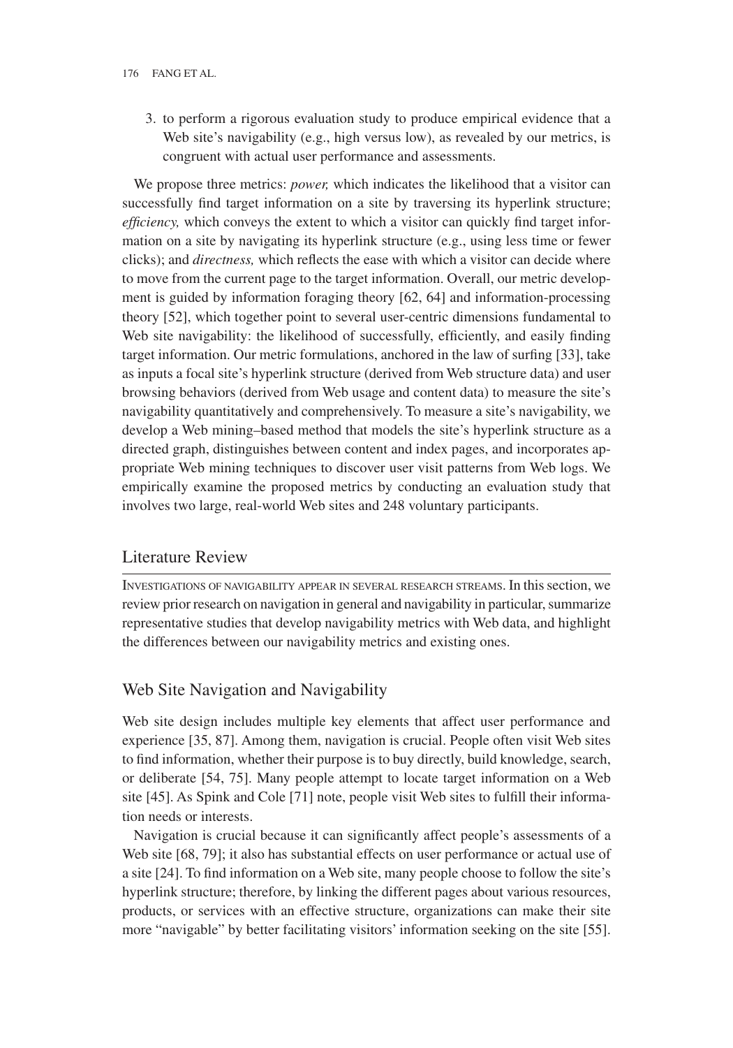3. to perform a rigorous evaluation study to produce empirical evidence that a Web site's navigability (e.g., high versus low), as revealed by our metrics, is congruent with actual user performance and assessments.

We propose three metrics: *power,* which indicates the likelihood that a visitor can successfully find target information on a site by traversing its hyperlink structure; *efficiency,* which conveys the extent to which a visitor can quickly find target information on a site by navigating its hyperlink structure (e.g., using less time or fewer clicks); and *directness,* which reflects the ease with which a visitor can decide where to move from the current page to the target information. Overall, our metric development is guided by information foraging theory [62, 64] and information-processing theory [52], which together point to several user-centric dimensions fundamental to Web site navigability: the likelihood of successfully, efficiently, and easily finding target information. Our metric formulations, anchored in the law of surfing [33], take as inputs a focal site's hyperlink structure (derived from Web structure data) and user browsing behaviors (derived from Web usage and content data) to measure the site's navigability quantitatively and comprehensively. To measure a site's navigability, we develop a Web mining–based method that models the site's hyperlink structure as a directed graph, distinguishes between content and index pages, and incorporates appropriate Web mining techniques to discover user visit patterns from Web logs. We empirically examine the proposed metrics by conducting an evaluation study that involves two large, real-world Web sites and 248 voluntary participants.

## Literature Review

Investigations of navigability appear in several research streams. In this section, we review prior research on navigation in general and navigability in particular, summarize representative studies that develop navigability metrics with Web data, and highlight the differences between our navigability metrics and existing ones.

### Web Site Navigation and Navigability

Web site design includes multiple key elements that affect user performance and experience [35, 87]. Among them, navigation is crucial. People often visit Web sites to find information, whether their purpose is to buy directly, build knowledge, search, or deliberate [54, 75]. Many people attempt to locate target information on a Web site [45]. As Spink and Cole [71] note, people visit Web sites to fulfill their information needs or interests.

Navigation is crucial because it can significantly affect people's assessments of a Web site [68, 79]; it also has substantial effects on user performance or actual use of a site [24]. To find information on a Web site, many people choose to follow the site's hyperlink structure; therefore, by linking the different pages about various resources, products, or services with an effective structure, organizations can make their site more "navigable" by better facilitating visitors' information seeking on the site [55].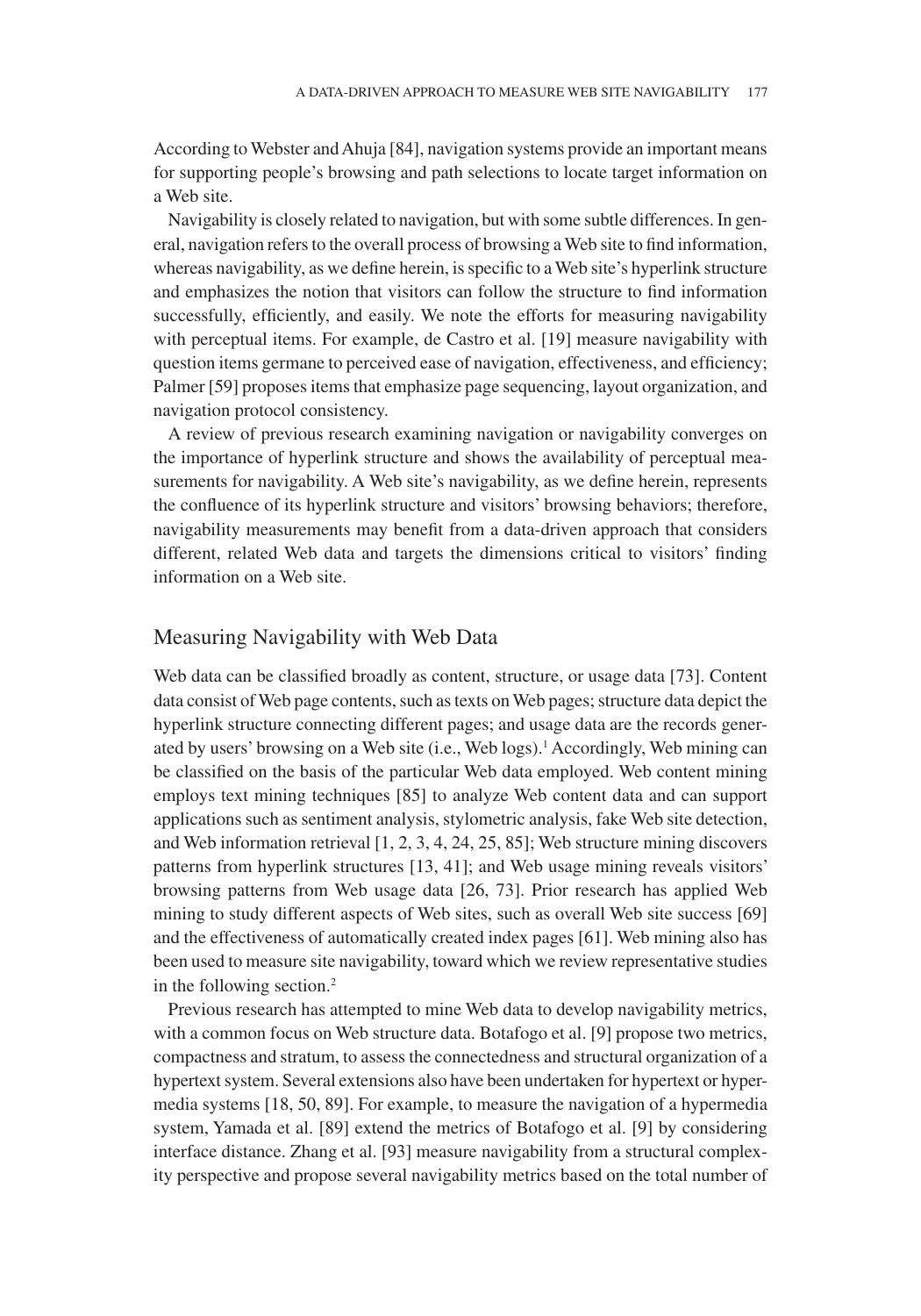According to Webster and Ahuja [84], navigation systems provide an important means for supporting people's browsing and path selections to locate target information on a Web site.

Navigability is closely related to navigation, but with some subtle differences. In general, navigation refers to the overall process of browsing a Web site to find information, whereas navigability, as we define herein, is specific to a Web site's hyperlink structure and emphasizes the notion that visitors can follow the structure to find information successfully, efficiently, and easily. We note the efforts for measuring navigability with perceptual items. For example, de Castro et al. [19] measure navigability with question items germane to perceived ease of navigation, effectiveness, and efficiency; Palmer [59] proposes items that emphasize page sequencing, layout organization, and navigation protocol consistency.

A review of previous research examining navigation or navigability converges on the importance of hyperlink structure and shows the availability of perceptual measurements for navigability. A Web site's navigability, as we define herein, represents the confluence of its hyperlink structure and visitors' browsing behaviors; therefore, navigability measurements may benefit from a data-driven approach that considers different, related Web data and targets the dimensions critical to visitors' finding information on a Web site.

## Measuring Navigability with Web Data

Web data can be classified broadly as content, structure, or usage data [73]. Content data consist of Web page contents, such as texts on Web pages; structure data depict the hyperlink structure connecting different pages; and usage data are the records generated by users' browsing on a Web site (i.e., Web logs).[1] Accordingly, Web mining can be classified on the basis of the particular Web data employed. Web content mining employs text mining techniques [85] to analyze Web content data and can support applications such as sentiment analysis, stylometric analysis, fake Web site detection, and Web information retrieval [1, 2, 3, 4, 24, 25, 85]; Web structure mining discovers patterns from hyperlink structures [13, 41]; and Web usage mining reveals visitors' browsing patterns from Web usage data [26, 73]. Prior research has applied Web mining to study different aspects of Web sites, such as overall Web site success [69] and the effectiveness of automatically created index pages [61]. Web mining also has been used to measure site navigability, toward which we review representative studies in the following section.[2]

Previous research has attempted to mine Web data to develop navigability metrics, with a common focus on Web structure data. Botafogo et al. [9] propose two metrics, compactness and stratum, to assess the connectedness and structural organization of a hypertext system. Several extensions also have been undertaken for hypertext or hypermedia systems [18, 50, 89]. For example, to measure the navigation of a hypermedia system, Yamada et al. [89] extend the metrics of Botafogo et al. [9] by considering interface distance. Zhang et al. [93] measure navigability from a structural complexity perspective and propose several navigability metrics based on the total number of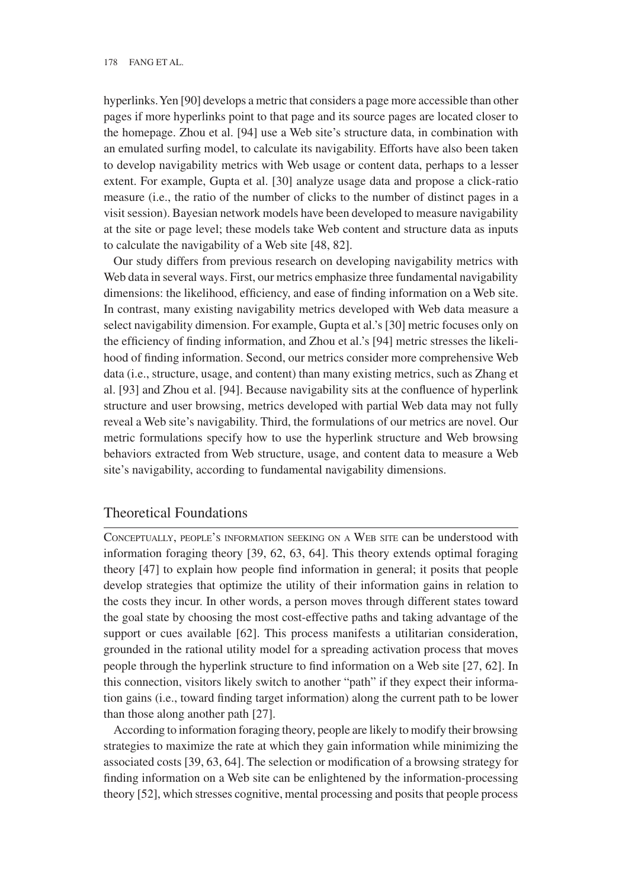hyperlinks. Yen [90] develops a metric that considers a page more accessible than other pages if more hyperlinks point to that page and its source pages are located closer to the homepage. Zhou et al. [94] use a Web site's structure data, in combination with an emulated surfing model, to calculate its navigability. Efforts have also been taken to develop navigability metrics with Web usage or content data, perhaps to a lesser extent. For example, Gupta et al. [30] analyze usage data and propose a click-ratio measure (i.e., the ratio of the number of clicks to the number of distinct pages in a visit session). Bayesian network models have been developed to measure navigability at the site or page level; these models take Web content and structure data as inputs to calculate the navigability of a Web site [48, 82].

Our study differs from previous research on developing navigability metrics with Web data in several ways. First, our metrics emphasize three fundamental navigability dimensions: the likelihood, efficiency, and ease of finding information on a Web site. In contrast, many existing navigability metrics developed with Web data measure a select navigability dimension. For example, Gupta et al.'s [30] metric focuses only on the efficiency of finding information, and Zhou et al.'s [94] metric stresses the likelihood of finding information. Second, our metrics consider more comprehensive Web data (i.e., structure, usage, and content) than many existing metrics, such as Zhang et al. [93] and Zhou et al. [94]. Because navigability sits at the confluence of hyperlink structure and user browsing, metrics developed with partial Web data may not fully reveal a Web site's navigability. Third, the formulations of our metrics are novel. Our metric formulations specify how to use the hyperlink structure and Web browsing behaviors extracted from Web structure, usage, and content data to measure a Web site's navigability, according to fundamental navigability dimensions.

## Theoretical Foundations

Conceptually, people's information seeking on a Web site can be understood with information foraging theory [39, 62, 63, 64]. This theory extends optimal foraging theory [47] to explain how people find information in general; it posits that people develop strategies that optimize the utility of their information gains in relation to the costs they incur. In other words, a person moves through different states toward the goal state by choosing the most cost-effective paths and taking advantage of the support or cues available [62]. This process manifests a utilitarian consideration, grounded in the rational utility model for a spreading activation process that moves people through the hyperlink structure to find information on a Web site [27, 62]. In this connection, visitors likely switch to another "path" if they expect their information gains (i.e., toward finding target information) along the current path to be lower than those along another path [27].

According to information foraging theory, people are likely to modify their browsing strategies to maximize the rate at which they gain information while minimizing the associated costs [39, 63, 64]. The selection or modification of a browsing strategy for finding information on a Web site can be enlightened by the information-processing theory [52], which stresses cognitive, mental processing and posits that people process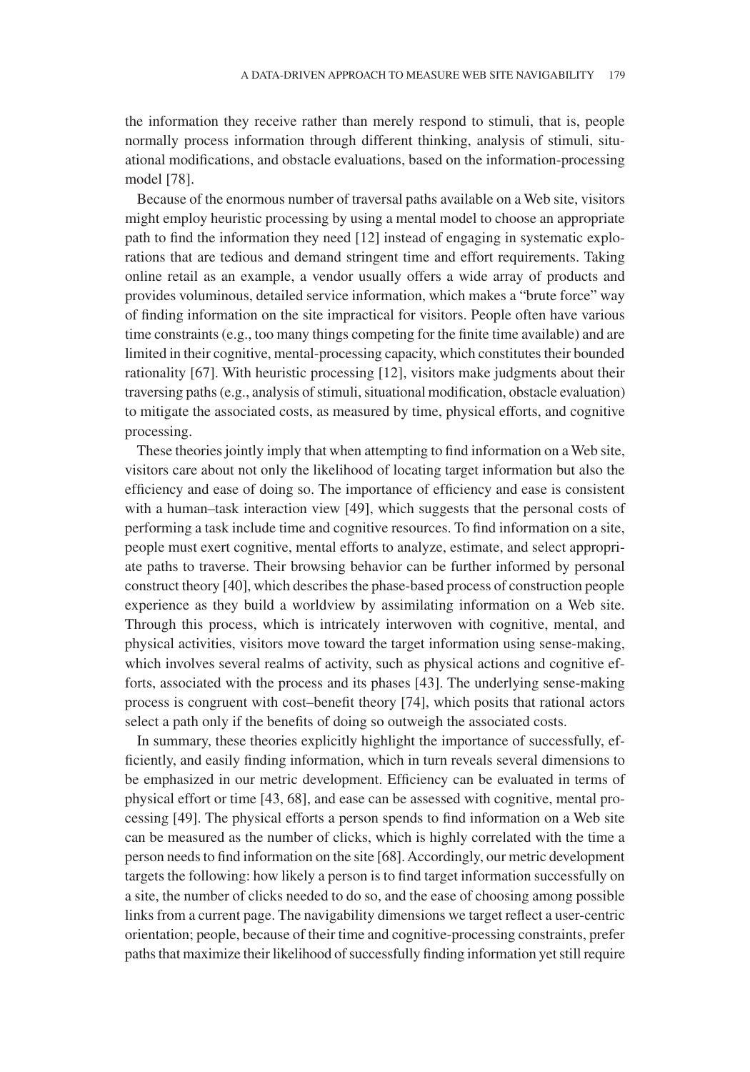the information they receive rather than merely respond to stimuli, that is, people normally process information through different thinking, analysis of stimuli, situational modifications, and obstacle evaluations, based on the information-processing model [78].

Because of the enormous number of traversal paths available on a Web site, visitors might employ heuristic processing by using a mental model to choose an appropriate path to find the information they need [12] instead of engaging in systematic explorations that are tedious and demand stringent time and effort requirements. Taking online retail as an example, a vendor usually offers a wide array of products and provides voluminous, detailed service information, which makes a "brute force" way of finding information on the site impractical for visitors. People often have various time constraints (e.g., too many things competing for the finite time available) and are limited in their cognitive, mental-processing capacity, which constitutes their bounded rationality [67]. With heuristic processing [12], visitors make judgments about their traversing paths (e.g., analysis of stimuli, situational modification, obstacle evaluation) to mitigate the associated costs, as measured by time, physical efforts, and cognitive processing.

These theories jointly imply that when attempting to find information on a Web site, visitors care about not only the likelihood of locating target information but also the efficiency and ease of doing so. The importance of efficiency and ease is consistent with a human–task interaction view [49], which suggests that the personal costs of performing a task include time and cognitive resources. To find information on a site, people must exert cognitive, mental efforts to analyze, estimate, and select appropriate paths to traverse. Their browsing behavior can be further informed by personal construct theory [40], which describes the phase-based process of construction people experience as they build a worldview by assimilating information on a Web site. Through this process, which is intricately interwoven with cognitive, mental, and physical activities, visitors move toward the target information using sense-making, which involves several realms of activity, such as physical actions and cognitive efforts, associated with the process and its phases [43]. The underlying sense-making process is congruent with cost–benefit theory [74], which posits that rational actors select a path only if the benefits of doing so outweigh the associated costs.

In summary, these theories explicitly highlight the importance of successfully, efficiently, and easily finding information, which in turn reveals several dimensions to be emphasized in our metric development. Efficiency can be evaluated in terms of physical effort or time [43, 68], and ease can be assessed with cognitive, mental processing [49]. The physical efforts a person spends to find information on a Web site can be measured as the number of clicks, which is highly correlated with the time a person needs to find information on the site [68]. Accordingly, our metric development targets the following: how likely a person is to find target information successfully on a site, the number of clicks needed to do so, and the ease of choosing among possible links from a current page. The navigability dimensions we target reflect a user-centric orientation; people, because of their time and cognitive-processing constraints, prefer paths that maximize their likelihood of successfully finding information yet still require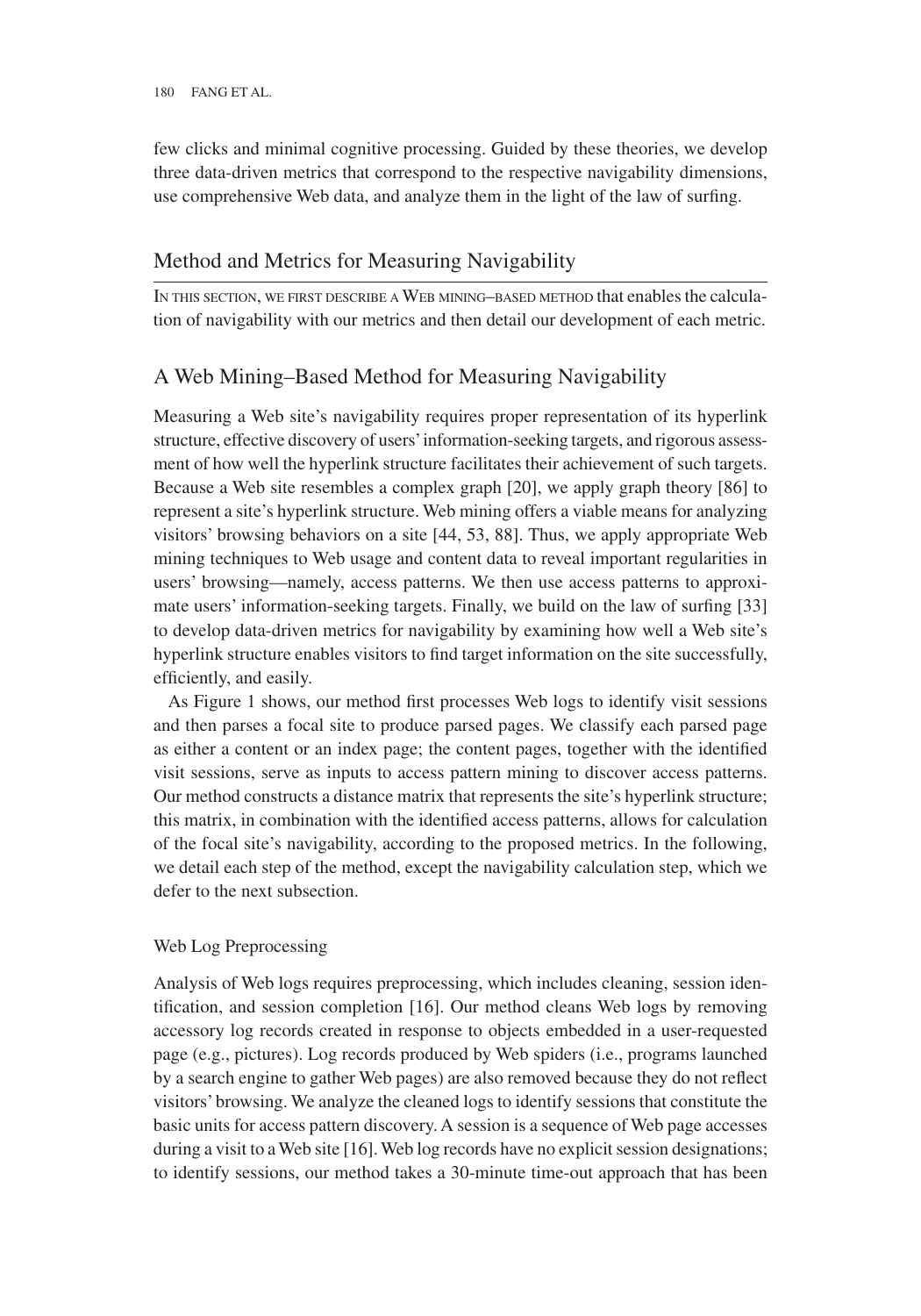few clicks and minimal cognitive processing. Guided by these theories, we develop three data-driven metrics that correspond to the respective navigability dimensions, use comprehensive Web data, and analyze them in the light of the law of surfing.

## Method and Metrics for Measuring Navigability

In this section, we first describe a Web mining–based method that enables the calculation of navigability with our metrics and then detail our development of each metric.

### A Web Mining–Based Method for Measuring Navigability

Measuring a Web site's navigability requires proper representation of its hyperlink structure, effective discovery of users' information-seeking targets, and rigorous assessment of how well the hyperlink structure facilitates their achievement of such targets. Because a Web site resembles a complex graph [20], we apply graph theory [86] to represent a site's hyperlink structure. Web mining offers a viable means for analyzing visitors' browsing behaviors on a site [44, 53, 88]. Thus, we apply appropriate Web mining techniques to Web usage and content data to reveal important regularities in users' browsing—namely, access patterns. We then use access patterns to approximate users' information-seeking targets. Finally, we build on the law of surfing [33] to develop data-driven metrics for navigability by examining how well a Web site's hyperlink structure enables visitors to find target information on the site successfully, efficiently, and easily.

As Figure 1 shows, our method first processes Web logs to identify visit sessions and then parses a focal site to produce parsed pages. We classify each parsed page as either a content or an index page; the content pages, together with the identified visit sessions, serve as inputs to access pattern mining to discover access patterns. Our method constructs a distance matrix that represents the site's hyperlink structure; this matrix, in combination with the identified access patterns, allows for calculation of the focal site's navigability, according to the proposed metrics. In the following, we detail each step of the method, except the navigability calculation step, which we defer to the next subsection.

#### Web Log Preprocessing

Analysis of Web logs requires preprocessing, which includes cleaning, session identification, and session completion [16]. Our method cleans Web logs by removing accessory log records created in response to objects embedded in a user-requested page (e.g., pictures). Log records produced by Web spiders (i.e., programs launched by a search engine to gather Web pages) are also removed because they do not reflect visitors' browsing. We analyze the cleaned logs to identify sessions that constitute the basic units for access pattern discovery. A session is a sequence of Web page accesses during a visit to a Web site [16]. Web log records have no explicit session designations; to identify sessions, our method takes a 30-minute time-out approach that has been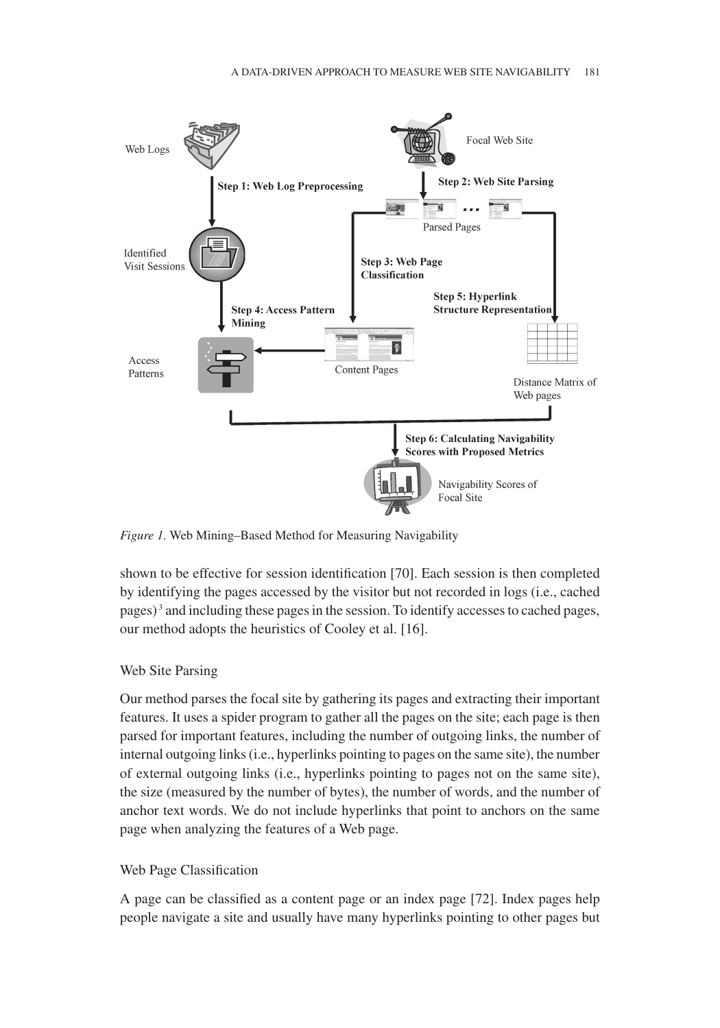*Figure 1.* Web Mining–Based Method for Measuring Navigability

shown to be effective for session identification [70]. Each session is then completed by identifying the pages accessed by the visitor but not recorded in logs (i.e., cached pages)[3] and including these pages in the session. To identify accesses to cached pages, our method adopts the heuristics of Cooley et al. [16].

### Web Site Parsing

Our method parses the focal site by gathering its pages and extracting their important features. It uses a spider program to gather all the pages on the site; each page is then parsed for important features, including the number of outgoing links, the number of internal outgoing links (i.e., hyperlinks pointing to pages on the same site), the number of external outgoing links (i.e., hyperlinks pointing to pages not on the same site), the size (measured by the number of bytes), the number of words, and the number of anchor text words. We do not include hyperlinks that point to anchors on the same page when analyzing the features of a Web page.

### Web Page Classification

A page can be classified as a content page or an index page [72]. Index pages help people navigate a site and usually have many hyperlinks pointing to other pages but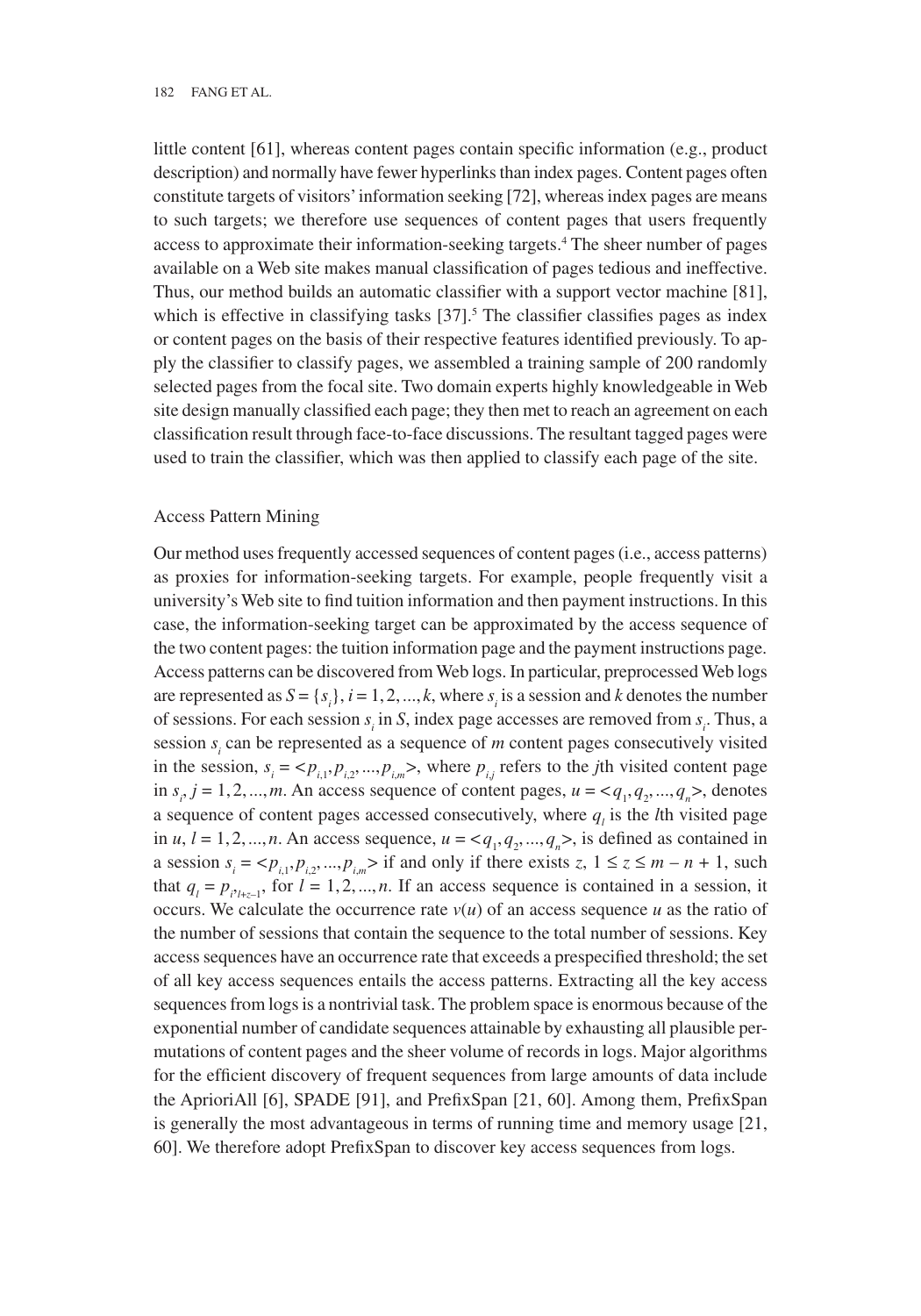little content [61], whereas content pages contain specific information (e.g., product description) and normally have fewer hyperlinks than index pages. Content pages often constitute targets of visitors' information seeking [72], whereas index pages are means to such targets; we therefore use sequences of content pages that users frequently access to approximate their information-seeking targets.[4] The sheer number of pages available on a Web site makes manual classification of pages tedious and ineffective. Thus, our method builds an automatic classifier with a support vector machine [81], which is effective in classifying tasks [37].[5] The classifier classifies pages as index or content pages on the basis of their respective features identified previously. To apply the classifier to classify pages, we assembled a training sample of 200 randomly selected pages from the focal site. Two domain experts highly knowledgeable in Web site design manually classified each page; they then met to reach an agreement on each classification result through face-to-face discussions. The resultant tagged pages were used to train the classifier, which was then applied to classify each page of the site.

### Access Pattern Mining

Our method uses frequently accessed sequences of content pages (i.e., access patterns) as proxies for information-seeking targets. For example, people frequently visit a university's Web site to find tuition information and then payment instructions. In this case, the information-seeking target can be approximated by the access sequence of the two content pages: the tuition information page and the payment instructions page. Access patterns can be discovered from Web logs. In particular, preprocessed Web logs are represented as $S = \{s_i\}, i = 1, 2, ..., k$, where $s_i$ is a session and $k$ denotes the number of sessions. For each session $s_i$ in $S$, index page accesses are removed from $s_i$. Thus, a session $s_i$ can be represented as a sequence of $m$ content pages consecutively visited in the session, $s_i = <p_{i,1}, p_{i,2}, ..., p_{i,m}>$, where $p_{i,j}$ refers to the $j$th visited content page in $s_i$, $j = 1, 2, ..., m$. An access sequence of content pages, $u = <q_1, q_2, ..., q_n>$, denotes a sequence of content pages accessed consecutively, where $q_l$ is the $l$th visited page in $u$, $l = 1, 2, ..., n$. An access sequence, $u = <q_1, q_2, ..., q_n>$, is defined as contained in a session $s_i = <p_{i,1}, p_{i,2}, ..., p_{i,m}>$ if and only if there exists $z$, $1 \leq z \leq m - n + 1$, such that $q_l = p_{i,l+z-1}$, for $l = 1, 2, ..., n$. If an access sequence is contained in a session, it occurs. We calculate the occurrence rate $v(u)$ of an access sequence $u$ as the ratio of the number of sessions that contain the sequence to the total number of sessions. Key access sequences have an occurrence rate that exceeds a prespecified threshold; the set of all key access sequences entails the access patterns. Extracting all the key access sequences from logs is a nontrivial task. The problem space is enormous because of the exponential number of candidate sequences attainable by exhausting all plausible permutations of content pages and the sheer volume of records in logs. Major algorithms for the efficient discovery of frequent sequences from large amounts of data include the AprioriAll [6], SPADE [91], and PrefixSpan [21, 60]. Among them, PrefixSpan is generally the most advantageous in terms of running time and memory usage [21, 60]. We therefore adopt PrefixSpan to discover key access sequences from logs.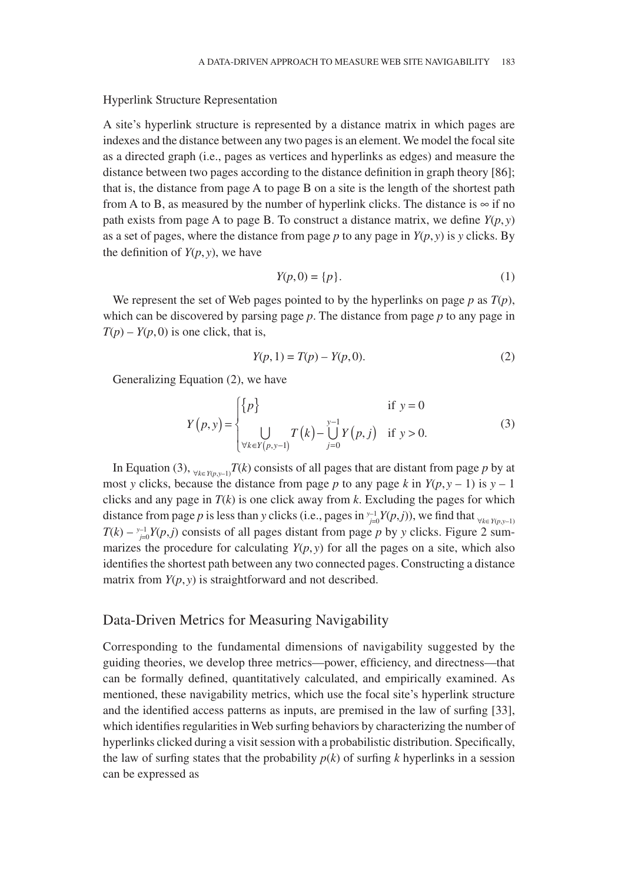### Hyperlink Structure Representation

A site's hyperlink structure is represented by a distance matrix in which pages are indexes and the distance between any two pages is an element. We model the focal site as a directed graph (i.e., pages as vertices and hyperlinks as edges) and measure the distance between two pages according to the distance definition in graph theory [86]; that is, the distance from page A to page B on a site is the length of the shortest path from A to B, as measured by the number of hyperlink clicks. The distance is $\infty$ if no path exists from page A to page B. To construct a distance matrix, we define $Y(p, y)$ as a set of pages, where the distance from page $p$ to any page in $Y(p, y)$ is $y$ clicks. By the definition of $Y(p, y)$, we have

$$Y(p, 0) = \{p\}. \tag{1}$$

We represent the set of Web pages pointed to by the hyperlinks on page $p$ as $T(p)$, which can be discovered by parsing page $p$. The distance from page $p$ to any page in $T(p) - Y(p, 0)$ is one click, that is,

$$Y(p, 1) = T(p) - Y(p, 0). \tag{2}$$

Generalizing Equation (2), we have

$$Y(p, y) = \begin{cases} \{p\} & \text{if } y = 0 \\ \bigcup\limits_{\forall k \in Y(p, y-1)} T(k) - \bigcup\limits_{j=0}^{y-1} Y(p, j) & \text{if } y > 0. \end{cases} \tag{3}$$

In Equation (3), $\bigcup_{\forall k \in Y(p,y-1)} T(k)$ consists of all pages that are distant from page $p$ by at most $y$ clicks, because the distance from page $p$ to any page $k$ in $Y(p, y - 1)$ is $y - 1$ clicks and any page in $T(k)$ is one click away from $k$. Excluding the pages for which distance from page $p$ is less than $y$ clicks (i.e., pages in $\bigcup_{j=0}^{y-1} Y(p,j)$), we find that $\bigcup_{\forall k \in Y(p,y-1)} T(k) - \bigcup_{j=0}^{y-1} Y(p,j)$ consists of all pages distant from page $p$ by $y$ clicks. Figure 2 summarizes the procedure for calculating $Y(p, y)$ for all the pages on a site, which also identifies the shortest path between any two connected pages. Constructing a distance matrix from $Y(p, y)$ is straightforward and not described.

## Data-Driven Metrics for Measuring Navigability

Corresponding to the fundamental dimensions of navigability suggested by the guiding theories, we develop three metrics—power, efficiency, and directness—that can be formally defined, quantitatively calculated, and empirically examined. As mentioned, these navigability metrics, which use the focal site's hyperlink structure and the identified access patterns as inputs, are premised in the law of surfing [33], which identifies regularities in Web surfing behaviors by characterizing the number of hyperlinks clicked during a visit session with a probabilistic distribution. Specifically, the law of surfing states that the probability $p(k)$ of surfing $k$ hyperlinks in a session can be expressed as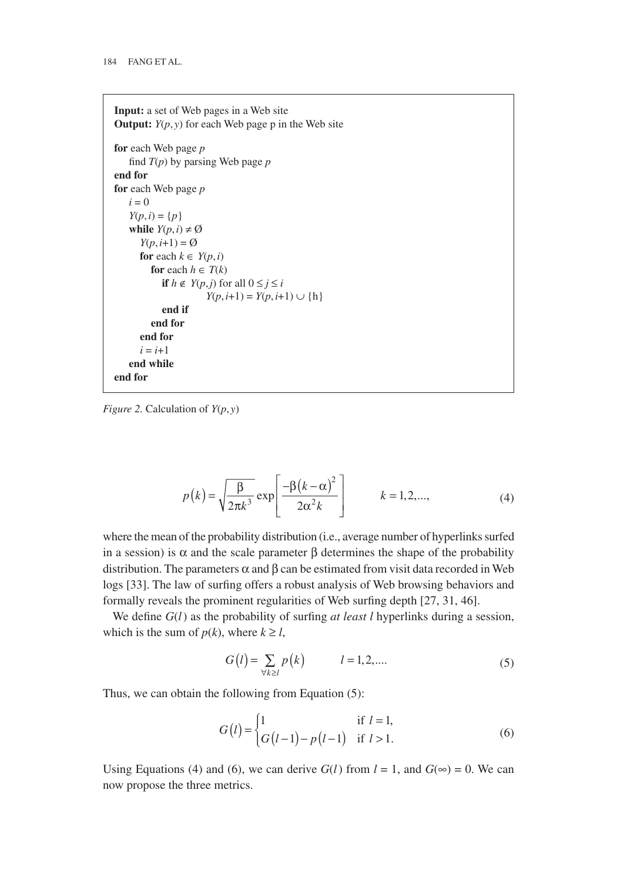```
Input: a set of Web pages in a Web site
Output: Y(p, y) for each Web page p in the Web site

for each Web page p
    find T(p) by parsing Web page p
end for
for each Web page p
    i = 0
    Y(p, i) = {p}
    while Y(p, i) ≠ Ø
        Y(p, i+1) = Ø
        for each k ∈ Y(p, i)
            for each h ∈ T(k)
                if h ∉ Y(p, j) for all 0 ≤ j ≤ i
                        Y(p, i+1) = Y(p, i+1) ∪ {h}
                end if
            end for
        end for
        i = i+1
    end while
end for
```

*Figure 2.* Calculation of $Y(p, y)$

$$p(k) = \sqrt{\frac{\beta}{2\pi k^3}} \exp\left[\frac{-\beta(k-\alpha)^2}{2\alpha^2 k}\right] \qquad k = 1, 2, ..., \tag{4}$$

where the mean of the probability distribution (i.e., average number of hyperlinks surfed in a session) is $\alpha$ and the scale parameter $\beta$ determines the shape of the probability distribution. The parameters $\alpha$ and $\beta$ can be estimated from visit data recorded in Web logs [33]. The law of surfing offers a robust analysis of Web browsing behaviors and formally reveals the prominent regularities of Web surfing depth [27, 31, 46].

We define $G(l)$ as the probability of surfing *at least* $l$ hyperlinks during a session, which is the sum of $p(k)$, where $k \geq l$,

$$G(l) = \sum_{\forall k \geq l} p(k) \qquad l = 1, 2, .... \tag{5}$$

Thus, we can obtain the following from Equation (5):

$$G(l) = \begin{cases} 1 & \text{if } l = 1, \\ G(l-1) - p(l-1) & \text{if } l > 1. \end{cases} \tag{6}$$

Using Equations (4) and (6), we can derive $G(l)$ from $l = 1$, and $G(\infty) = 0$. We can now propose the three metrics.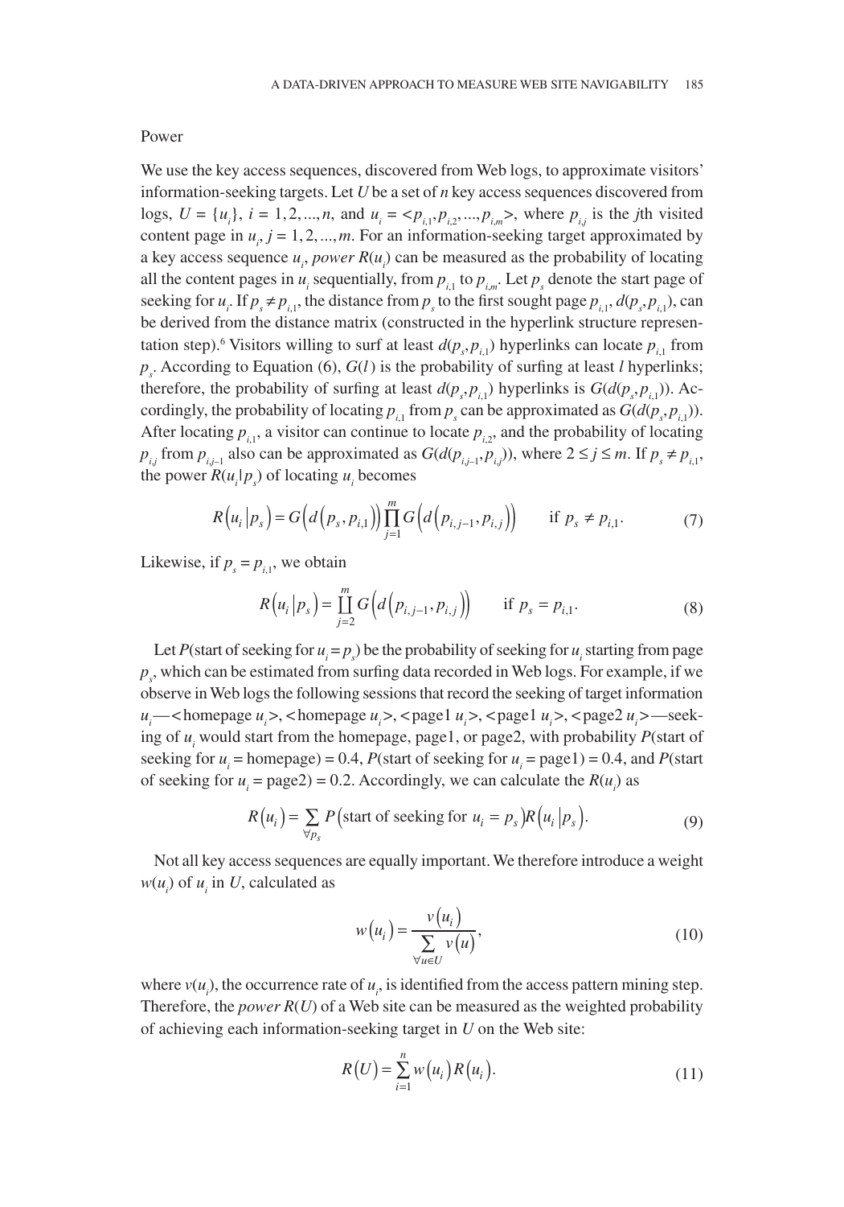Power

We use the key access sequences, discovered from Web logs, to approximate visitors' information-seeking targets. Let $U$ be a set of $n$ key access sequences discovered from logs, $U = \{u_i\}$, $i = 1, 2, ..., n$, and $u_i = <p_{i,1}, p_{i,2}, ..., p_{i,m}>$, where $p_{i,j}$ is the $j$th visited content page in $u_i$, $j = 1, 2, ..., m$. For an information-seeking target approximated by a key access sequence $u_i$, *power* $R(u_i)$ can be measured as the probability of locating all the content pages in $u_i$ sequentially, from $p_{i,1}$ to $p_{i,m}$. Let $p_s$ denote the start page of seeking for $u_i$. If $p_s \neq p_{i,1}$, the distance from $p_s$ to the first sought page $p_{i,1}$, $d(p_s, p_{i,1})$, can be derived from the distance matrix (constructed in the hyperlink structure representation step).[6] Visitors willing to surf at least $d(p_s, p_{i,1})$ hyperlinks can locate $p_{i,1}$ from $p_s$. According to Equation (6), $G(l)$ is the probability of surfing at least $l$ hyperlinks; therefore, the probability of surfing at least $d(p_s, p_{i,1})$ hyperlinks is $G(d(p_s, p_{i,1}))$. Accordingly, the probability of locating $p_{i,1}$ from $p_s$ can be approximated as $G(d(p_s, p_{i,1}))$. After locating $p_{i,1}$, a visitor can continue to locate $p_{i,2}$, and the probability of locating $p_{i,j}$ from $p_{i,j-1}$ also can be approximated as $G(d(p_{i,j-1}, p_{i,j}))$, where $2 \leq j \leq m$. If $p_s \neq p_{i,1}$, the power $R(u_i|p_s)$ of locating $u_i$ becomes

$$R\left(u_i \middle| p_s\right) = G\left(d\left(p_s, p_{i,1}\right)\right) \prod_{j=1}^{m} G\left(d\left(p_{i,j-1}, p_{i,j}\right)\right) \qquad \text{if } p_s \neq p_{i,1}. \tag{7}$$

Likewise, if $p_s = p_{i,1}$, we obtain

$$R\left(u_i \middle| p_s\right) = \prod_{j=2}^{m} G\left(d\left(p_{i,j-1}, p_{i,j}\right)\right) \qquad \text{if } p_s = p_{i,1}. \tag{8}$$

Let $P$(start of seeking for $u_i = p_s$) be the probability of seeking for $u_i$ starting from page $p_s$, which can be estimated from surfing data recorded in Web logs. For example, if we observe in Web logs the following sessions that record the seeking of target information $u_i$—<homepage $u_i$>, <homepage $u_i$>, <page1 $u_i$>, <page1 $u_i$>, <page2 $u_i$>—seeking of $u_i$ would start from the homepage, page1, or page2, with probability $P$(start of seeking for $u_i$ = homepage) = 0.4, $P$(start of seeking for $u_i$ = page1) = 0.4, and $P$(start of seeking for $u_i$ = page2) = 0.2. Accordingly, we can calculate the $R(u_i)$ as

$$R\left(u_i\right) = \sum_{\forall p_s} P\left(\text{start of seeking for } u_i = p_s\right) R\left(u_i \middle| p_s\right). \tag{9}$$

Not all key access sequences are equally important. We therefore introduce a weight $w(u_i)$ of $u_i$ in $U$, calculated as

$$w\left(u_i\right) = \frac{v\left(u_i\right)}{\sum_{\forall u \in U} v\left(u\right)}, \tag{10}$$

where $v(u_i)$, the occurrence rate of $u_i$, is identified from the access pattern mining step. Therefore, the *power* $R(U)$ of a Web site can be measured as the weighted probability of achieving each information-seeking target in $U$ on the Web site:

$$R\left(U\right) = \sum_{i=1}^{n} w\left(u_i\right) R\left(u_i\right). \tag{11}$$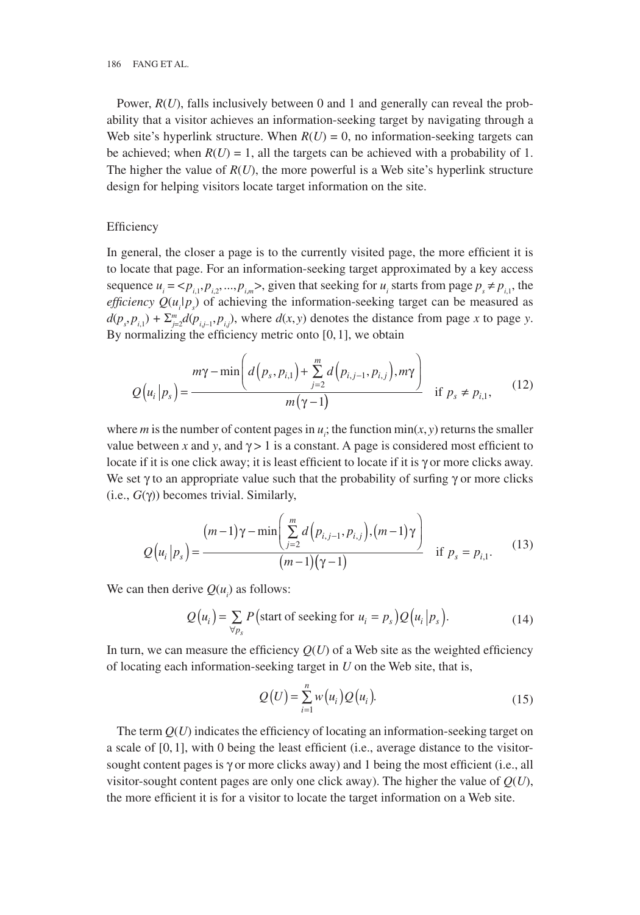Power, $R(U)$, falls inclusively between 0 and 1 and generally can reveal the probability that a visitor achieves an information-seeking target by navigating through a Web site's hyperlink structure. When $R(U) = 0$, no information-seeking targets can be achieved; when $R(U) = 1$, all the targets can be achieved with a probability of 1. The higher the value of $R(U)$, the more powerful is a Web site's hyperlink structure design for helping visitors locate target information on the site.

### Efficiency

In general, the closer a page is to the currently visited page, the more efficient it is to locate that page. For an information-seeking target approximated by a key access sequence $u_i = <p_{i,1}, p_{i,2}, ..., p_{i,m}>$, given that seeking for $u_i$ starts from page $p_s \neq p_{i,1}$, the *efficiency* $Q(u_i|p_s)$ of achieving the information-seeking target can be measured as $d(p_s, p_{i,1}) + \Sigma_{j=2}^{m} d(p_{i,j-1}, p_{i,j})$, where $d(x, y)$ denotes the distance from page $x$ to page $y$. By normalizing the efficiency metric onto [0, 1], we obtain

$$Q\left(u_i \middle| p_s\right) = \frac{m\gamma - \min\left(d\left(p_s, p_{i,1}\right) + \sum_{j=2}^{m} d\left(p_{i,j-1}, p_{i,j}\right), m\gamma\right)}{m\left(\gamma - 1\right)} \quad \text{if } p_s \neq p_{i,1}, \tag{12}$$

where $m$ is the number of content pages in $u_i$; the function $\min(x, y)$ returns the smaller value between $x$ and $y$, and $\gamma > 1$ is a constant. A page is considered most efficient to locate if it is one click away; it is least efficient to locate if it is $\gamma$ or more clicks away. We set $\gamma$ to an appropriate value such that the probability of surfing $\gamma$ or more clicks (i.e., $G(\gamma)$) becomes trivial. Similarly,

$$Q\left(u_i \middle| p_s\right) = \frac{\left(m-1\right)\gamma - \min\left(\sum_{j=2}^{m} d\left(p_{i,j-1}, p_{i,j}\right), \left(m-1\right)\gamma\right)}{\left(m-1\right)\left(\gamma - 1\right)} \quad \text{if } p_s = p_{i,1}. \tag{13}$$

We can then derive $Q(u_i)$ as follows:

$$Q\left(u_i\right) = \sum_{\forall p_s} P\left(\text{start of seeking for } u_i = p_s\right) Q\left(u_i \middle| p_s\right). \tag{14}$$

In turn, we can measure the efficiency $Q(U)$ of a Web site as the weighted efficiency of locating each information-seeking target in $U$ on the Web site, that is,

$$Q\left(U\right) = \sum_{i=1}^{n} w\left(u_i\right) Q\left(u_i\right). \tag{15}$$

The term $Q(U)$ indicates the efficiency of locating an information-seeking target on a scale of [0, 1], with 0 being the least efficient (i.e., average distance to the visitor-sought content pages is $\gamma$ or more clicks away) and 1 being the most efficient (i.e., all visitor-sought content pages are only one click away). The higher the value of $Q(U)$, the more efficient it is for a visitor to locate the target information on a Web site.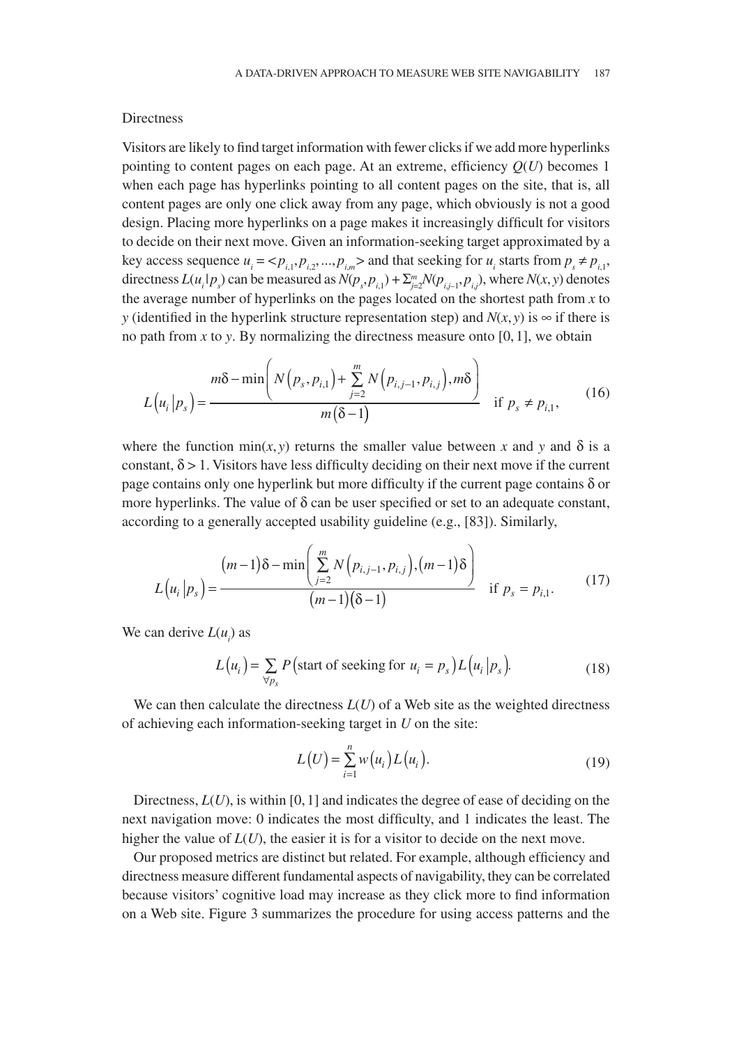Directness

Visitors are likely to find target information with fewer clicks if we add more hyperlinks pointing to content pages on each page. At an extreme, efficiency $Q(U)$ becomes 1 when each page has hyperlinks pointing to all content pages on the site, that is, all content pages are only one click away from any page, which obviously is not a good design. Placing more hyperlinks on a page makes it increasingly difficult for visitors to decide on their next move. Given an information-seeking target approximated by a key access sequence $u_i = \langle p_{i,1}, p_{i,2}, ..., p_{i,m} \rangle$ and that seeking for $u_i$ starts from $p_s \neq p_{i,1}$, directness $L(u_i|p_s)$ can be measured as $N(p_s, p_{i,1}) + \Sigma_{j=2}^{m} N(p_{i,j-1}, p_{i,j})$, where $N(x, y)$ denotes the average number of hyperlinks on the pages located on the shortest path from $x$ to $y$ (identified in the hyperlink structure representation step) and $N(x, y)$ is $\infty$ if there is no path from $x$ to $y$. By normalizing the directness measure onto $[0, 1]$, we obtain

$$L\left(u_i \middle| p_s\right) = \frac{m\delta - \min\left(N\left(p_s, p_{i,1}\right) + \sum_{j=2}^{m} N\left(p_{i,j-1}, p_{i,j}\right), m\delta\right)}{m\left(\delta - 1\right)} \quad \text{if } p_s \neq p_{i,1}, \tag{16}$$

where the function $\min(x, y)$ returns the smaller value between $x$ and $y$ and $\delta$ is a constant, $\delta > 1$. Visitors have less difficulty deciding on their next move if the current page contains only one hyperlink but more difficulty if the current page contains $\delta$ or more hyperlinks. The value of $\delta$ can be user specified or set to an adequate constant, according to a generally accepted usability guideline (e.g., [83]). Similarly,

$$L\left(u_i \middle| p_s\right) = \frac{\left(m-1\right)\delta - \min\left(\sum_{j=2}^{m} N\left(p_{i,j-1}, p_{i,j}\right), \left(m-1\right)\delta\right)}{\left(m-1\right)\left(\delta - 1\right)} \quad \text{if } p_s = p_{i,1}. \tag{17}$$

We can derive $L(u_i)$ as

$$L\left(u_i\right) = \sum_{\forall p_s} P\left(\text{start of seeking for } u_i = p_s\right) L\left(u_i \middle| p_s\right). \tag{18}$$

We can then calculate the directness $L(U)$ of a Web site as the weighted directness of achieving each information-seeking target in $U$ on the site:

$$L\left(U\right) = \sum_{i=1}^{n} w\left(u_i\right) L\left(u_i\right). \tag{19}$$

Directness, $L(U)$, is within $[0, 1]$ and indicates the degree of ease of deciding on the next navigation move: 0 indicates the most difficulty, and 1 indicates the least. The higher the value of $L(U)$, the easier it is for a visitor to decide on the next move.

Our proposed metrics are distinct but related. For example, although efficiency and directness measure different fundamental aspects of navigability, they can be correlated because visitors' cognitive load may increase as they click more to find information on a Web site. Figure 3 summarizes the procedure for using access patterns and the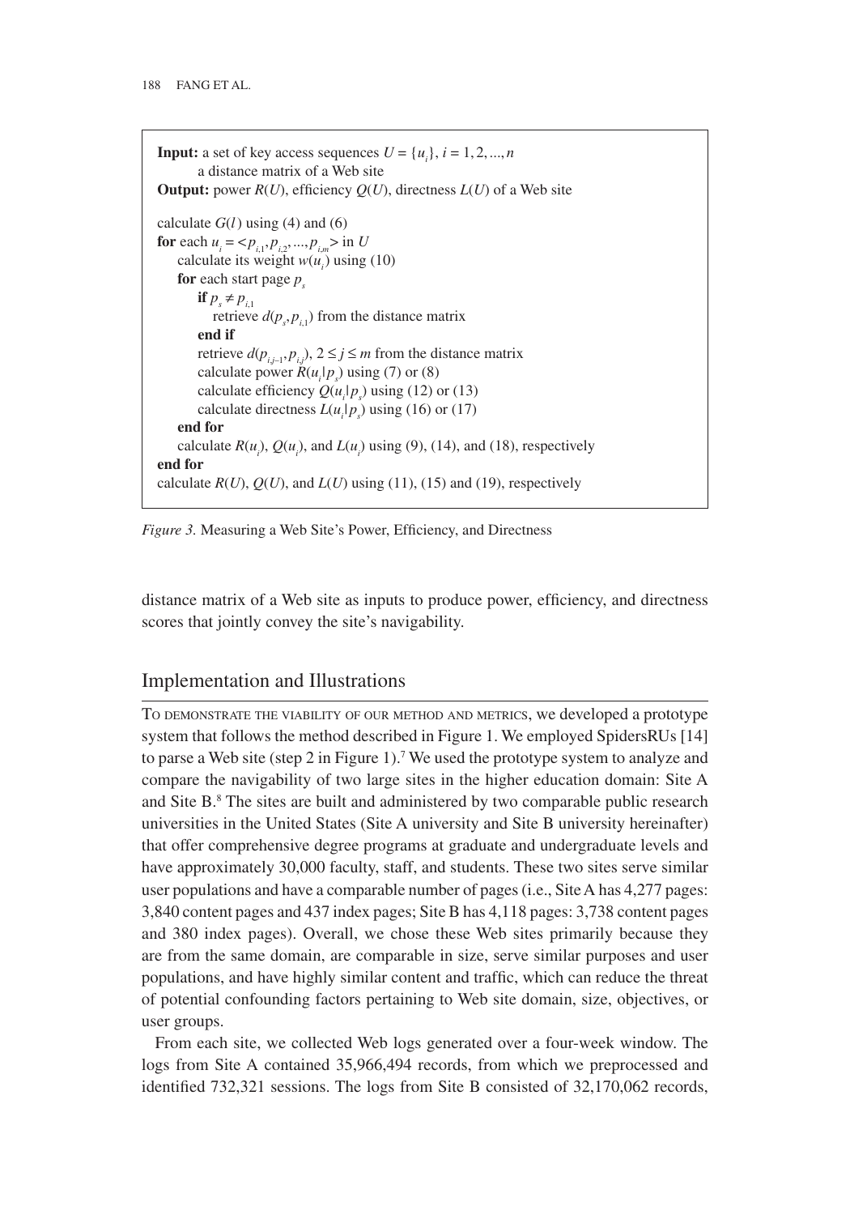**Input:** a set of key access sequences $U = \{u_i\}, i = 1, 2, ..., n$
    a distance matrix of a Web site
**Output:** power $R(U)$, efficiency $Q(U)$, directness $L(U)$ of a Web site

calculate $G(l)$ using (4) and (6)
**for** each $u_i = <p_{i,1}, p_{i,2}, ..., p_{i,m}>$ in $U$
  calculate its weight $w(u_i)$ using (10)
  **for** each start page $p_s$
    **if** $p_s \neq p_{i,1}$
      retrieve $d(p_s, p_{i,1})$ from the distance matrix
    **end if**
    retrieve $d(p_{i,j-1}, p_{i,j}), 2 \leq j \leq m$ from the distance matrix
    calculate power $R(u_i|p_s)$ using (7) or (8)
    calculate efficiency $Q(u_i|p_s)$ using (12) or (13)
    calculate directness $L(u_i|p_s)$ using (16) or (17)
  **end for**
  calculate $R(u_i)$, $Q(u_i)$, and $L(u_i)$ using (9), (14), and (18), respectively
**end for**
calculate $R(U)$, $Q(U)$, and $L(U)$ using (11), (15) and (19), respectively

*Figure 3.* Measuring a Web Site's Power, Efficiency, and Directness

distance matrix of a Web site as inputs to produce power, efficiency, and directness scores that jointly convey the site's navigability.

## Implementation and Illustrations

To demonstrate the viability of our method and metrics, we developed a prototype system that follows the method described in Figure 1. We employed SpidersRUs [14] to parse a Web site (step 2 in Figure 1).[7] We used the prototype system to analyze and compare the navigability of two large sites in the higher education domain: Site A and Site B.[8] The sites are built and administered by two comparable public research universities in the United States (Site A university and Site B university hereinafter) that offer comprehensive degree programs at graduate and undergraduate levels and have approximately 30,000 faculty, staff, and students. These two sites serve similar user populations and have a comparable number of pages (i.e., Site A has 4,277 pages: 3,840 content pages and 437 index pages; Site B has 4,118 pages: 3,738 content pages and 380 index pages). Overall, we chose these Web sites primarily because they are from the same domain, are comparable in size, serve similar purposes and user populations, and have highly similar content and traffic, which can reduce the threat of potential confounding factors pertaining to Web site domain, size, objectives, or user groups.

From each site, we collected Web logs generated over a four-week window. The logs from Site A contained 35,966,494 records, from which we preprocessed and identified 732,321 sessions. The logs from Site B consisted of 32,170,062 records,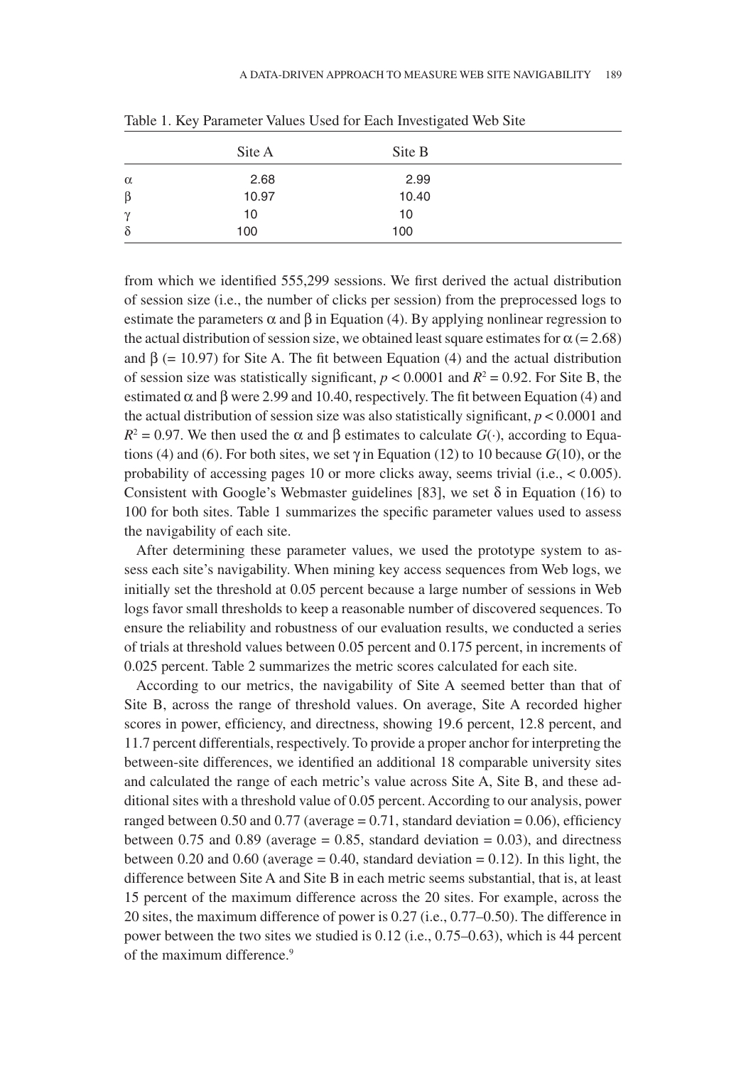Table 1. Key Parameter Values Used for Each Investigated Web Site

| | Site A | Site B |
|---|---|---|
| $\alpha$ | 2.68 | 2.99 |
| $\beta$ | 10.97 | 10.40 |
| $\gamma$ | 10 | 10 |
| $\delta$ | 100 | 100 |

from which we identified 555,299 sessions. We first derived the actual distribution of session size (i.e., the number of clicks per session) from the preprocessed logs to estimate the parameters $\alpha$ and $\beta$ in Equation (4). By applying nonlinear regression to the actual distribution of session size, we obtained least square estimates for $\alpha$ (= 2.68) and $\beta$ (= 10.97) for Site A. The fit between Equation (4) and the actual distribution of session size was statistically significant, $p < 0.0001$ and $R^2 = 0.92$. For Site B, the estimated $\alpha$ and $\beta$ were 2.99 and 10.40, respectively. The fit between Equation (4) and the actual distribution of session size was also statistically significant, $p < 0.0001$ and $R^2 = 0.97$. We then used the $\alpha$ and $\beta$ estimates to calculate $G(\cdot)$, according to Equations (4) and (6). For both sites, we set $\gamma$ in Equation (12) to 10 because $G(10)$, or the probability of accessing pages 10 or more clicks away, seems trivial (i.e., < 0.005). Consistent with Google's Webmaster guidelines [83], we set $\delta$ in Equation (16) to 100 for both sites. Table 1 summarizes the specific parameter values used to assess the navigability of each site.

After determining these parameter values, we used the prototype system to assess each site's navigability. When mining key access sequences from Web logs, we initially set the threshold at 0.05 percent because a large number of sessions in Web logs favor small thresholds to keep a reasonable number of discovered sequences. To ensure the reliability and robustness of our evaluation results, we conducted a series of trials at threshold values between 0.05 percent and 0.175 percent, in increments of 0.025 percent. Table 2 summarizes the metric scores calculated for each site.

According to our metrics, the navigability of Site A seemed better than that of Site B, across the range of threshold values. On average, Site A recorded higher scores in power, efficiency, and directness, showing 19.6 percent, 12.8 percent, and 11.7 percent differentials, respectively. To provide a proper anchor for interpreting the between-site differences, we identified an additional 18 comparable university sites and calculated the range of each metric's value across Site A, Site B, and these additional sites with a threshold value of 0.05 percent. According to our analysis, power ranged between 0.50 and 0.77 (average = 0.71, standard deviation = 0.06), efficiency between 0.75 and 0.89 (average = 0.85, standard deviation = 0.03), and directness between 0.20 and 0.60 (average = 0.40, standard deviation = 0.12). In this light, the difference between Site A and Site B in each metric seems substantial, that is, at least 15 percent of the maximum difference across the 20 sites. For example, across the 20 sites, the maximum difference of power is 0.27 (i.e., 0.77–0.50). The difference in power between the two sites we studied is 0.12 (i.e., 0.75–0.63), which is 44 percent of the maximum difference.[9]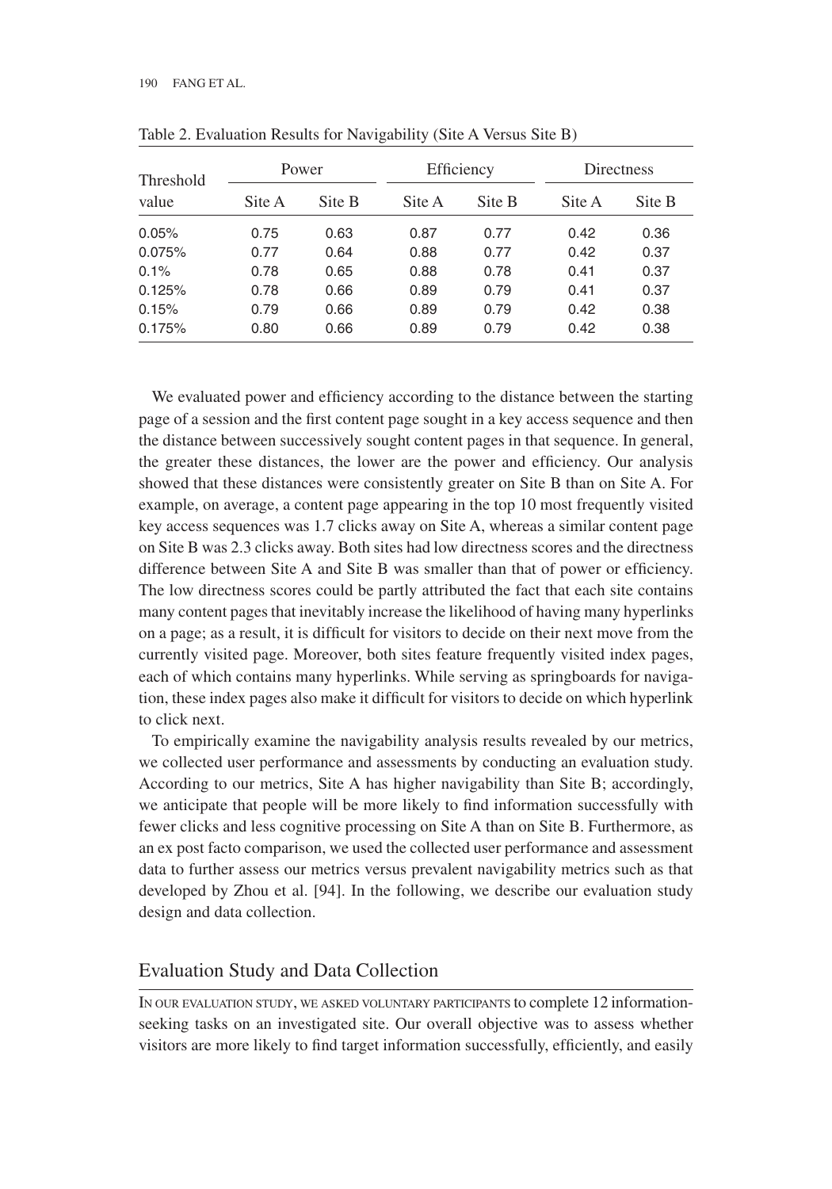Table 2. Evaluation Results for Navigability (Site A Versus Site B)

| Threshold value | Power | | Efficiency | | Directness | |
|---|---|---|---|---|---|---|
| | Site A | Site B | Site A | Site B | Site A | Site B |
| 0.05% | 0.75 | 0.63 | 0.87 | 0.77 | 0.42 | 0.36 |
| 0.075% | 0.77 | 0.64 | 0.88 | 0.77 | 0.42 | 0.37 |
| 0.1% | 0.78 | 0.65 | 0.88 | 0.78 | 0.41 | 0.37 |
| 0.125% | 0.78 | 0.66 | 0.89 | 0.79 | 0.41 | 0.37 |
| 0.15% | 0.79 | 0.66 | 0.89 | 0.79 | 0.42 | 0.38 |
| 0.175% | 0.80 | 0.66 | 0.89 | 0.79 | 0.42 | 0.38 |

We evaluated power and efficiency according to the distance between the starting page of a session and the first content page sought in a key access sequence and then the distance between successively sought content pages in that sequence. In general, the greater these distances, the lower are the power and efficiency. Our analysis showed that these distances were consistently greater on Site B than on Site A. For example, on average, a content page appearing in the top 10 most frequently visited key access sequences was 1.7 clicks away on Site A, whereas a similar content page on Site B was 2.3 clicks away. Both sites had low directness scores and the directness difference between Site A and Site B was smaller than that of power or efficiency. The low directness scores could be partly attributed the fact that each site contains many content pages that inevitably increase the likelihood of having many hyperlinks on a page; as a result, it is difficult for visitors to decide on their next move from the currently visited page. Moreover, both sites feature frequently visited index pages, each of which contains many hyperlinks. While serving as springboards for navigation, these index pages also make it difficult for visitors to decide on which hyperlink to click next.

To empirically examine the navigability analysis results revealed by our metrics, we collected user performance and assessments by conducting an evaluation study. According to our metrics, Site A has higher navigability than Site B; accordingly, we anticipate that people will be more likely to find information successfully with fewer clicks and less cognitive processing on Site A than on Site B. Furthermore, as an ex post facto comparison, we used the collected user performance and assessment data to further assess our metrics versus prevalent navigability metrics such as that developed by Zhou et al. [94]. In the following, we describe our evaluation study design and data collection.

## Evaluation Study and Data Collection

In our evaluation study, we asked voluntary participants to complete 12 information-seeking tasks on an investigated site. Our overall objective was to assess whether visitors are more likely to find target information successfully, efficiently, and easily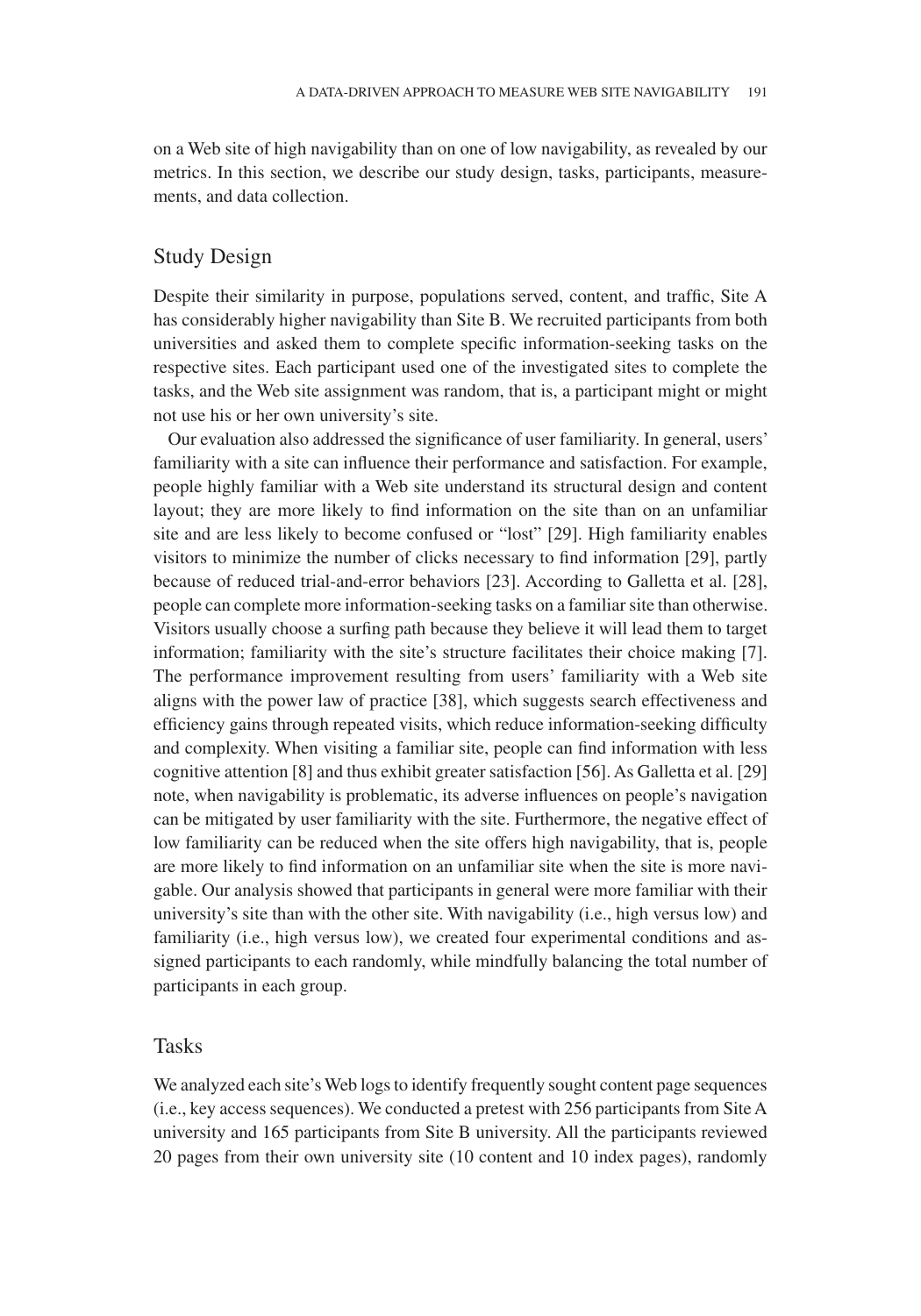on a Web site of high navigability than on one of low navigability, as revealed by our metrics. In this section, we describe our study design, tasks, participants, measurements, and data collection.

## Study Design

Despite their similarity in purpose, populations served, content, and traffic, Site A has considerably higher navigability than Site B. We recruited participants from both universities and asked them to complete specific information-seeking tasks on the respective sites. Each participant used one of the investigated sites to complete the tasks, and the Web site assignment was random, that is, a participant might or might not use his or her own university's site.

Our evaluation also addressed the significance of user familiarity. In general, users' familiarity with a site can influence their performance and satisfaction. For example, people highly familiar with a Web site understand its structural design and content layout; they are more likely to find information on the site than on an unfamiliar site and are less likely to become confused or "lost" [29]. High familiarity enables visitors to minimize the number of clicks necessary to find information [29], partly because of reduced trial-and-error behaviors [23]. According to Galletta et al. [28], people can complete more information-seeking tasks on a familiar site than otherwise. Visitors usually choose a surfing path because they believe it will lead them to target information; familiarity with the site's structure facilitates their choice making [7]. The performance improvement resulting from users' familiarity with a Web site aligns with the power law of practice [38], which suggests search effectiveness and efficiency gains through repeated visits, which reduce information-seeking difficulty and complexity. When visiting a familiar site, people can find information with less cognitive attention [8] and thus exhibit greater satisfaction [56]. As Galletta et al. [29] note, when navigability is problematic, its adverse influences on people's navigation can be mitigated by user familiarity with the site. Furthermore, the negative effect of low familiarity can be reduced when the site offers high navigability, that is, people are more likely to find information on an unfamiliar site when the site is more navigable. Our analysis showed that participants in general were more familiar with their university's site than with the other site. With navigability (i.e., high versus low) and familiarity (i.e., high versus low), we created four experimental conditions and assigned participants to each randomly, while mindfully balancing the total number of participants in each group.

## Tasks

We analyzed each site's Web logs to identify frequently sought content page sequences (i.e., key access sequences). We conducted a pretest with 256 participants from Site A university and 165 participants from Site B university. All the participants reviewed 20 pages from their own university site (10 content and 10 index pages), randomly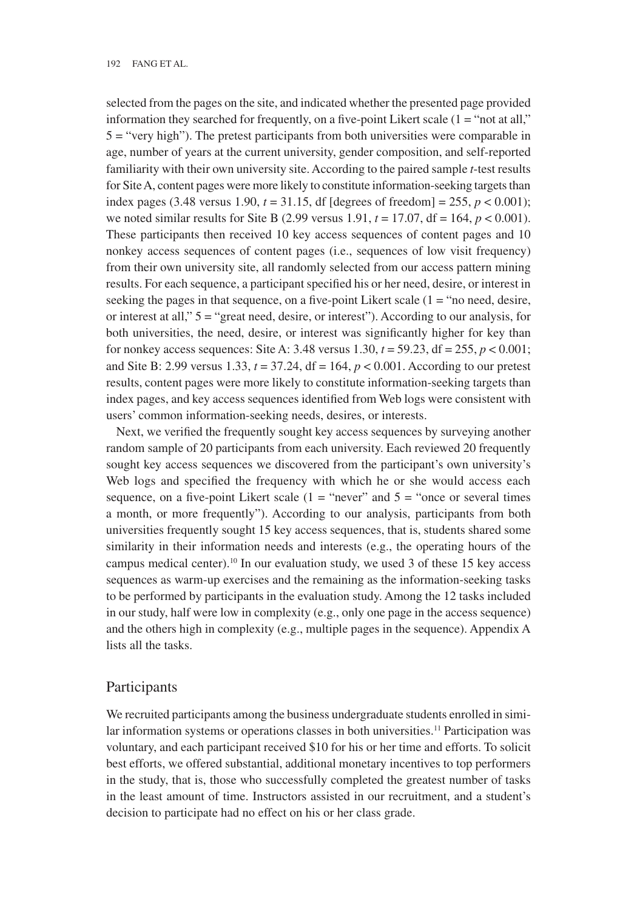selected from the pages on the site, and indicated whether the presented page provided information they searched for frequently, on a five-point Likert scale (1 = "not at all," 5 = "very high"). The pretest participants from both universities were comparable in age, number of years at the current university, gender composition, and self-reported familiarity with their own university site. According to the paired sample *t*-test results for Site A, content pages were more likely to constitute information-seeking targets than index pages (3.48 versus 1.90, $t = 31.15$, df [degrees of freedom] = 255, $p < 0.001$); we noted similar results for Site B (2.99 versus 1.91, $t = 17.07$, df = 164, $p < 0.001$). These participants then received 10 key access sequences of content pages and 10 nonkey access sequences of content pages (i.e., sequences of low visit frequency) from their own university site, all randomly selected from our access pattern mining results. For each sequence, a participant specified his or her need, desire, or interest in seeking the pages in that sequence, on a five-point Likert scale (1 = "no need, desire, or interest at all," 5 = "great need, desire, or interest"). According to our analysis, for both universities, the need, desire, or interest was significantly higher for key than for nonkey access sequences: Site A: 3.48 versus 1.30, $t = 59.23$, df = 255, $p < 0.001$; and Site B: 2.99 versus 1.33, $t = 37.24$, df = 164, $p < 0.001$. According to our pretest results, content pages were more likely to constitute information-seeking targets than index pages, and key access sequences identified from Web logs were consistent with users' common information-seeking needs, desires, or interests.

Next, we verified the frequently sought key access sequences by surveying another random sample of 20 participants from each university. Each reviewed 20 frequently sought key access sequences we discovered from the participant's own university's Web logs and specified the frequency with which he or she would access each sequence, on a five-point Likert scale (1 = "never" and 5 = "once or several times a month, or more frequently"). According to our analysis, participants from both universities frequently sought 15 key access sequences, that is, students shared some similarity in their information needs and interests (e.g., the operating hours of the campus medical center).[10] In our evaluation study, we used 3 of these 15 key access sequences as warm-up exercises and the remaining as the information-seeking tasks to be performed by participants in the evaluation study. Among the 12 tasks included in our study, half were low in complexity (e.g., only one page in the access sequence) and the others high in complexity (e.g., multiple pages in the sequence). Appendix A lists all the tasks.

## Participants

We recruited participants among the business undergraduate students enrolled in similar information systems or operations classes in both universities.[11] Participation was voluntary, and each participant received $10 for his or her time and efforts. To solicit best efforts, we offered substantial, additional monetary incentives to top performers in the study, that is, those who successfully completed the greatest number of tasks in the least amount of time. Instructors assisted in our recruitment, and a student's decision to participate had no effect on his or her class grade.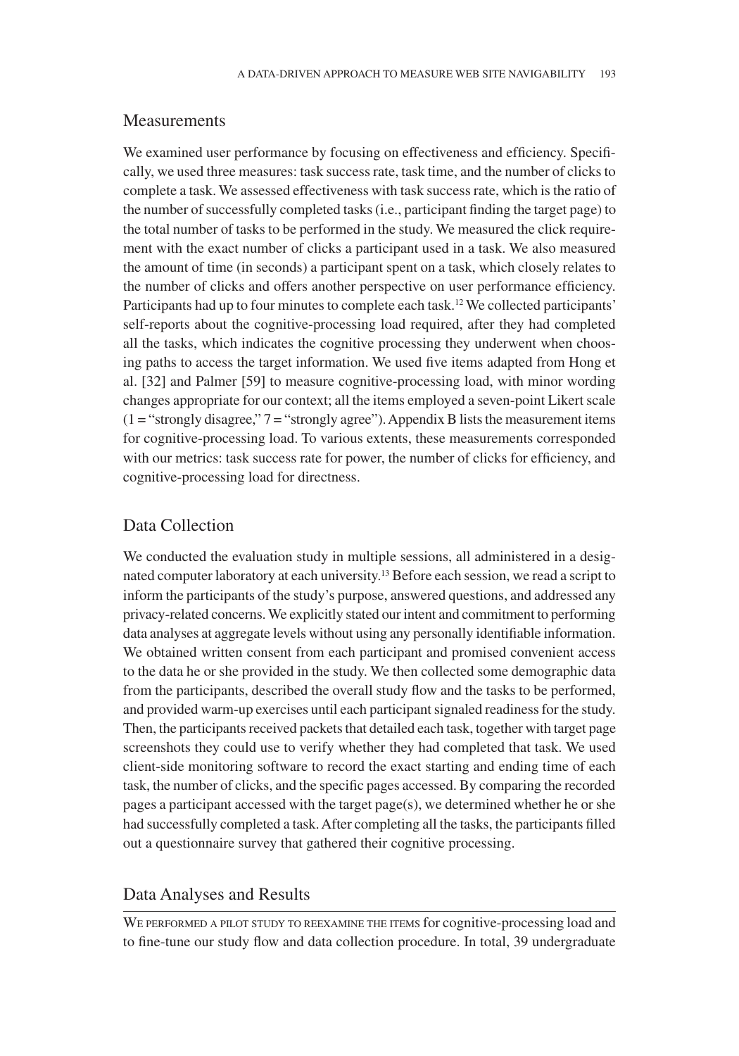## Measurements

We examined user performance by focusing on effectiveness and efficiency. Specifically, we used three measures: task success rate, task time, and the number of clicks to complete a task. We assessed effectiveness with task success rate, which is the ratio of the number of successfully completed tasks (i.e., participant finding the target page) to the total number of tasks to be performed in the study. We measured the click requirement with the exact number of clicks a participant used in a task. We also measured the amount of time (in seconds) a participant spent on a task, which closely relates to the number of clicks and offers another perspective on user performance efficiency. Participants had up to four minutes to complete each task.[12] We collected participants' self-reports about the cognitive-processing load required, after they had completed all the tasks, which indicates the cognitive processing they underwent when choosing paths to access the target information. We used five items adapted from Hong et al. [32] and Palmer [59] to measure cognitive-processing load, with minor wording changes appropriate for our context; all the items employed a seven-point Likert scale (1 = "strongly disagree," 7 = "strongly agree"). Appendix B lists the measurement items for cognitive-processing load. To various extents, these measurements corresponded with our metrics: task success rate for power, the number of clicks for efficiency, and cognitive-processing load for directness.

## Data Collection

We conducted the evaluation study in multiple sessions, all administered in a designated computer laboratory at each university.[13] Before each session, we read a script to inform the participants of the study's purpose, answered questions, and addressed any privacy-related concerns. We explicitly stated our intent and commitment to performing data analyses at aggregate levels without using any personally identifiable information. We obtained written consent from each participant and promised convenient access to the data he or she provided in the study. We then collected some demographic data from the participants, described the overall study flow and the tasks to be performed, and provided warm-up exercises until each participant signaled readiness for the study. Then, the participants received packets that detailed each task, together with target page screenshots they could use to verify whether they had completed that task. We used client-side monitoring software to record the exact starting and ending time of each task, the number of clicks, and the specific pages accessed. By comparing the recorded pages a participant accessed with the target page(s), we determined whether he or she had successfully completed a task. After completing all the tasks, the participants filled out a questionnaire survey that gathered their cognitive processing.

## Data Analyses and Results

We performed a pilot study to reexamine the items for cognitive-processing load and to fine-tune our study flow and data collection procedure. In total, 39 undergraduate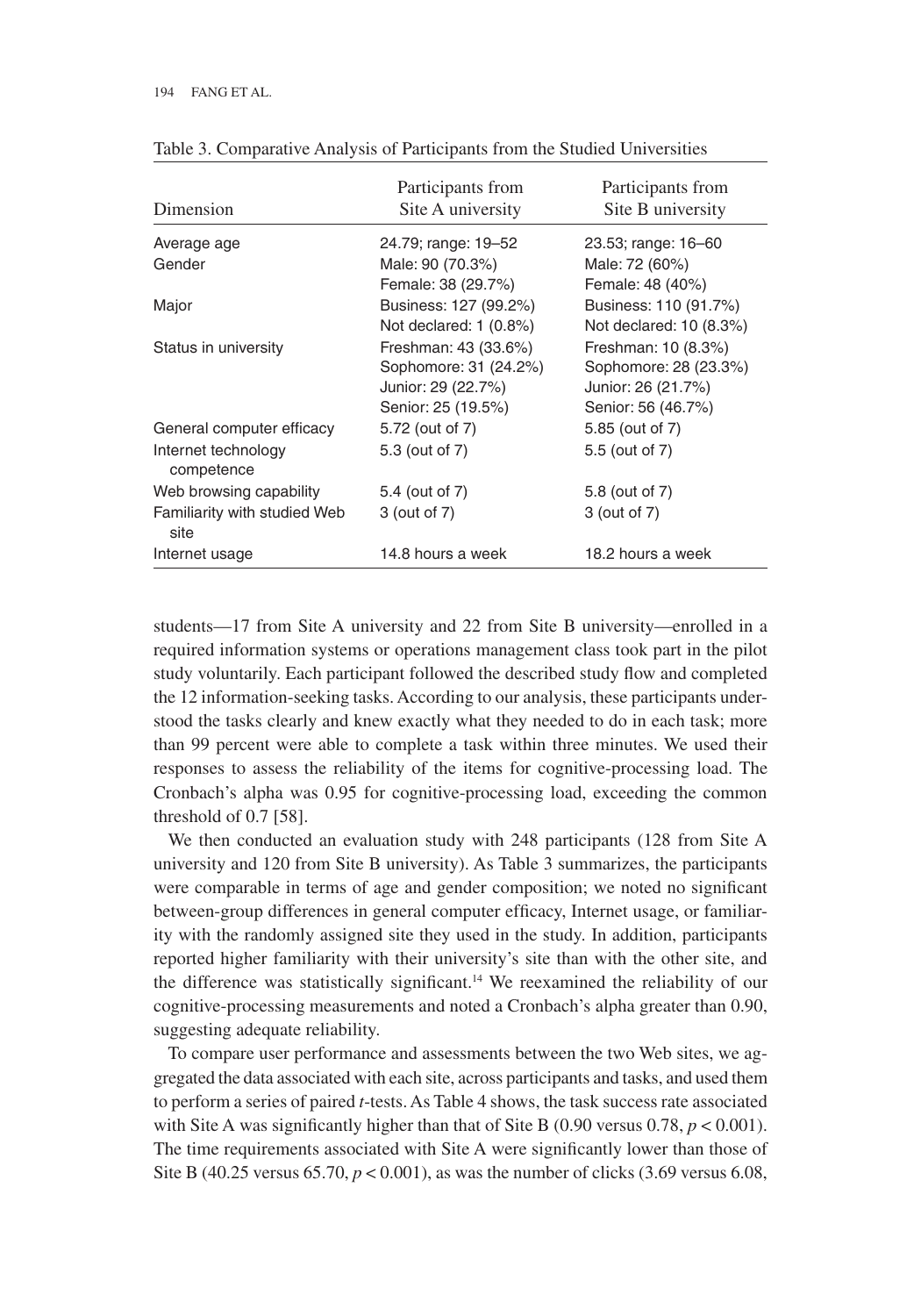Table 3. Comparative Analysis of Participants from the Studied Universities

| Dimension | Participants from Site A university | Participants from Site B university |
|---|---|---|
| Average age | 24.79; range: 19–52 | 23.53; range: 16–60 |
| Gender | Male: 90 (70.3%)<br>Female: 38 (29.7%) | Male: 72 (60%)<br>Female: 48 (40%) |
| Major | Business: 127 (99.2%)<br>Not declared: 1 (0.8%) | Business: 110 (91.7%)<br>Not declared: 10 (8.3%) |
| Status in university | Freshman: 43 (33.6%)<br>Sophomore: 31 (24.2%)<br>Junior: 29 (22.7%)<br>Senior: 25 (19.5%) | Freshman: 10 (8.3%)<br>Sophomore: 28 (23.3%)<br>Junior: 26 (21.7%)<br>Senior: 56 (46.7%) |
| General computer efficacy | 5.72 (out of 7) | 5.85 (out of 7) |
| Internet technology competence | 5.3 (out of 7) | 5.5 (out of 7) |
| Web browsing capability | 5.4 (out of 7) | 5.8 (out of 7) |
| Familiarity with studied Web site | 3 (out of 7) | 3 (out of 7) |
| Internet usage | 14.8 hours a week | 18.2 hours a week |

students—17 from Site A university and 22 from Site B university—enrolled in a required information systems or operations management class took part in the pilot study voluntarily. Each participant followed the described study flow and completed the 12 information-seeking tasks. According to our analysis, these participants understood the tasks clearly and knew exactly what they needed to do in each task; more than 99 percent were able to complete a task within three minutes. We used their responses to assess the reliability of the items for cognitive-processing load. The Cronbach's alpha was 0.95 for cognitive-processing load, exceeding the common threshold of 0.7 [58].

We then conducted an evaluation study with 248 participants (128 from Site A university and 120 from Site B university). As Table 3 summarizes, the participants were comparable in terms of age and gender composition; we noted no significant between-group differences in general computer efficacy, Internet usage, or familiarity with the randomly assigned site they used in the study. In addition, participants reported higher familiarity with their university's site than with the other site, and the difference was statistically significant.[14] We reexamined the reliability of our cognitive-processing measurements and noted a Cronbach's alpha greater than 0.90, suggesting adequate reliability.

To compare user performance and assessments between the two Web sites, we aggregated the data associated with each site, across participants and tasks, and used them to perform a series of paired *t*-tests. As Table 4 shows, the task success rate associated with Site A was significantly higher than that of Site B (0.90 versus 0.78, $p < 0.001$). The time requirements associated with Site A were significantly lower than those of Site B (40.25 versus 65.70, $p < 0.001$), as was the number of clicks (3.69 versus 6.08,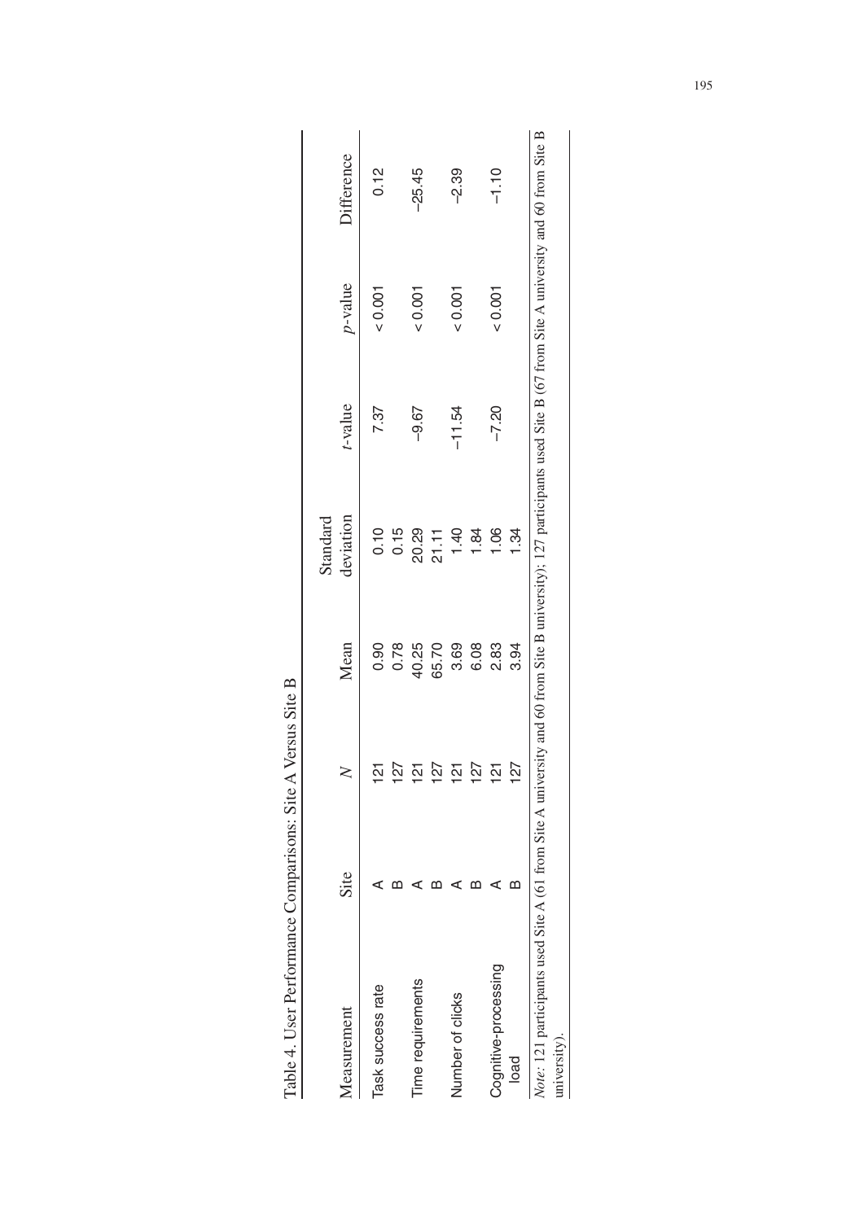Table 4. User Performance Comparisons: Site A Versus Site B

| Measurement | Site | $N$ | Mean | Standard deviation | $t$-value | $p$-value | Difference |
|---|---|---|---|---|---|---|---|
| Task success rate | A | 121 | 0.90 | 0.10 | 7.37 | < 0.001 | 0.12 |
| | B | 127 | 0.78 | 0.15 | | | |
| Time requirements | A | 121 | 40.25 | 20.29 | −9.67 | < 0.001 | −25.45 |
| | B | 127 | 65.70 | 21.11 | | | |
| Number of clicks | A | 121 | 3.69 | 1.40 | −11.54 | < 0.001 | −2.39 |
| | B | 127 | 6.08 | 1.84 | | | |
| Cognitive-processing load | A | 121 | 2.83 | 1.06 | −7.20 | < 0.001 | −1.10 |
| | B | 127 | 3.94 | 1.34 | | | |

*Note*: 121 participants used Site A (61 from Site A university and 60 from Site B university); 127 participants used Site B (67 from Site A university and 60 from Site B university).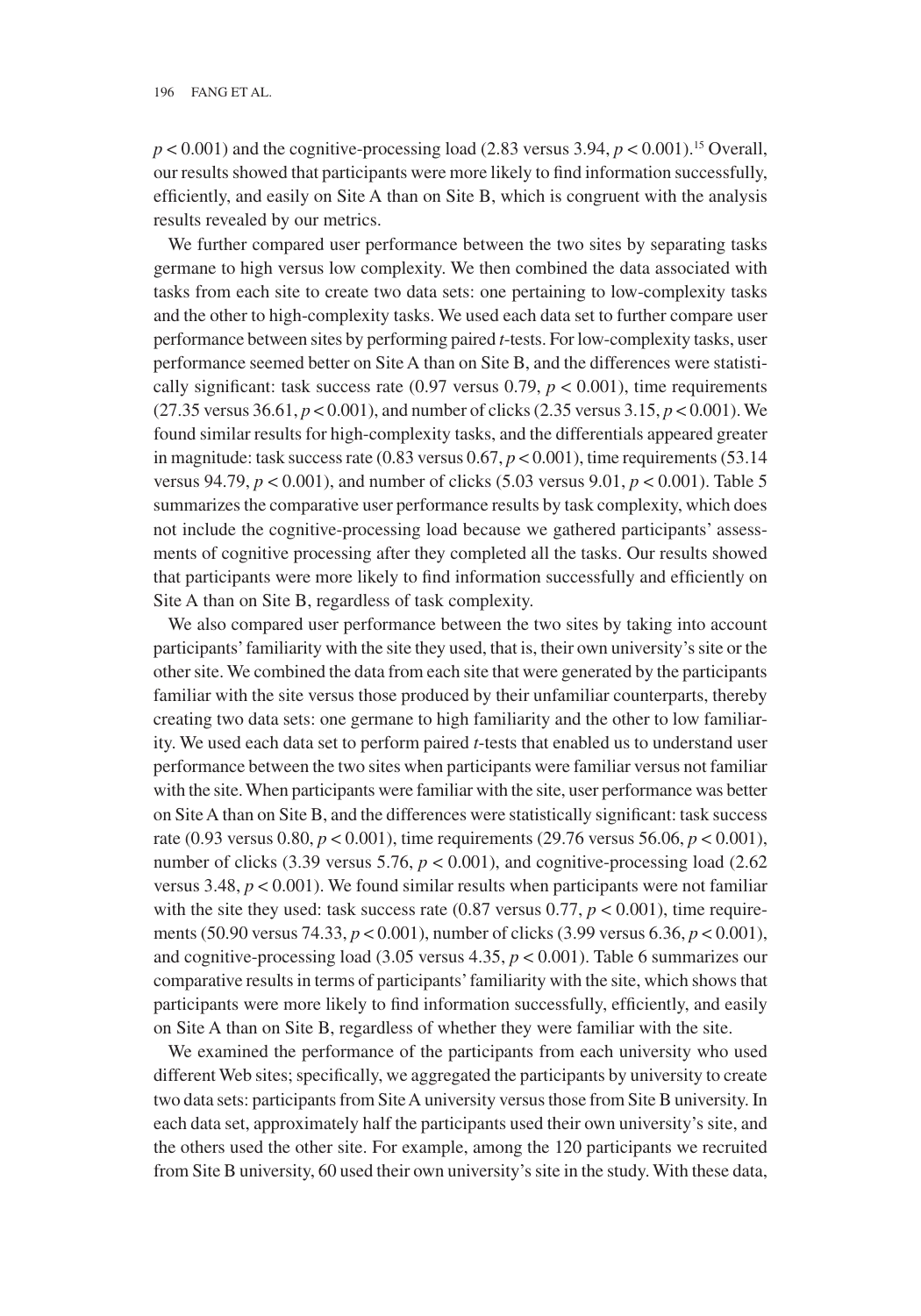$p < 0.001$) and the cognitive-processing load (2.83 versus 3.94, $p < 0.001$).[15] Overall, our results showed that participants were more likely to find information successfully, efficiently, and easily on Site A than on Site B, which is congruent with the analysis results revealed by our metrics.

We further compared user performance between the two sites by separating tasks germane to high versus low complexity. We then combined the data associated with tasks from each site to create two data sets: one pertaining to low-complexity tasks and the other to high-complexity tasks. We used each data set to further compare user performance between sites by performing paired *t*-tests. For low-complexity tasks, user performance seemed better on Site A than on Site B, and the differences were statistically significant: task success rate (0.97 versus 0.79, $p < 0.001$), time requirements (27.35 versus 36.61, $p < 0.001$), and number of clicks (2.35 versus 3.15, $p < 0.001$). We found similar results for high-complexity tasks, and the differentials appeared greater in magnitude: task success rate (0.83 versus 0.67, $p < 0.001$), time requirements (53.14 versus 94.79, $p < 0.001$), and number of clicks (5.03 versus 9.01, $p < 0.001$). Table 5 summarizes the comparative user performance results by task complexity, which does not include the cognitive-processing load because we gathered participants' assessments of cognitive processing after they completed all the tasks. Our results showed that participants were more likely to find information successfully and efficiently on Site A than on Site B, regardless of task complexity.

We also compared user performance between the two sites by taking into account participants' familiarity with the site they used, that is, their own university's site or the other site. We combined the data from each site that were generated by the participants familiar with the site versus those produced by their unfamiliar counterparts, thereby creating two data sets: one germane to high familiarity and the other to low familiarity. We used each data set to perform paired *t*-tests that enabled us to understand user performance between the two sites when participants were familiar versus not familiar with the site. When participants were familiar with the site, user performance was better on Site A than on Site B, and the differences were statistically significant: task success rate (0.93 versus 0.80, $p < 0.001$), time requirements (29.76 versus 56.06, $p < 0.001$), number of clicks (3.39 versus 5.76, $p < 0.001$), and cognitive-processing load (2.62 versus 3.48, $p < 0.001$). We found similar results when participants were not familiar with the site they used: task success rate (0.87 versus 0.77, $p < 0.001$), time requirements (50.90 versus 74.33, $p < 0.001$), number of clicks (3.99 versus 6.36, $p < 0.001$), and cognitive-processing load (3.05 versus 4.35, $p < 0.001$). Table 6 summarizes our comparative results in terms of participants' familiarity with the site, which shows that participants were more likely to find information successfully, efficiently, and easily on Site A than on Site B, regardless of whether they were familiar with the site.

We examined the performance of the participants from each university who used different Web sites; specifically, we aggregated the participants by university to create two data sets: participants from Site A university versus those from Site B university. In each data set, approximately half the participants used their own university's site, and the others used the other site. For example, among the 120 participants we recruited from Site B university, 60 used their own university's site in the study. With these data,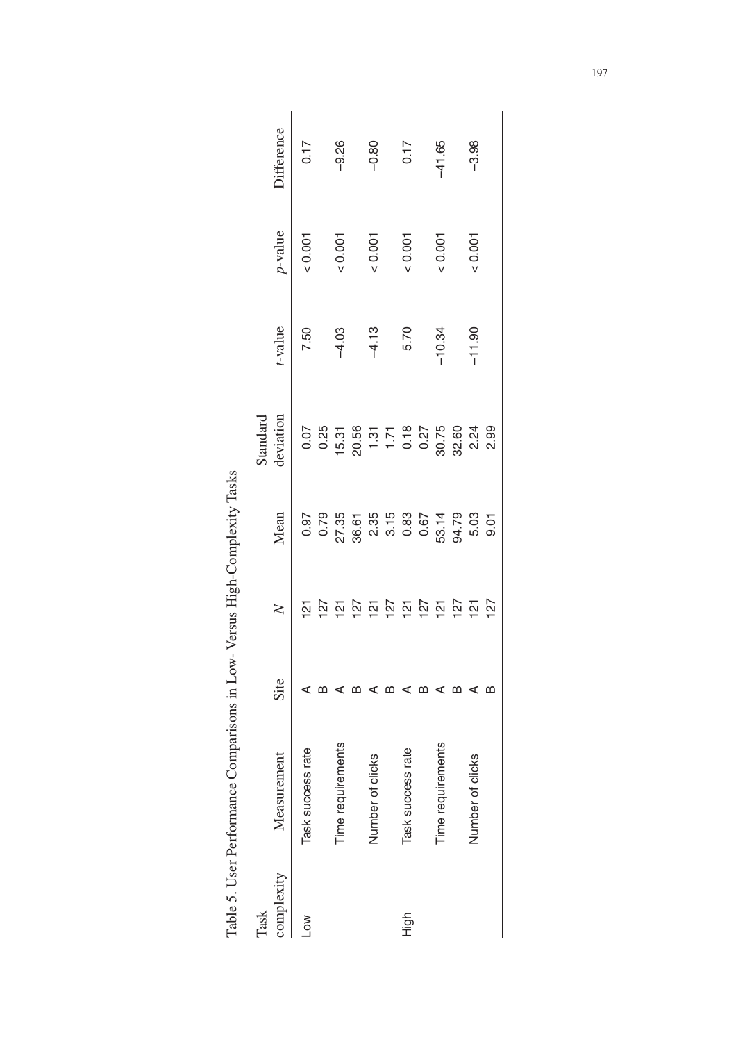Table 5. User Performance Comparisons in Low- Versus High-Complexity Tasks

| Task complexity | Measurement | Site | *N* | Mean | Standard deviation | *t*-value | *p*-value | Difference |
|---|---|---|---|---|---|---|---|---|
| Low | Task success rate | A | 121 | 0.97 | 0.07 | 7.50 | < 0.001 | 0.17 |
| | | B | 127 | 0.79 | 0.25 | | | |
| | Time requirements | A | 121 | 27.35 | 15.31 | –4.03 | < 0.001 | –9.26 |
| | | B | 127 | 36.61 | 20.56 | | | |
| | Number of clicks | A | 121 | 2.35 | 1.31 | –4.13 | < 0.001 | –0.80 |
| | | B | 127 | 3.15 | 1.71 | | | |
| High | Task success rate | A | 121 | 0.83 | 0.18 | 5.70 | < 0.001 | 0.17 |
| | | B | 127 | 0.67 | 0.27 | | | |
| | Time requirements | A | 121 | 53.14 | 30.75 | –10.34 | < 0.001 | –41.65 |
| | | B | 127 | 94.79 | 32.60 | | | |
| | Number of clicks | A | 121 | 5.03 | 2.24 | –11.90 | < 0.001 | –3.98 |
| | | B | 127 | 9.01 | 2.99 | | | |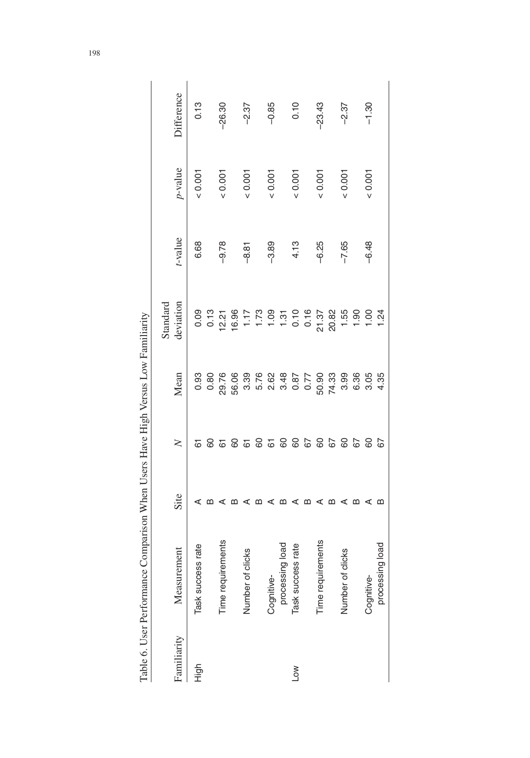Table 6. User Performance Comparison When Users Have High Versus Low Familiarity

| Familiarity | Measurement | Site | $N$ | Mean | Standard deviation | $t$-value | $p$-value | Difference |
|---|---|---|---|---|---|---|---|---|
| High | Task success rate | A | 61 | 0.93 | 0.09 | 6.68 | < 0.001 | 0.13 |
| | | B | 60 | 0.80 | 0.13 | | | |
| | Time requirements | A | 61 | 29.76 | 12.21 | −9.78 | < 0.001 | −26.30 |
| | | B | 60 | 56.06 | 16.96 | | | |
| | Number of clicks | A | 61 | 3.39 | 1.17 | −8.81 | < 0.001 | −2.37 |
| | | B | 60 | 5.76 | 1.73 | | | |
| | Cognitive-processing load | A | 61 | 2.62 | 1.09 | −3.89 | < 0.001 | −0.85 |
| | | B | 60 | 3.48 | 1.31 | | | |
| Low | Task success rate | A | 60 | 0.87 | 0.10 | 4.13 | < 0.001 | 0.10 |
| | | B | 67 | 0.77 | 0.16 | | | |
| | Time requirements | A | 60 | 50.90 | 21.37 | −6.25 | < 0.001 | −23.43 |
| | | B | 67 | 74.33 | 20.82 | | | |
| | Number of clicks | A | 60 | 3.99 | 1.55 | −7.65 | < 0.001 | −2.37 |
| | | B | 67 | 6.36 | 1.90 | | | |
| | Cognitive-processing load | A | 60 | 3.05 | 1.00 | −6.48 | < 0.001 | −1.30 |
| | | B | 67 | 4.35 | 1.24 | | | |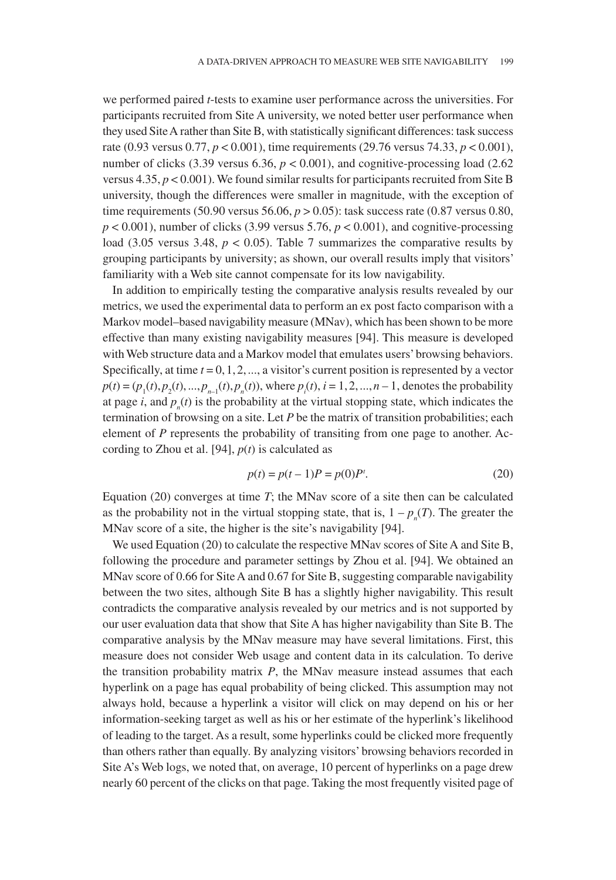we performed paired *t*-tests to examine user performance across the universities. For participants recruited from Site A university, we noted better user performance when they used Site A rather than Site B, with statistically significant differences: task success rate (0.93 versus 0.77, $p < 0.001$), time requirements (29.76 versus 74.33, $p < 0.001$), number of clicks (3.39 versus 6.36, $p < 0.001$), and cognitive-processing load (2.62 versus 4.35, $p < 0.001$). We found similar results for participants recruited from Site B university, though the differences were smaller in magnitude, with the exception of time requirements (50.90 versus 56.06, $p > 0.05$): task success rate (0.87 versus 0.80, $p < 0.001$), number of clicks (3.99 versus 5.76, $p < 0.001$), and cognitive-processing load (3.05 versus 3.48, $p < 0.05$). Table 7 summarizes the comparative results by grouping participants by university; as shown, our overall results imply that visitors' familiarity with a Web site cannot compensate for its low navigability.

In addition to empirically testing the comparative analysis results revealed by our metrics, we used the experimental data to perform an ex post facto comparison with a Markov model–based navigability measure (MNav), which has been shown to be more effective than many existing navigability measures [94]. This measure is developed with Web structure data and a Markov model that emulates users' browsing behaviors. Specifically, at time $t = 0, 1, 2, \ldots$, a visitor's current position is represented by a vector $p(t) = (p_1(t), p_2(t), \ldots, p_{n-1}(t), p_n(t))$, where $p_i(t)$, $i = 1, 2, \ldots, n - 1$, denotes the probability at page $i$, and $p_n(t)$ is the probability at the virtual stopping state, which indicates the termination of browsing on a site. Let $P$ be the matrix of transition probabilities; each element of $P$ represents the probability of transiting from one page to another. According to Zhou et al. [94], $p(t)$ is calculated as

$$p(t) = p(t-1)P = p(0)P^t. \tag{20}$$

Equation (20) converges at time $T$; the MNav score of a site then can be calculated as the probability not in the virtual stopping state, that is, $1 - p_n(T)$. The greater the MNav score of a site, the higher is the site's navigability [94].

We used Equation (20) to calculate the respective MNav scores of Site A and Site B, following the procedure and parameter settings by Zhou et al. [94]. We obtained an MNav score of 0.66 for Site A and 0.67 for Site B, suggesting comparable navigability between the two sites, although Site B has a slightly higher navigability. This result contradicts the comparative analysis revealed by our metrics and is not supported by our user evaluation data that show that Site A has higher navigability than Site B. The comparative analysis by the MNav measure may have several limitations. First, this measure does not consider Web usage and content data in its calculation. To derive the transition probability matrix $P$, the MNav measure instead assumes that each hyperlink on a page has equal probability of being clicked. This assumption may not always hold, because a hyperlink a visitor will click on may depend on his or her information-seeking target as well as his or her estimate of the hyperlink's likelihood of leading to the target. As a result, some hyperlinks could be clicked more frequently than others rather than equally. By analyzing visitors' browsing behaviors recorded in Site A's Web logs, we noted that, on average, 10 percent of hyperlinks on a page drew nearly 60 percent of the clicks on that page. Taking the most frequently visited page of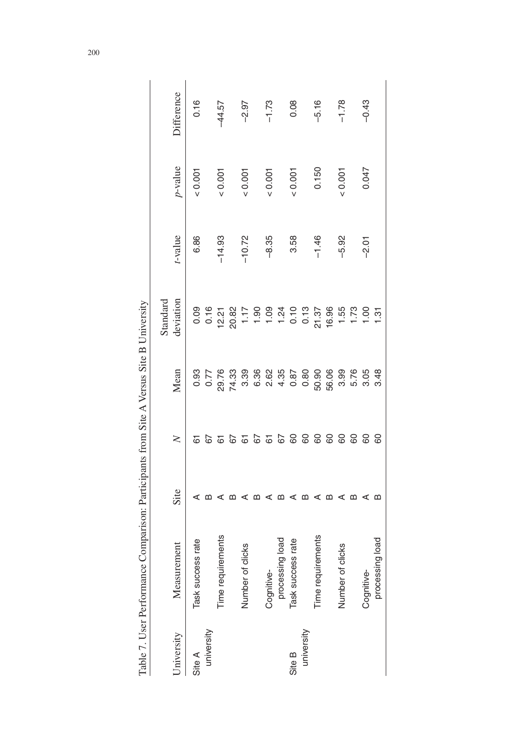Table 7. User Performance Comparison: Participants from Site A Versus Site B University

| University | Measurement | Site | $N$ | Mean | Standard deviation | $t$-value | $p$-value | Difference |
|---|---|---|---|---|---|---|---|---|
| Site A university | Task success rate | A | 61 | 0.93 | 0.09 | 6.86 | < 0.001 | 0.16 |
| | | B | 67 | 0.77 | 0.16 | | | |
| | Time requirements | A | 61 | 29.76 | 12.21 | −14.93 | < 0.001 | −44.57 |
| | | B | 67 | 74.33 | 20.82 | | | |
| | Number of clicks | A | 61 | 3.39 | 1.17 | −10.72 | < 0.001 | −2.97 |
| | | B | 67 | 6.36 | 1.90 | | | |
| | Cognitive-processing load | A | 61 | 2.62 | 1.09 | −8.35 | < 0.001 | −1.73 |
| | | B | 67 | 4.35 | 1.24 | | | |
| Site B university | Task success rate | A | 60 | 0.87 | 0.10 | 3.58 | < 0.001 | 0.08 |
| | | B | 60 | 0.80 | 0.13 | | | |
| | Time requirements | A | 60 | 50.90 | 21.37 | −1.46 | 0.150 | −5.16 |
| | | B | 60 | 56.06 | 16.96 | | | |
| | Number of clicks | A | 60 | 3.99 | 1.55 | −5.92 | < 0.001 | −1.78 |
| | | B | 60 | 5.76 | 1.73 | | | |
| | Cognitive-processing load | A | 60 | 3.05 | 1.00 | −2.01 | 0.047 | −0.43 |
| | | B | 60 | 3.48 | 1.31 | | | |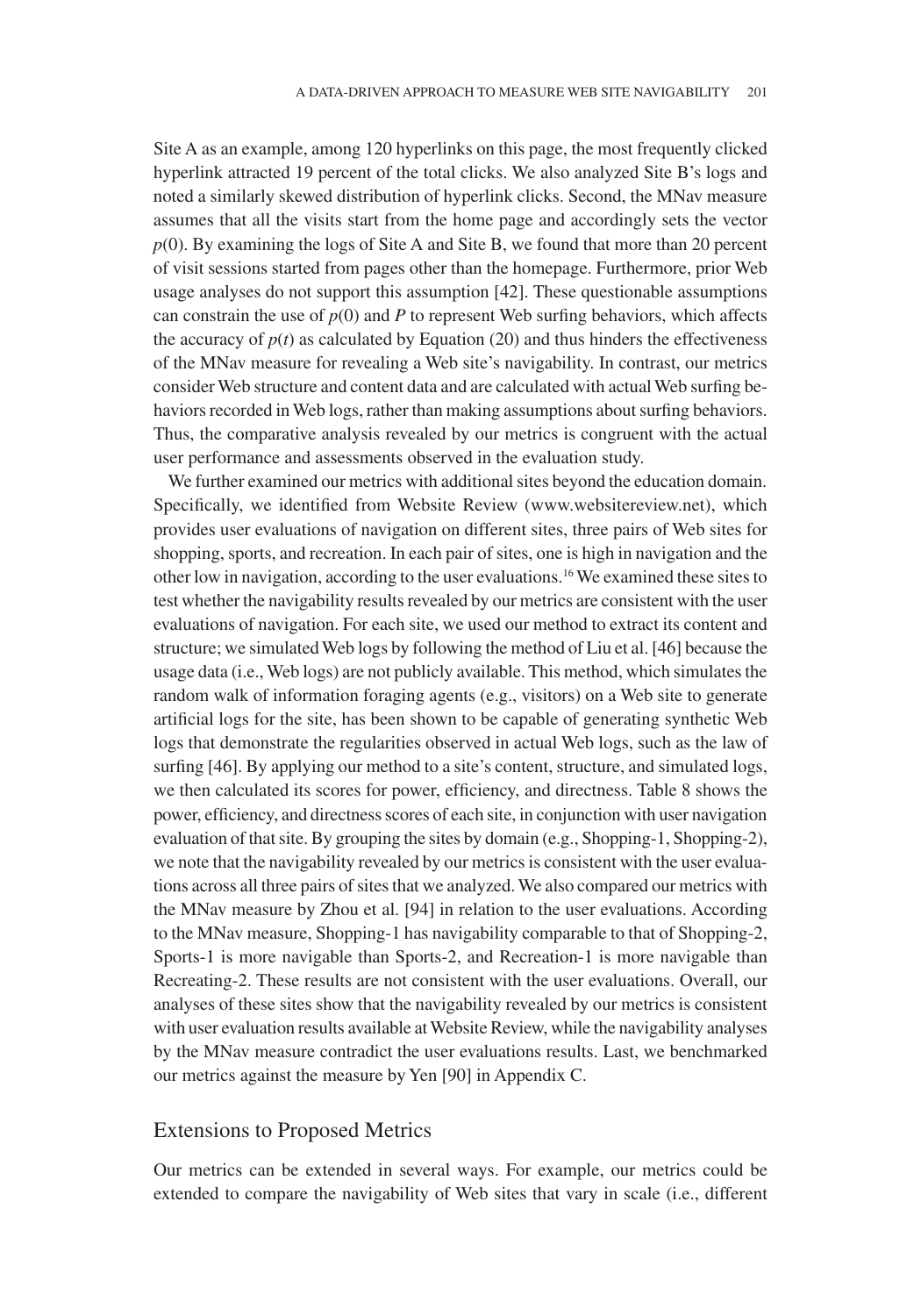Site A as an example, among 120 hyperlinks on this page, the most frequently clicked hyperlink attracted 19 percent of the total clicks. We also analyzed Site B's logs and noted a similarly skewed distribution of hyperlink clicks. Second, the MNav measure assumes that all the visits start from the home page and accordingly sets the vector $p(0)$. By examining the logs of Site A and Site B, we found that more than 20 percent of visit sessions started from pages other than the homepage. Furthermore, prior Web usage analyses do not support this assumption [42]. These questionable assumptions can constrain the use of $p(0)$ and $P$ to represent Web surfing behaviors, which affects the accuracy of $p(t)$ as calculated by Equation (20) and thus hinders the effectiveness of the MNav measure for revealing a Web site's navigability. In contrast, our metrics consider Web structure and content data and are calculated with actual Web surfing behaviors recorded in Web logs, rather than making assumptions about surfing behaviors. Thus, the comparative analysis revealed by our metrics is congruent with the actual user performance and assessments observed in the evaluation study.

We further examined our metrics with additional sites beyond the education domain. Specifically, we identified from Website Review (www.websitereview.net), which provides user evaluations of navigation on different sites, three pairs of Web sites for shopping, sports, and recreation. In each pair of sites, one is high in navigation and the other low in navigation, according to the user evaluations.[16] We examined these sites to test whether the navigability results revealed by our metrics are consistent with the user evaluations of navigation. For each site, we used our method to extract its content and structure; we simulated Web logs by following the method of Liu et al. [46] because the usage data (i.e., Web logs) are not publicly available. This method, which simulates the random walk of information foraging agents (e.g., visitors) on a Web site to generate artificial logs for the site, has been shown to be capable of generating synthetic Web logs that demonstrate the regularities observed in actual Web logs, such as the law of surfing [46]. By applying our method to a site's content, structure, and simulated logs, we then calculated its scores for power, efficiency, and directness. Table 8 shows the power, efficiency, and directness scores of each site, in conjunction with user navigation evaluation of that site. By grouping the sites by domain (e.g., Shopping-1, Shopping-2), we note that the navigability revealed by our metrics is consistent with the user evaluations across all three pairs of sites that we analyzed. We also compared our metrics with the MNav measure by Zhou et al. [94] in relation to the user evaluations. According to the MNav measure, Shopping-1 has navigability comparable to that of Shopping-2, Sports-1 is more navigable than Sports-2, and Recreation-1 is more navigable than Recreating-2. These results are not consistent with the user evaluations. Overall, our analyses of these sites show that the navigability revealed by our metrics is consistent with user evaluation results available at Website Review, while the navigability analyses by the MNav measure contradict the user evaluations results. Last, we benchmarked our metrics against the measure by Yen [90] in Appendix C.

## Extensions to Proposed Metrics

Our metrics can be extended in several ways. For example, our metrics could be extended to compare the navigability of Web sites that vary in scale (i.e., different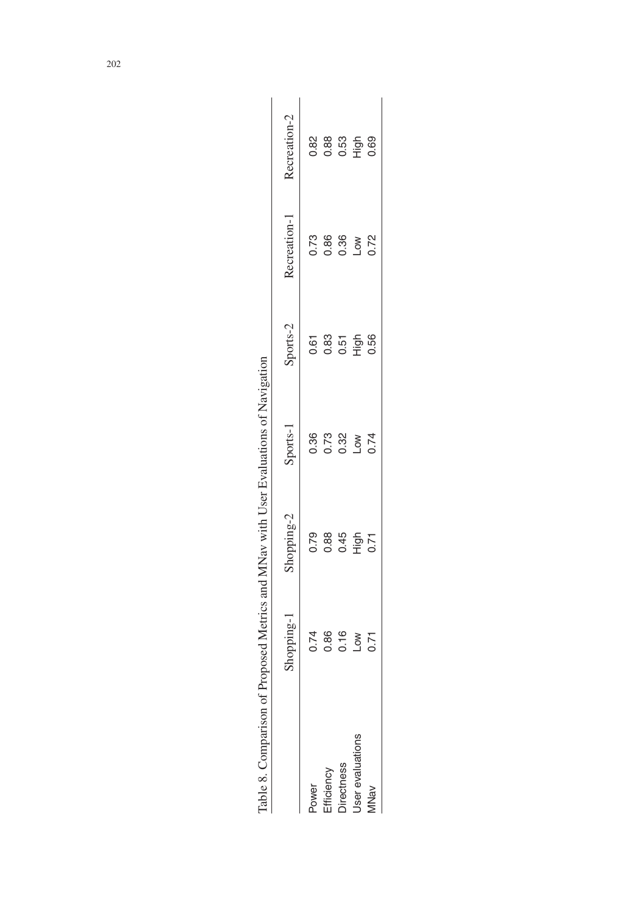Table 8. Comparison of Proposed Metrics and MNav with User Evaluations of Navigation

| | Shopping-1 | Shopping-2 | Sports-1 | Sports-2 | Recreation-1 | Recreation-2 |
|---|---|---|---|---|---|---|
| Power | 0.74 | 0.79 | 0.36 | 0.61 | 0.73 | 0.82 |
| Efficiency | 0.86 | 0.88 | 0.73 | 0.83 | 0.86 | 0.88 |
| Directness | 0.16 | 0.45 | 0.32 | 0.51 | 0.36 | 0.53 |
| User evaluations | Low | High | Low | High | Low | High |
| MNav | 0.71 | 0.71 | 0.74 | 0.56 | 0.72 | 0.69 |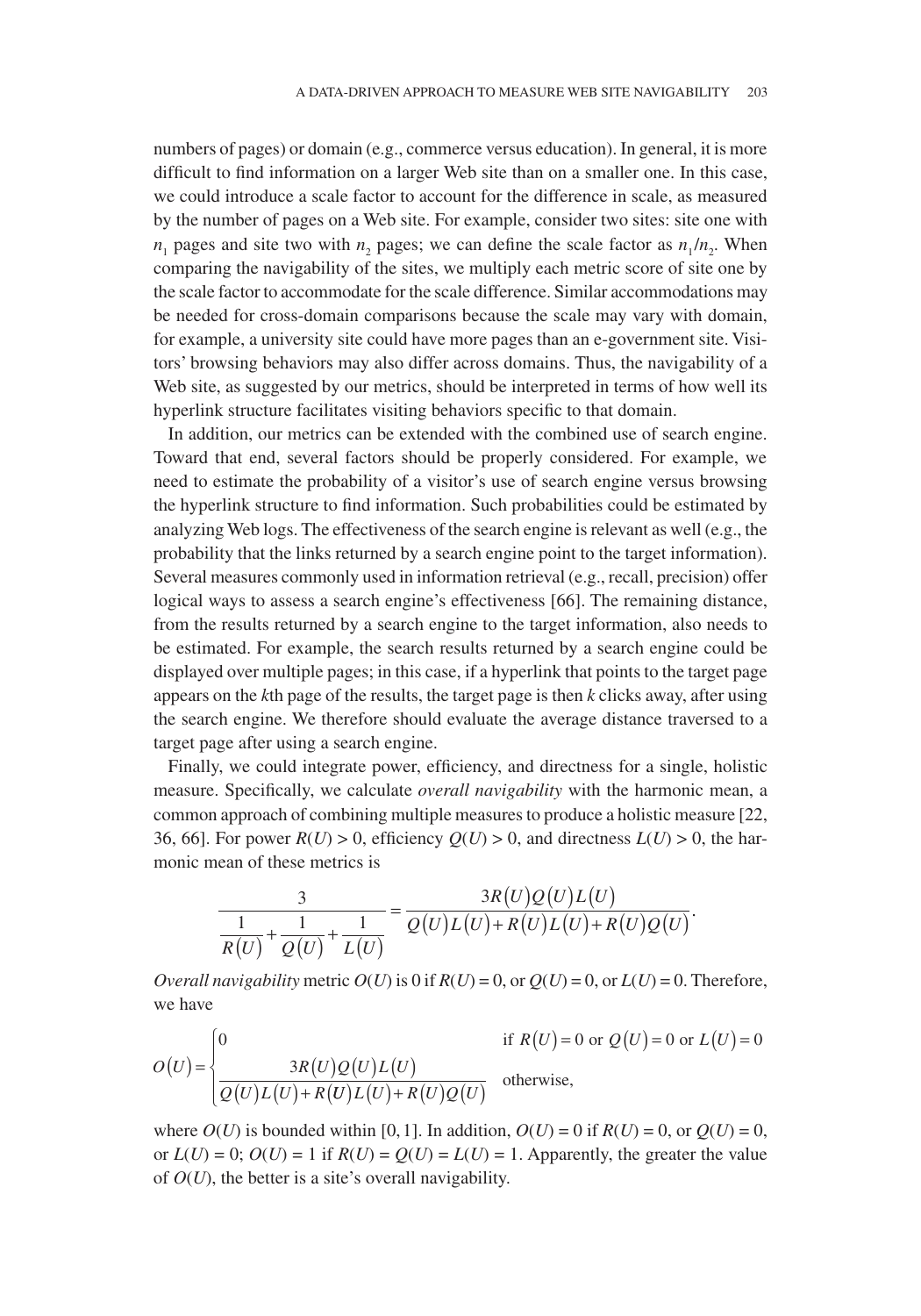numbers of pages) or domain (e.g., commerce versus education). In general, it is more difficult to find information on a larger Web site than on a smaller one. In this case, we could introduce a scale factor to account for the difference in scale, as measured by the number of pages on a Web site. For example, consider two sites: site one with $n_1$ pages and site two with $n_2$ pages; we can define the scale factor as $n_1/n_2$. When comparing the navigability of the sites, we multiply each metric score of site one by the scale factor to accommodate for the scale difference. Similar accommodations may be needed for cross-domain comparisons because the scale may vary with domain, for example, a university site could have more pages than an e-government site. Visitors' browsing behaviors may also differ across domains. Thus, the navigability of a Web site, as suggested by our metrics, should be interpreted in terms of how well its hyperlink structure facilitates visiting behaviors specific to that domain.

In addition, our metrics can be extended with the combined use of search engine. Toward that end, several factors should be properly considered. For example, we need to estimate the probability of a visitor's use of search engine versus browsing the hyperlink structure to find information. Such probabilities could be estimated by analyzing Web logs. The effectiveness of the search engine is relevant as well (e.g., the probability that the links returned by a search engine point to the target information). Several measures commonly used in information retrieval (e.g., recall, precision) offer logical ways to assess a search engine's effectiveness [66]. The remaining distance, from the results returned by a search engine to the target information, also needs to be estimated. For example, the search results returned by a search engine could be displayed over multiple pages; in this case, if a hyperlink that points to the target page appears on the $k$th page of the results, the target page is then $k$ clicks away, after using the search engine. We therefore should evaluate the average distance traversed to a target page after using a search engine.

Finally, we could integrate power, efficiency, and directness for a single, holistic measure. Specifically, we calculate *overall navigability* with the harmonic mean, a common approach of combining multiple measures to produce a holistic measure [22, 36, 66]. For power $R(U) > 0$, efficiency $Q(U) > 0$, and directness $L(U) > 0$, the harmonic mean of these metrics is

$$\frac{3}{\frac{1}{R(U)} + \frac{1}{Q(U)} + \frac{1}{L(U)}} = \frac{3R(U)Q(U)L(U)}{Q(U)L(U) + R(U)L(U) + R(U)Q(U)}.$$

*Overall navigability* metric $O(U)$ is 0 if $R(U) = 0$, or $Q(U) = 0$, or $L(U) = 0$. Therefore, we have

$$O(U) = \begin{cases} 0 & \text{if } R(U) = 0 \text{ or } Q(U) = 0 \text{ or } L(U) = 0 \\ \dfrac{3R(U)Q(U)L(U)}{Q(U)L(U) + R(U)L(U) + R(U)Q(U)} & \text{otherwise,} \end{cases}$$

where $O(U)$ is bounded within $[0, 1]$. In addition, $O(U) = 0$ if $R(U) = 0$, or $Q(U) = 0$, or $L(U) = 0$; $O(U) = 1$ if $R(U) = Q(U) = L(U) = 1$. Apparently, the greater the value of $O(U)$, the better is a site's overall navigability.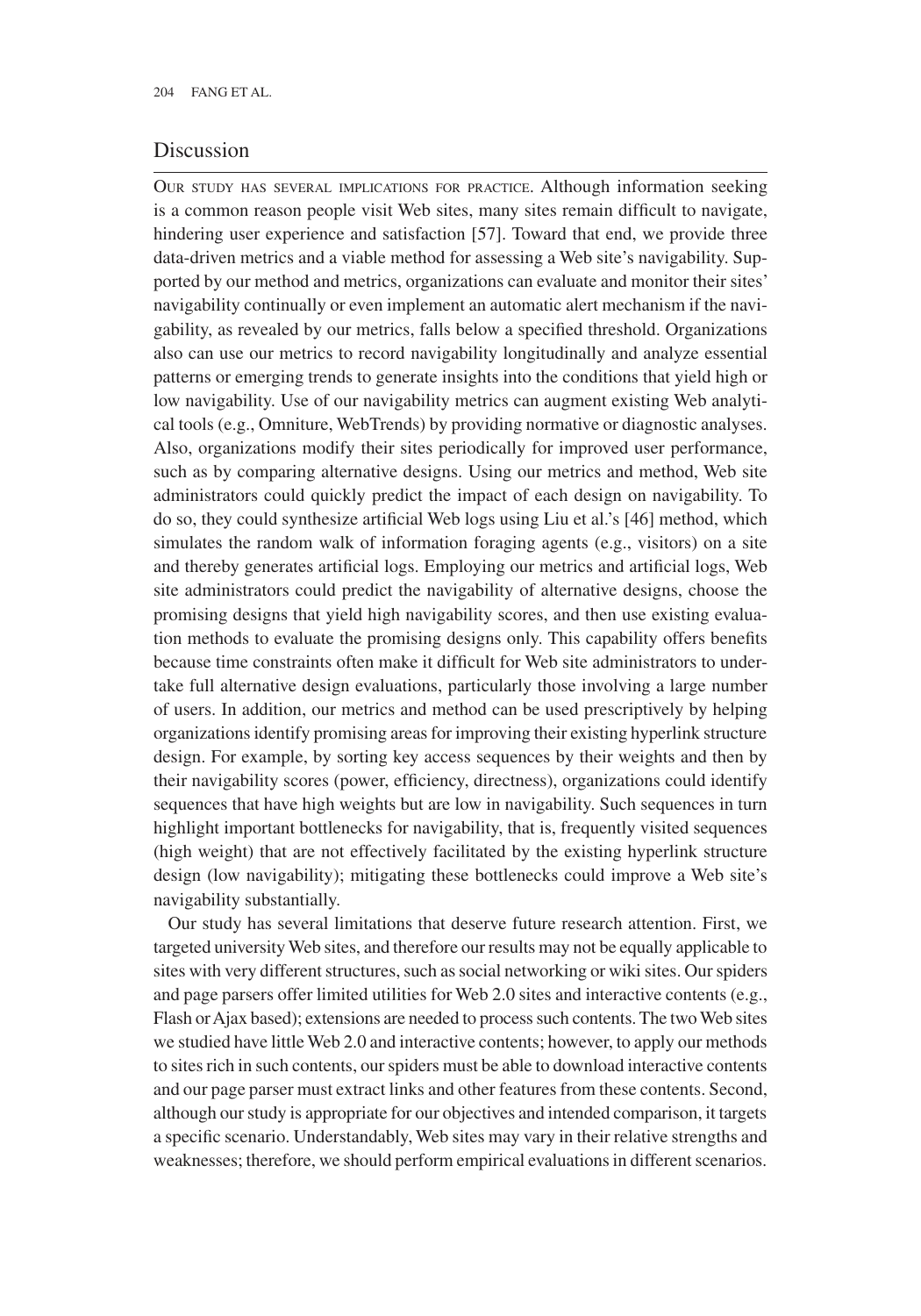## Discussion

Our study has several implications for practice. Although information seeking is a common reason people visit Web sites, many sites remain difficult to navigate, hindering user experience and satisfaction [57]. Toward that end, we provide three data-driven metrics and a viable method for assessing a Web site's navigability. Supported by our method and metrics, organizations can evaluate and monitor their sites' navigability continually or even implement an automatic alert mechanism if the navigability, as revealed by our metrics, falls below a specified threshold. Organizations also can use our metrics to record navigability longitudinally and analyze essential patterns or emerging trends to generate insights into the conditions that yield high or low navigability. Use of our navigability metrics can augment existing Web analytical tools (e.g., Omniture, WebTrends) by providing normative or diagnostic analyses. Also, organizations modify their sites periodically for improved user performance, such as by comparing alternative designs. Using our metrics and method, Web site administrators could quickly predict the impact of each design on navigability. To do so, they could synthesize artificial Web logs using Liu et al.'s [46] method, which simulates the random walk of information foraging agents (e.g., visitors) on a site and thereby generates artificial logs. Employing our metrics and artificial logs, Web site administrators could predict the navigability of alternative designs, choose the promising designs that yield high navigability scores, and then use existing evaluation methods to evaluate the promising designs only. This capability offers benefits because time constraints often make it difficult for Web site administrators to undertake full alternative design evaluations, particularly those involving a large number of users. In addition, our metrics and method can be used prescriptively by helping organizations identify promising areas for improving their existing hyperlink structure design. For example, by sorting key access sequences by their weights and then by their navigability scores (power, efficiency, directness), organizations could identify sequences that have high weights but are low in navigability. Such sequences in turn highlight important bottlenecks for navigability, that is, frequently visited sequences (high weight) that are not effectively facilitated by the existing hyperlink structure design (low navigability); mitigating these bottlenecks could improve a Web site's navigability substantially.

Our study has several limitations that deserve future research attention. First, we targeted university Web sites, and therefore our results may not be equally applicable to sites with very different structures, such as social networking or wiki sites. Our spiders and page parsers offer limited utilities for Web 2.0 sites and interactive contents (e.g., Flash or Ajax based); extensions are needed to process such contents. The two Web sites we studied have little Web 2.0 and interactive contents; however, to apply our methods to sites rich in such contents, our spiders must be able to download interactive contents and our page parser must extract links and other features from these contents. Second, although our study is appropriate for our objectives and intended comparison, it targets a specific scenario. Understandably, Web sites may vary in their relative strengths and weaknesses; therefore, we should perform empirical evaluations in different scenarios.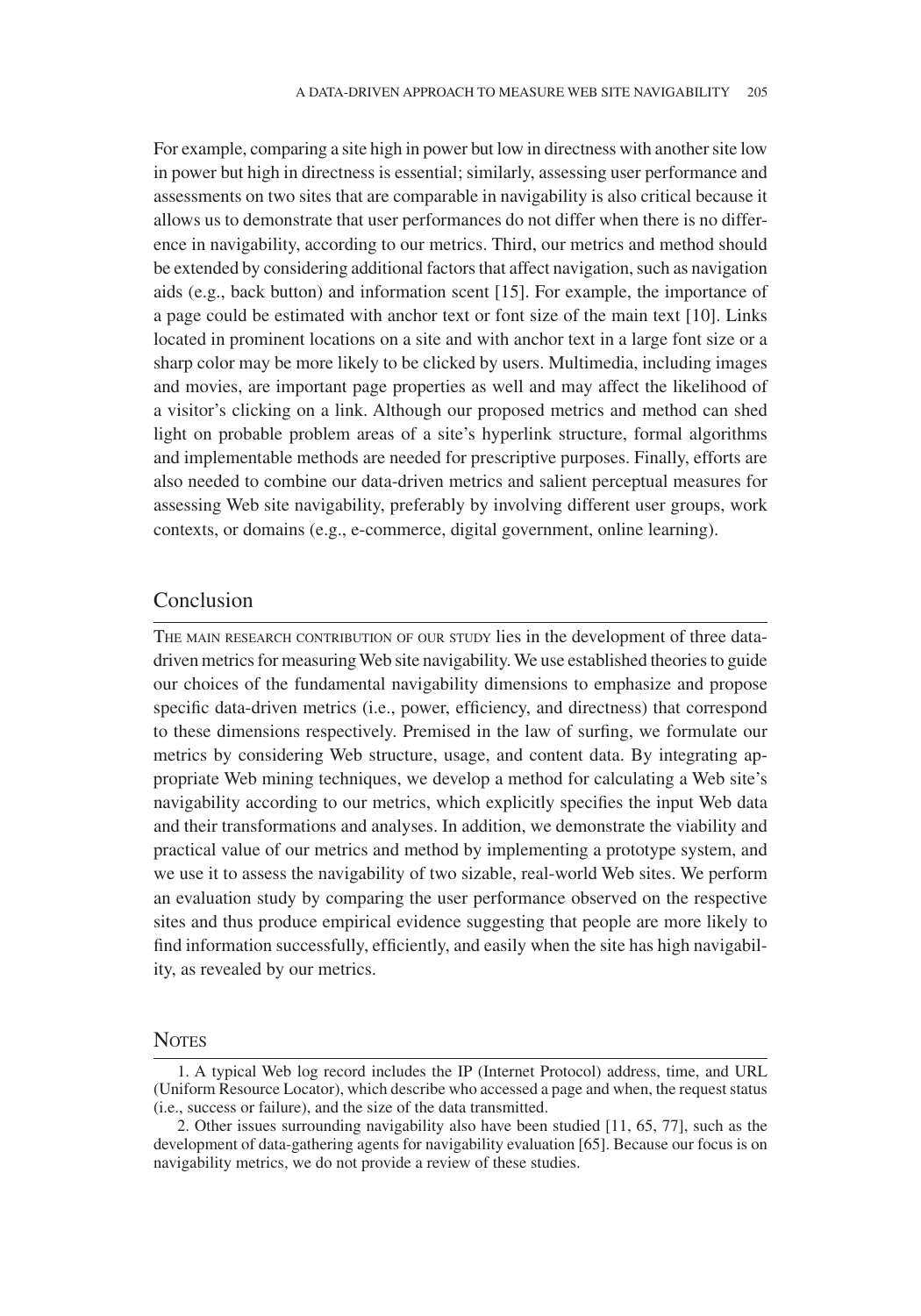For example, comparing a site high in power but low in directness with another site low in power but high in directness is essential; similarly, assessing user performance and assessments on two sites that are comparable in navigability is also critical because it allows us to demonstrate that user performances do not differ when there is no difference in navigability, according to our metrics. Third, our metrics and method should be extended by considering additional factors that affect navigation, such as navigation aids (e.g., back button) and information scent [15]. For example, the importance of a page could be estimated with anchor text or font size of the main text [10]. Links located in prominent locations on a site and with anchor text in a large font size or a sharp color may be more likely to be clicked by users. Multimedia, including images and movies, are important page properties as well and may affect the likelihood of a visitor's clicking on a link. Although our proposed metrics and method can shed light on probable problem areas of a site's hyperlink structure, formal algorithms and implementable methods are needed for prescriptive purposes. Finally, efforts are also needed to combine our data-driven metrics and salient perceptual measures for assessing Web site navigability, preferably by involving different user groups, work contexts, or domains (e.g., e-commerce, digital government, online learning).

## Conclusion

The main research contribution of our study lies in the development of three data-driven metrics for measuring Web site navigability. We use established theories to guide our choices of the fundamental navigability dimensions to emphasize and propose specific data-driven metrics (i.e., power, efficiency, and directness) that correspond to these dimensions respectively. Premised in the law of surfing, we formulate our metrics by considering Web structure, usage, and content data. By integrating appropriate Web mining techniques, we develop a method for calculating a Web site's navigability according to our metrics, which explicitly specifies the input Web data and their transformations and analyses. In addition, we demonstrate the viability and practical value of our metrics and method by implementing a prototype system, and we use it to assess the navigability of two sizable, real-world Web sites. We perform an evaluation study by comparing the user performance observed on the respective sites and thus produce empirical evidence suggesting that people are more likely to find information successfully, efficiently, and easily when the site has high navigability, as revealed by our metrics.

## Notes

1. A typical Web log record includes the IP (Internet Protocol) address, time, and URL (Uniform Resource Locator), which describe who accessed a page and when, the request status (i.e., success or failure), and the size of the data transmitted.

2. Other issues surrounding navigability also have been studied [11, 65, 77], such as the development of data-gathering agents for navigability evaluation [65]. Because our focus is on navigability metrics, we do not provide a review of these studies.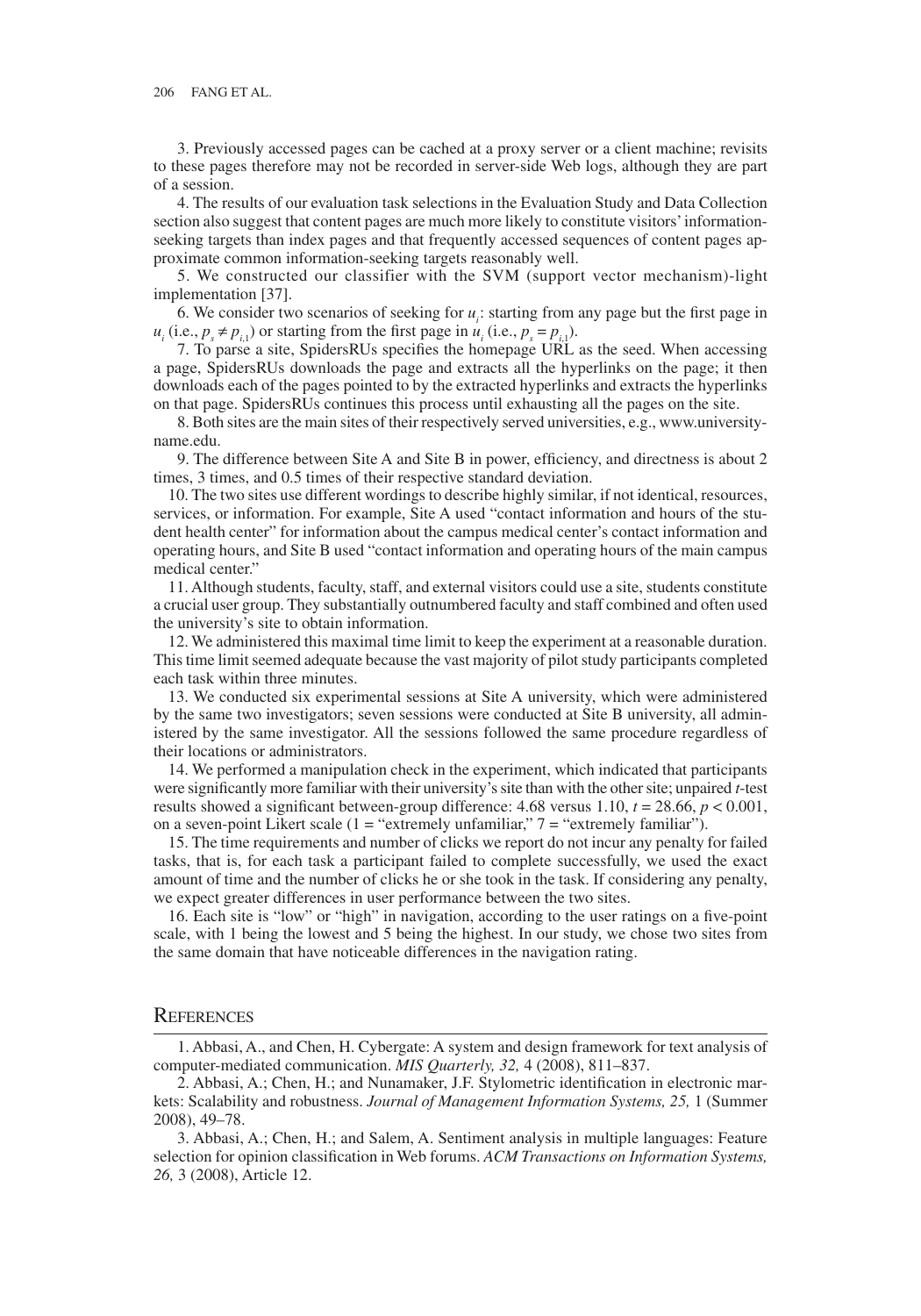3. Previously accessed pages can be cached at a proxy server or a client machine; revisits to these pages therefore may not be recorded in server-side Web logs, although they are part of a session.

4. The results of our evaluation task selections in the Evaluation Study and Data Collection section also suggest that content pages are much more likely to constitute visitors' information-seeking targets than index pages and that frequently accessed sequences of content pages approximate common information-seeking targets reasonably well.

5. We constructed our classifier with the SVM (support vector mechanism)-light implementation [37].

6. We consider two scenarios of seeking for $u_i$: starting from any page but the first page in $u_i$ (i.e., $p_s \neq p_{i,1}$) or starting from the first page in $u_i$ (i.e., $p_s = p_{i,1}$).

7. To parse a site, SpidersRUs specifies the homepage URL as the seed. When accessing a page, SpidersRUs downloads the page and extracts all the hyperlinks on the page; it then downloads each of the pages pointed to by the extracted hyperlinks and extracts the hyperlinks on that page. SpidersRUs continues this process until exhausting all the pages on the site.

8. Both sites are the main sites of their respectively served universities, e.g., www.university-name.edu.

9. The difference between Site A and Site B in power, efficiency, and directness is about 2 times, 3 times, and 0.5 times of their respective standard deviation.

10. The two sites use different wordings to describe highly similar, if not identical, resources, services, or information. For example, Site A used "contact information and hours of the student health center" for information about the campus medical center's contact information and operating hours, and Site B used "contact information and operating hours of the main campus medical center."

11. Although students, faculty, staff, and external visitors could use a site, students constitute a crucial user group. They substantially outnumbered faculty and staff combined and often used the university's site to obtain information.

12. We administered this maximal time limit to keep the experiment at a reasonable duration. This time limit seemed adequate because the vast majority of pilot study participants completed each task within three minutes.

13. We conducted six experimental sessions at Site A university, which were administered by the same two investigators; seven sessions were conducted at Site B university, all administered by the same investigator. All the sessions followed the same procedure regardless of their locations or administrators.

14. We performed a manipulation check in the experiment, which indicated that participants were significantly more familiar with their university's site than with the other site; unpaired $t$-test results showed a significant between-group difference: 4.68 versus 1.10, $t = 28.66$, $p < 0.001$, on a seven-point Likert scale (1 = "extremely unfamiliar," 7 = "extremely familiar").

15. The time requirements and number of clicks we report do not incur any penalty for failed tasks, that is, for each task a participant failed to complete successfully, we used the exact amount of time and the number of clicks he or she took in the task. If considering any penalty, we expect greater differences in user performance between the two sites.

16. Each site is "low" or "high" in navigation, according to the user ratings on a five-point scale, with 1 being the lowest and 5 being the highest. In our study, we chose two sites from the same domain that have noticeable differences in the navigation rating.

## References

1. Abbasi, A., and Chen, H. Cybergate: A system and design framework for text analysis of computer-mediated communication. *MIS Quarterly, 32,* 4 (2008), 811–837.

2. Abbasi, A.; Chen, H.; and Nunamaker, J.F. Stylometric identification in electronic markets: Scalability and robustness. *Journal of Management Information Systems, 25,* 1 (Summer 2008), 49–78.

3. Abbasi, A.; Chen, H.; and Salem, A. Sentiment analysis in multiple languages: Feature selection for opinion classification in Web forums. *ACM Transactions on Information Systems, 26,* 3 (2008), Article 12.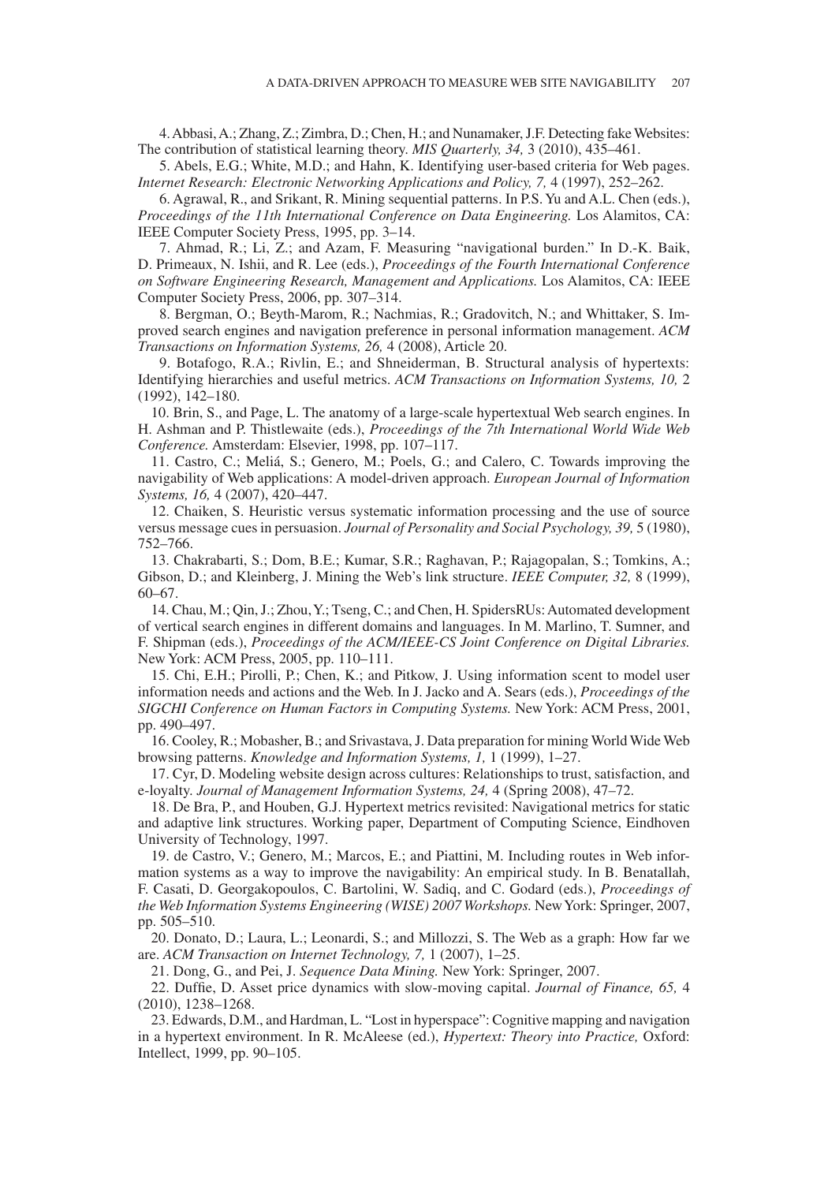4. Abbasi, A.; Zhang, Z.; Zimbra, D.; Chen, H.; and Nunamaker, J.F. Detecting fake Websites: The contribution of statistical learning theory. *MIS Quarterly, 34,* 3 (2010), 435–461.

5. Abels, E.G.; White, M.D.; and Hahn, K. Identifying user-based criteria for Web pages. *Internet Research: Electronic Networking Applications and Policy, 7,* 4 (1997), 252–262.

6. Agrawal, R., and Srikant, R. Mining sequential patterns. In P.S. Yu and A.L. Chen (eds.), *Proceedings of the 11th International Conference on Data Engineering.* Los Alamitos, CA: IEEE Computer Society Press, 1995, pp. 3–14.

7. Ahmad, R.; Li, Z.; and Azam, F. Measuring "navigational burden." In D.-K. Baik, D. Primeaux, N. Ishii, and R. Lee (eds.), *Proceedings of the Fourth International Conference on Software Engineering Research, Management and Applications.* Los Alamitos, CA: IEEE Computer Society Press, 2006, pp. 307–314.

8. Bergman, O.; Beyth-Marom, R.; Nachmias, R.; Gradovitch, N.; and Whittaker, S. Improved search engines and navigation preference in personal information management. *ACM Transactions on Information Systems, 26,* 4 (2008), Article 20.

9. Botafogo, R.A.; Rivlin, E.; and Shneiderman, B. Structural analysis of hypertexts: Identifying hierarchies and useful metrics. *ACM Transactions on Information Systems, 10,* 2 (1992), 142–180.

10. Brin, S., and Page, L. The anatomy of a large-scale hypertextual Web search engines. In H. Ashman and P. Thistlewaite (eds.), *Proceedings of the 7th International World Wide Web Conference.* Amsterdam: Elsevier, 1998, pp. 107–117.

11. Castro, C.; Meliá, S.; Genero, M.; Poels, G.; and Calero, C. Towards improving the navigability of Web applications: A model-driven approach. *European Journal of Information Systems, 16,* 4 (2007), 420–447.

12. Chaiken, S. Heuristic versus systematic information processing and the use of source versus message cues in persuasion. *Journal of Personality and Social Psychology, 39,* 5 (1980), 752–766.

13. Chakrabarti, S.; Dom, B.E.; Kumar, S.R.; Raghavan, P.; Rajagopalan, S.; Tomkins, A.; Gibson, D.; and Kleinberg, J. Mining the Web's link structure. *IEEE Computer, 32,* 8 (1999), 60–67.

14. Chau, M.; Qin, J.; Zhou, Y.; Tseng, C.; and Chen, H. SpidersRUs: Automated development of vertical search engines in different domains and languages. In M. Marlino, T. Sumner, and F. Shipman (eds.), *Proceedings of the ACM/IEEE-CS Joint Conference on Digital Libraries.* New York: ACM Press, 2005, pp. 110–111.

15. Chi, E.H.; Pirolli, P.; Chen, K.; and Pitkow, J. Using information scent to model user information needs and actions and the Web. In J. Jacko and A. Sears (eds.), *Proceedings of the SIGCHI Conference on Human Factors in Computing Systems.* New York: ACM Press, 2001, pp. 490–497.

16. Cooley, R.; Mobasher, B.; and Srivastava, J. Data preparation for mining World Wide Web browsing patterns. *Knowledge and Information Systems, 1,* 1 (1999), 1–27.

17. Cyr, D. Modeling website design across cultures: Relationships to trust, satisfaction, and e-loyalty. *Journal of Management Information Systems, 24,* 4 (Spring 2008), 47–72.

18. De Bra, P., and Houben, G.J. Hypertext metrics revisited: Navigational metrics for static and adaptive link structures. Working paper, Department of Computing Science, Eindhoven University of Technology, 1997.

19. de Castro, V.; Genero, M.; Marcos, E.; and Piattini, M. Including routes in Web information systems as a way to improve the navigability: An empirical study. In B. Benatallah, F. Casati, D. Georgakopoulos, C. Bartolini, W. Sadiq, and C. Godard (eds.), *Proceedings of the Web Information Systems Engineering (WISE) 2007 Workshops.* New York: Springer, 2007, pp. 505–510.

20. Donato, D.; Laura, L.; Leonardi, S.; and Millozzi, S. The Web as a graph: How far we are. *ACM Transaction on Internet Technology, 7,* 1 (2007), 1–25.

21. Dong, G., and Pei, J. *Sequence Data Mining.* New York: Springer, 2007.

22. Duffie, D. Asset price dynamics with slow-moving capital. *Journal of Finance, 65,* 4 (2010), 1238–1268.

23. Edwards, D.M., and Hardman, L. "Lost in hyperspace": Cognitive mapping and navigation in a hypertext environment. In R. McAleese (ed.), *Hypertext: Theory into Practice,* Oxford: Intellect, 1999, pp. 90–105.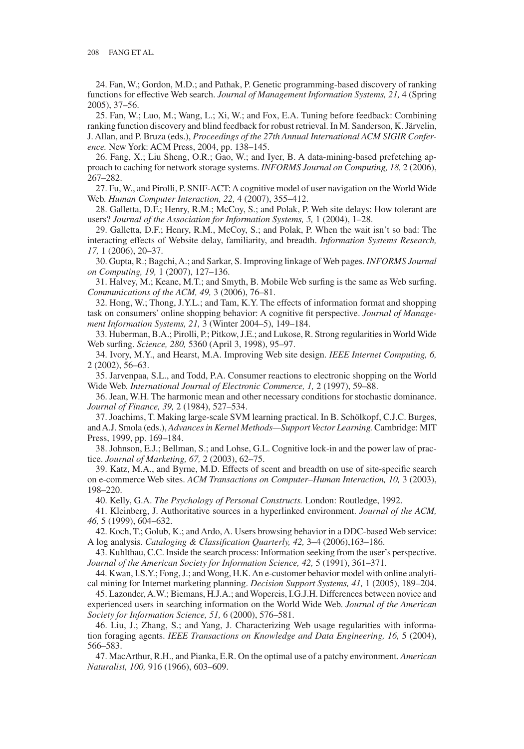24. Fan, W.; Gordon, M.D.; and Pathak, P. Genetic programming-based discovery of ranking functions for effective Web search. *Journal of Management Information Systems, 21,* 4 (Spring 2005), 37–56.

25. Fan, W.; Luo, M.; Wang, L.; Xi, W.; and Fox, E.A. Tuning before feedback: Combining ranking function discovery and blind feedback for robust retrieval. In M. Sanderson, K. Järvelin, J. Allan, and P. Bruza (eds.), *Proceedings of the 27th Annual International ACM SIGIR Conference.* New York: ACM Press, 2004, pp. 138–145.

26. Fang, X.; Liu Sheng, O.R.; Gao, W.; and Iyer, B. A data-mining-based prefetching approach to caching for network storage systems. *INFORMS Journal on Computing, 18,* 2 (2006), 267–282.

27. Fu, W., and Pirolli, P. SNIF-ACT: A cognitive model of user navigation on the World Wide Web. *Human Computer Interaction, 22,* 4 (2007), 355–412.

28. Galletta, D.F.; Henry, R.M.; McCoy, S.; and Polak, P. Web site delays: How tolerant are users? *Journal of the Association for Information Systems, 5,* 1 (2004), 1–28.

29. Galletta, D.F.; Henry, R.M., McCoy, S.; and Polak, P. When the wait isn't so bad: The interacting effects of Website delay, familiarity, and breadth. *Information Systems Research, 17,* 1 (2006), 20–37.

30. Gupta, R.; Bagchi, A.; and Sarkar, S. Improving linkage of Web pages. *INFORMS Journal on Computing, 19,* 1 (2007), 127–136.

31. Halvey, M.; Keane, M.T.; and Smyth, B. Mobile Web surfing is the same as Web surfing. *Communications of the ACM, 49,* 3 (2006), 76–81.

32. Hong, W.; Thong, J.Y.L.; and Tam, K.Y. The effects of information format and shopping task on consumers' online shopping behavior: A cognitive fit perspective. *Journal of Management Information Systems, 21,* 3 (Winter 2004–5), 149–184.

33. Huberman, B.A.; Pirolli, P.; Pitkow, J.E.; and Lukose, R. Strong regularities in World Wide Web surfing. *Science, 280,* 5360 (April 3, 1998), 95–97.

34. Ivory, M.Y., and Hearst, M.A. Improving Web site design. *IEEE Internet Computing, 6,* 2 (2002), 56–63.

35. Jarvenpaa, S.L., and Todd, P.A. Consumer reactions to electronic shopping on the World Wide Web. *International Journal of Electronic Commerce, 1,* 2 (1997), 59–88.

36. Jean, W.H. The harmonic mean and other necessary conditions for stochastic dominance. *Journal of Finance, 39,* 2 (1984), 527–534.

37. Joachims, T. Making large-scale SVM learning practical. In B. Schölkopf, C.J.C. Burges, and A.J. Smola (eds.), *Advances in Kernel Methods—Support Vector Learning.* Cambridge: MIT Press, 1999, pp. 169–184.

38. Johnson, E.J.; Bellman, S.; and Lohse, G.L. Cognitive lock-in and the power law of practice. *Journal of Marketing, 67,* 2 (2003), 62–75.

39. Katz, M.A., and Byrne, M.D. Effects of scent and breadth on use of site-specific search on e-commerce Web sites. *ACM Transactions on Computer–Human Interaction, 10,* 3 (2003), 198–220.

40. Kelly, G.A. *The Psychology of Personal Constructs.* London: Routledge, 1992.

41. Kleinberg, J. Authoritative sources in a hyperlinked environment. *Journal of the ACM, 46,* 5 (1999), 604–632.

42. Koch, T.; Golub, K.; and Ardo, A. Users browsing behavior in a DDC-based Web service: A log analysis. *Cataloging & Classification Quarterly, 42,* 3–4 (2006),163–186.

43. Kuhlthau, C.C. Inside the search process: Information seeking from the user's perspective. *Journal of the American Society for Information Science, 42,* 5 (1991), 361–371.

44. Kwan, I.S.Y.; Fong, J.; and Wong, H.K. An e-customer behavior model with online analytical mining for Internet marketing planning. *Decision Support Systems, 41,* 1 (2005), 189–204.

45. Lazonder, A.W.; Biemans, H.J.A.; and Wopereis, I.G.J.H. Differences between novice and experienced users in searching information on the World Wide Web. *Journal of the American Society for Information Science, 51,* 6 (2000), 576–581.

46. Liu, J.; Zhang, S.; and Yang, J. Characterizing Web usage regularities with information foraging agents. *IEEE Transactions on Knowledge and Data Engineering, 16,* 5 (2004), 566–583.

47. MacArthur, R.H., and Pianka, E.R. On the optimal use of a patchy environment. *American Naturalist, 100,* 916 (1966), 603–609.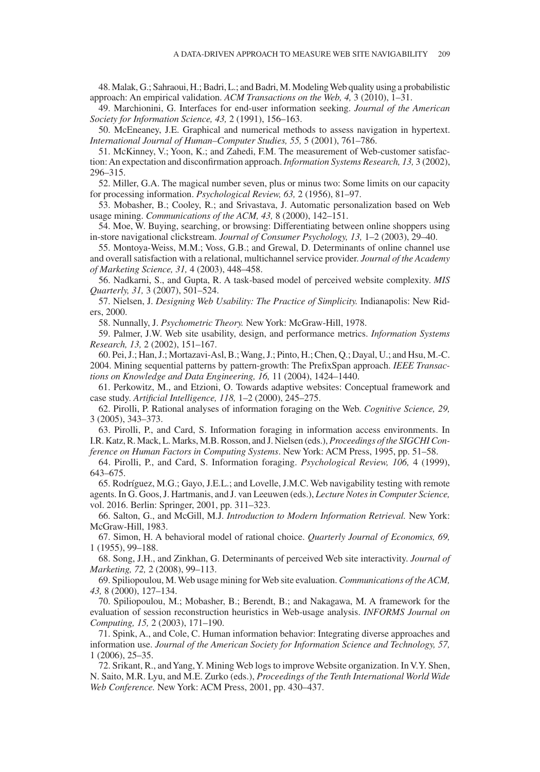48. Malak, G.; Sahraoui, H.; Badri, L.; and Badri, M. Modeling Web quality using a probabilistic approach: An empirical validation. *ACM Transactions on the Web, 4,* 3 (2010), 1–31.

49. Marchionini, G. Interfaces for end-user information seeking. *Journal of the American Society for Information Science, 43,* 2 (1991), 156–163.

50. McEneaney, J.E. Graphical and numerical methods to assess navigation in hypertext. *International Journal of Human–Computer Studies, 55,* 5 (2001), 761–786.

51. McKinney, V.; Yoon, K.; and Zahedi, F.M. The measurement of Web-customer satisfaction: An expectation and disconfirmation approach. *Information Systems Research, 13,* 3 (2002), 296–315.

52. Miller, G.A. The magical number seven, plus or minus two: Some limits on our capacity for processing information. *Psychological Review, 63,* 2 (1956), 81–97.

53. Mobasher, B.; Cooley, R.; and Srivastava, J. Automatic personalization based on Web usage mining. *Communications of the ACM, 43,* 8 (2000), 142–151.

54. Moe, W. Buying, searching, or browsing: Differentiating between online shoppers using in-store navigational clickstream. *Journal of Consumer Psychology, 13,* 1–2 (2003), 29–40.

55. Montoya-Weiss, M.M.; Voss, G.B.; and Grewal, D. Determinants of online channel use and overall satisfaction with a relational, multichannel service provider. *Journal of the Academy of Marketing Science, 31,* 4 (2003), 448–458.

56. Nadkarni, S., and Gupta, R. A task-based model of perceived website complexity. *MIS Quarterly, 31,* 3 (2007), 501–524.

57. Nielsen, J. *Designing Web Usability: The Practice of Simplicity.* Indianapolis: New Riders, 2000.

58. Nunnally, J. *Psychometric Theory.* New York: McGraw-Hill, 1978.

59. Palmer, J.W. Web site usability, design, and performance metrics. *Information Systems Research, 13,* 2 (2002), 151–167.

60. Pei, J.; Han, J.; Mortazavi-Asl, B.; Wang, J.; Pinto, H.; Chen, Q.; Dayal, U.; and Hsu, M.-C. 2004. Mining sequential patterns by pattern-growth: The PrefixSpan approach. *IEEE Transactions on Knowledge and Data Engineering, 16,* 11 (2004), 1424–1440.

61. Perkowitz, M., and Etzioni, O. Towards adaptive websites: Conceptual framework and case study. *Artificial Intelligence, 118,* 1–2 (2000), 245–275.

62. Pirolli, P. Rational analyses of information foraging on the Web. *Cognitive Science, 29,* 3 (2005), 343–373.

63. Pirolli, P., and Card, S. Information foraging in information access environments. In I.R. Katz, R. Mack, L. Marks, M.B. Rosson, and J. Nielsen (eds.), *Proceedings of the SIGCHI Conference on Human Factors in Computing Systems*. New York: ACM Press, 1995, pp. 51–58.

64. Pirolli, P., and Card, S. Information foraging. *Psychological Review, 106,* 4 (1999), 643–675.

65. Rodríguez, M.G.; Gayo, J.E.L.; and Lovelle, J.M.C. Web navigability testing with remote agents. In G. Goos, J. Hartmanis, and J. van Leeuwen (eds.), *Lecture Notes in Computer Science,* vol. 2016. Berlin: Springer, 2001, pp. 311–323.

66. Salton, G., and McGill, M.J. *Introduction to Modern Information Retrieval.* New York: McGraw-Hill, 1983.

67. Simon, H. A behavioral model of rational choice. *Quarterly Journal of Economics, 69,* 1 (1955), 99–188.

68. Song, J.H., and Zinkhan, G. Determinants of perceived Web site interactivity. *Journal of Marketing, 72,* 2 (2008), 99–113.

69. Spiliopoulou, M. Web usage mining for Web site evaluation. *Communications of the ACM, 43,* 8 (2000), 127–134.

70. Spiliopoulou, M.; Mobasher, B.; Berendt, B.; and Nakagawa, M. A framework for the evaluation of session reconstruction heuristics in Web-usage analysis. *INFORMS Journal on Computing, 15,* 2 (2003), 171–190.

71. Spink, A., and Cole, C. Human information behavior: Integrating diverse approaches and information use. *Journal of the American Society for Information Science and Technology, 57,* 1 (2006), 25–35.

72. Srikant, R., and Yang, Y. Mining Web logs to improve Website organization. In V.Y. Shen, N. Saito, M.R. Lyu, and M.E. Zurko (eds.), *Proceedings of the Tenth International World Wide Web Conference.* New York: ACM Press, 2001, pp. 430–437.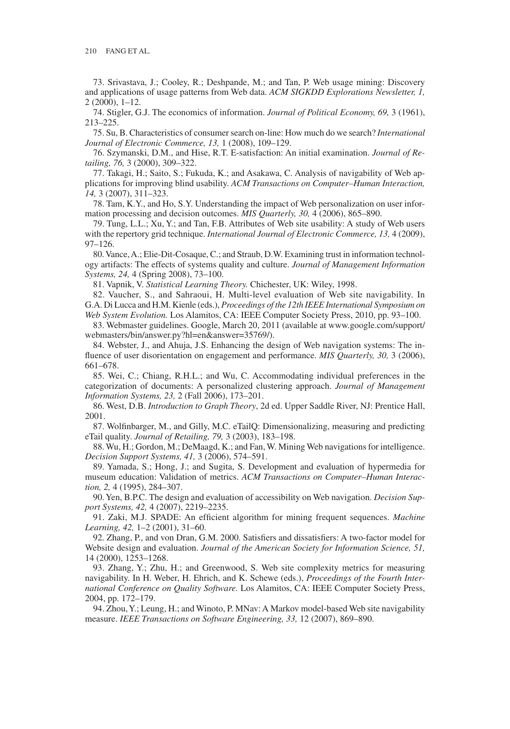73. Srivastava, J.; Cooley, R.; Deshpande, M.; and Tan, P. Web usage mining: Discovery and applications of usage patterns from Web data. *ACM SIGKDD Explorations Newsletter, 1,* 2 (2000), 1–12.

74. Stigler, G.J. The economics of information. *Journal of Political Economy, 69,* 3 (1961), 213–225.

75. Su, B. Characteristics of consumer search on-line: How much do we search? *International Journal of Electronic Commerce, 13,* 1 (2008), 109–129.

76. Szymanski, D.M., and Hise, R.T. E-satisfaction: An initial examination. *Journal of Retailing, 76,* 3 (2000), 309–322.

77. Takagi, H.; Saito, S.; Fukuda, K.; and Asakawa, C. Analysis of navigability of Web applications for improving blind usability. *ACM Transactions on Computer–Human Interaction, 14,* 3 (2007), 311–323.

78. Tam, K.Y., and Ho, S.Y. Understanding the impact of Web personalization on user information processing and decision outcomes. *MIS Quarterly, 30,* 4 (2006), 865–890.

79. Tung, L.L.; Xu, Y.; and Tan, F.B. Attributes of Web site usability: A study of Web users with the repertory grid technique. *International Journal of Electronic Commerce, 13,* 4 (2009), 97–126.

80. Vance, A.; Elie-Dit-Cosaque, C.; and Straub, D.W. Examining trust in information technology artifacts: The effects of systems quality and culture. *Journal of Management Information Systems, 24,* 4 (Spring 2008), 73–100.

81. Vapnik, V. *Statistical Learning Theory.* Chichester, UK: Wiley, 1998.

82. Vaucher, S., and Sahraoui, H. Multi-level evaluation of Web site navigability. In G.A. Di Lucca and H.M. Kienle (eds.), *Proceedings of the 12th IEEE International Symposium on Web System Evolution.* Los Alamitos, CA: IEEE Computer Society Press, 2010, pp. 93–100.

83. Webmaster guidelines. Google, March 20, 2011 (available at www.google.com/support/webmasters/bin/answer.py?hl=en&answer=35769/).

84. Webster, J., and Ahuja, J.S. Enhancing the design of Web navigation systems: The influence of user disorientation on engagement and performance. *MIS Quarterly, 30,* 3 (2006), 661–678.

85. Wei, C.; Chiang, R.H.L.; and Wu, C. Accommodating individual preferences in the categorization of documents: A personalized clustering approach. *Journal of Management Information Systems, 23,* 2 (Fall 2006), 173–201.

86. West, D.B. *Introduction to Graph Theory*, 2d ed. Upper Saddle River, NJ: Prentice Hall, 2001.

87. Wolfinbarger, M., and Gilly, M.C. eTailQ: Dimensionalizing, measuring and predicting eTail quality. *Journal of Retailing, 79,* 3 (2003), 183–198.

88. Wu, H.; Gordon, M.; DeMaagd, K.; and Fan, W. Mining Web navigations for intelligence. *Decision Support Systems, 41,* 3 (2006), 574–591.

89. Yamada, S.; Hong, J.; and Sugita, S. Development and evaluation of hypermedia for museum education: Validation of metrics. *ACM Transactions on Computer–Human Interaction, 2,* 4 (1995), 284–307.

90. Yen, B.P.C. The design and evaluation of accessibility on Web navigation. *Decision Support Systems, 42,* 4 (2007), 2219–2235.

91. Zaki, M.J. SPADE: An efficient algorithm for mining frequent sequences. *Machine Learning, 42,* 1–2 (2001), 31–60.

92. Zhang, P., and von Dran, G.M. 2000. Satisfiers and dissatisfiers: A two-factor model for Website design and evaluation. *Journal of the American Society for Information Science, 51,* 14 (2000), 1253–1268.

93. Zhang, Y.; Zhu, H.; and Greenwood, S. Web site complexity metrics for measuring navigability. In H. Weber, H. Ehrich, and K. Schewe (eds.), *Proceedings of the Fourth International Conference on Quality Software.* Los Alamitos, CA: IEEE Computer Society Press, 2004, pp. 172–179.

94. Zhou, Y.; Leung, H.; and Winoto, P. MNav: A Markov model-based Web site navigability measure. *IEEE Transactions on Software Engineering, 33,* 12 (2007), 869–890.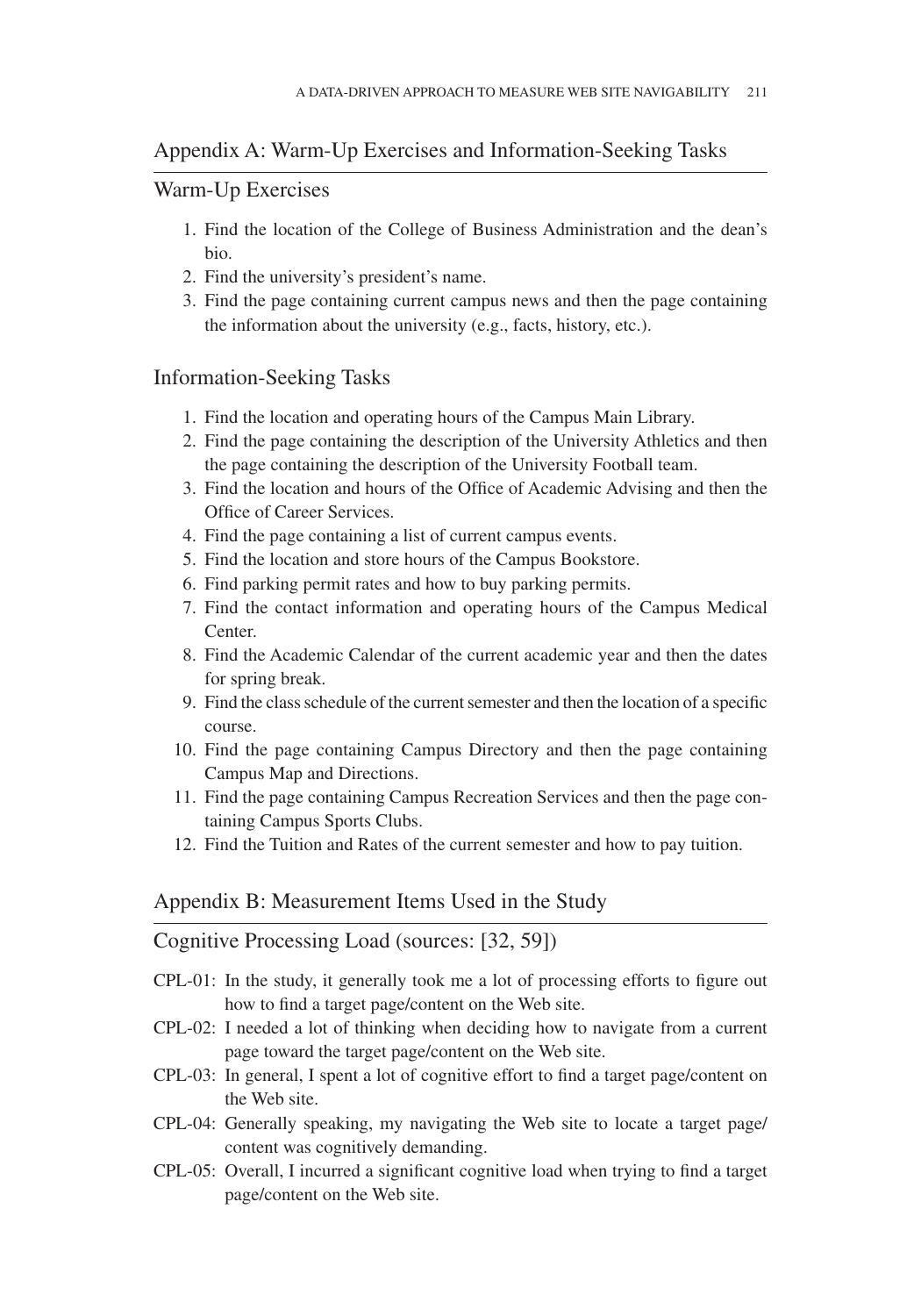## Appendix A: Warm-Up Exercises and Information-Seeking Tasks

### Warm-Up Exercises

1. Find the location of the College of Business Administration and the dean's bio.
2. Find the university's president's name.
3. Find the page containing current campus news and then the page containing the information about the university (e.g., facts, history, etc.).

### Information-Seeking Tasks

1. Find the location and operating hours of the Campus Main Library.
2. Find the page containing the description of the University Athletics and then the page containing the description of the University Football team.
3. Find the location and hours of the Office of Academic Advising and then the Office of Career Services.
4. Find the page containing a list of current campus events.
5. Find the location and store hours of the Campus Bookstore.
6. Find parking permit rates and how to buy parking permits.
7. Find the contact information and operating hours of the Campus Medical Center.
8. Find the Academic Calendar of the current academic year and then the dates for spring break.
9. Find the class schedule of the current semester and then the location of a specific course.
10. Find the page containing Campus Directory and then the page containing Campus Map and Directions.
11. Find the page containing Campus Recreation Services and then the page containing Campus Sports Clubs.
12. Find the Tuition and Rates of the current semester and how to pay tuition.

## Appendix B: Measurement Items Used in the Study

### Cognitive Processing Load (sources: [32, 59])

CPL-01: In the study, it generally took me a lot of processing efforts to figure out how to find a target page/content on the Web site.

CPL-02: I needed a lot of thinking when deciding how to navigate from a current page toward the target page/content on the Web site.

CPL-03: In general, I spent a lot of cognitive effort to find a target page/content on the Web site.

CPL-04: Generally speaking, my navigating the Web site to locate a target page/content was cognitively demanding.

CPL-05: Overall, I incurred a significant cognitive load when trying to find a target page/content on the Web site.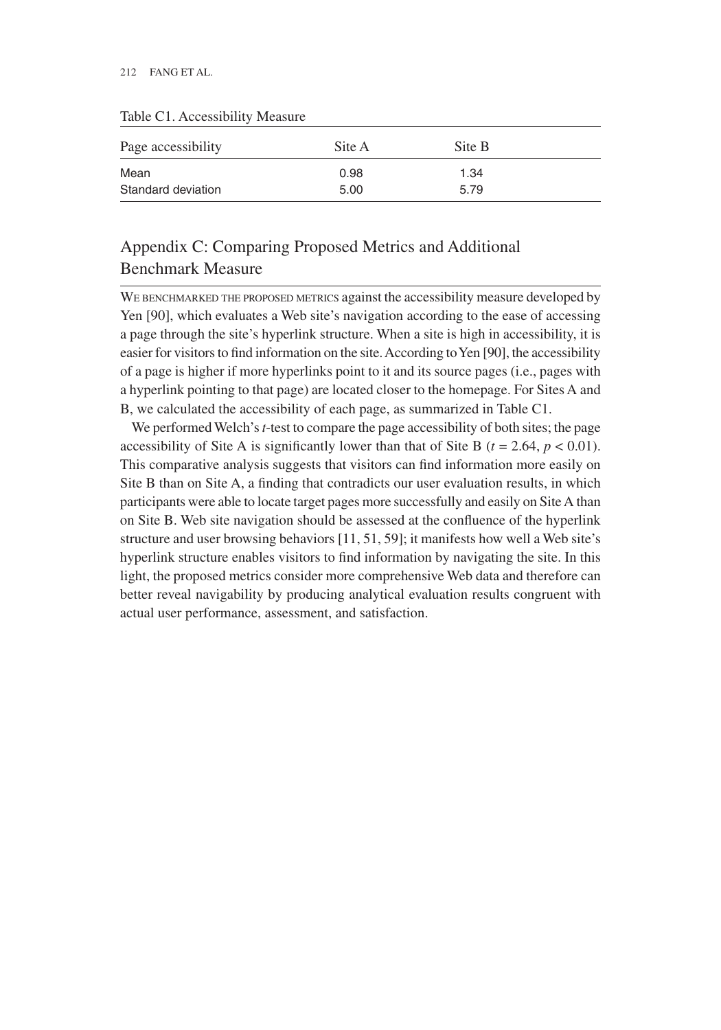Table C1. Accessibility Measure

| Page accessibility | Site A | Site B |
| --- | --- | --- |
| Mean | 0.98 | 1.34 |
| Standard deviation | 5.00 | 5.79 |

## Appendix C: Comparing Proposed Metrics and Additional Benchmark Measure

We benchmarked the proposed metrics against the accessibility measure developed by Yen [90], which evaluates a Web site's navigation according to the ease of accessing a page through the site's hyperlink structure. When a site is high in accessibility, it is easier for visitors to find information on the site. According to Yen [90], the accessibility of a page is higher if more hyperlinks point to it and its source pages (i.e., pages with a hyperlink pointing to that page) are located closer to the homepage. For Sites A and B, we calculated the accessibility of each page, as summarized in Table C1.

We performed Welch's *t*-test to compare the page accessibility of both sites; the page accessibility of Site A is significantly lower than that of Site B ($t = 2.64$, $p < 0.01$). This comparative analysis suggests that visitors can find information more easily on Site B than on Site A, a finding that contradicts our user evaluation results, in which participants were able to locate target pages more successfully and easily on Site A than on Site B. Web site navigation should be assessed at the confluence of the hyperlink structure and user browsing behaviors [11, 51, 59]; it manifests how well a Web site's hyperlink structure enables visitors to find information by navigating the site. In this light, the proposed metrics consider more comprehensive Web data and therefore can better reveal navigability by producing analytical evaluation results congruent with actual user performance, assessment, and satisfaction.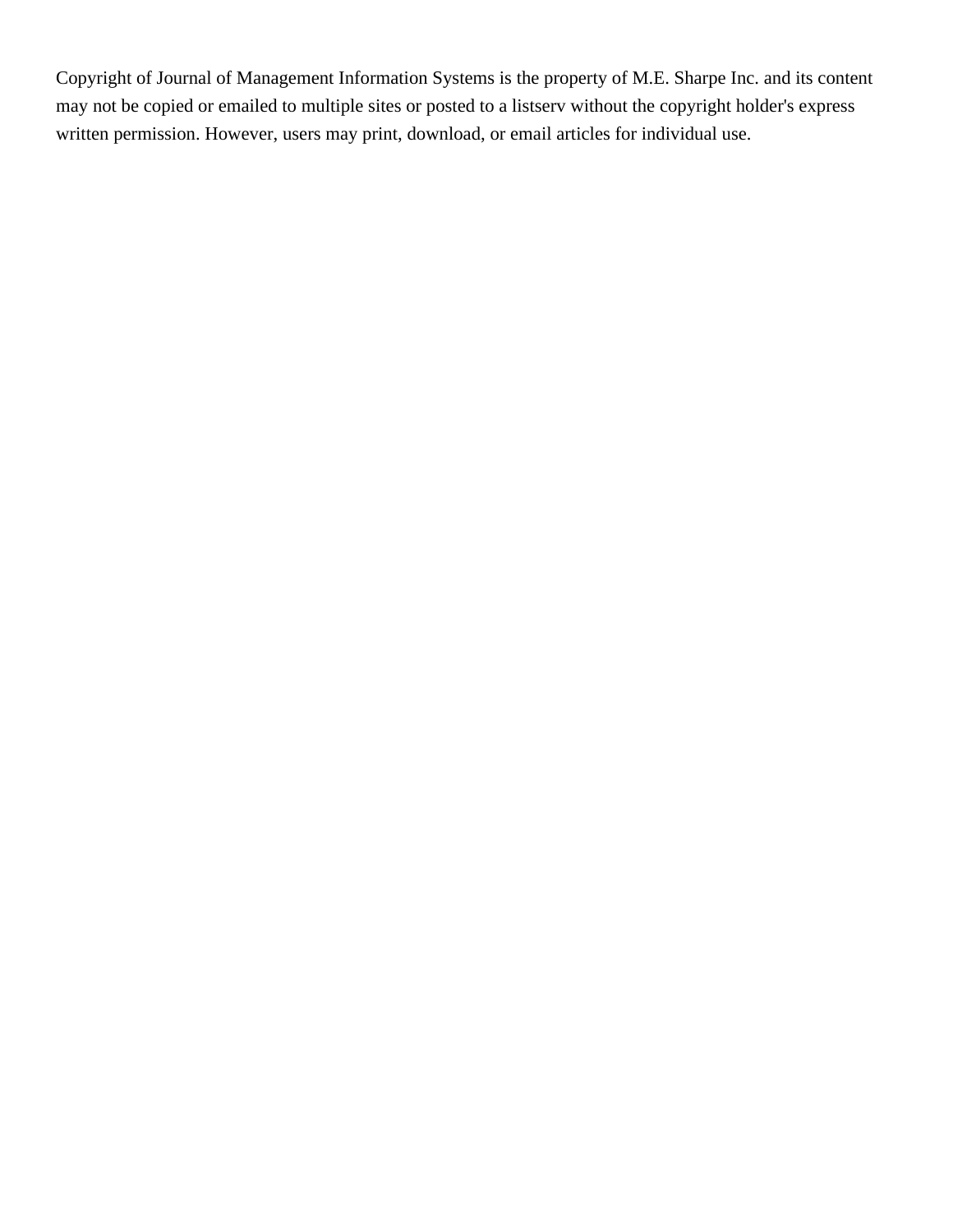Copyright of Journal of Management Information Systems is the property of M.E. Sharpe Inc. and its content may not be copied or emailed to multiple sites or posted to a listserv without the copyright holder's express written permission. However, users may print, download, or email articles for individual use.